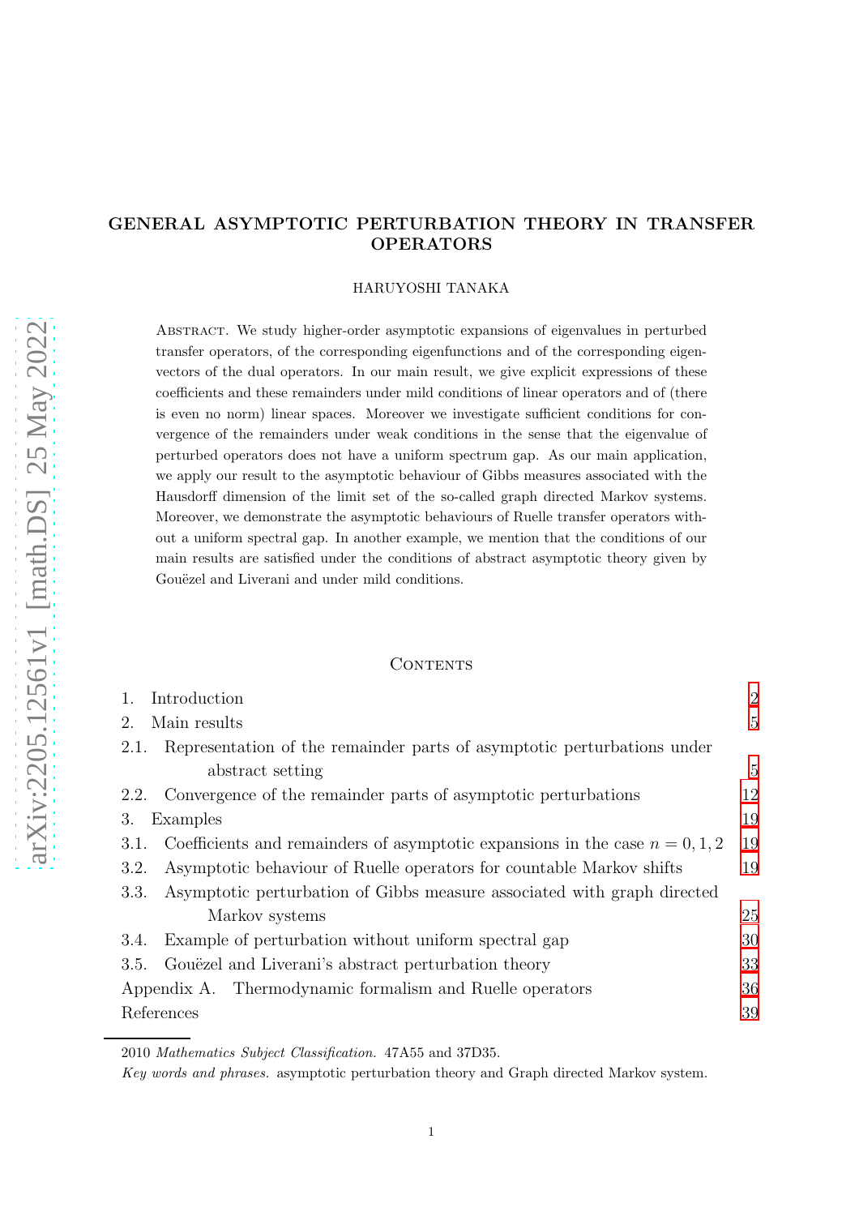# GENERAL ASYMPTOTIC PERTURBATION THEORY IN TRANSFER OPERATORS

HARUYOSHI TANAKA

Abstract. We study higher-order asymptotic expansions of eigenvalues in perturbed transfer operators, of the corresponding eigenfunctions and of the corresponding eigenvectors of the dual operators. In our main result, we give explicit expressions of these coefficients and these remainders under mild conditions of linear operators and of (there is even no norm) linear spaces. Moreover we investigate sufficient conditions for convergence of the remainders under weak conditions in the sense that the eigenvalue of perturbed operators does not have a uniform spectrum gap. As our main application, we apply our result to the asymptotic behaviour of Gibbs measures associated with the Hausdorff dimension of the limit set of the so-called graph directed Markov systems. Moreover, we demonstrate the asymptotic behaviours of Ruelle transfer operators without a uniform spectral gap. In another example, we mention that the conditions of our main results are satisfied under the conditions of abstract asymptotic theory given by Gouëzel and Liverani and under mild conditions.

## Contents

| | |
|---|---|
| 1. Introduction | 2 |
| 2. Main results | 5 |
| 2.1. Representation of the remainder parts of asymptotic perturbations under abstract setting | 5 |
| 2.2. Convergence of the remainder parts of asymptotic perturbations | 12 |
| 3. Examples | 19 |
| 3.1. Coefficients and remainders of asymptotic expansions in the case $n = 0, 1, 2$ | 19 |
| 3.2. Asymptotic behaviour of Ruelle operators for countable Markov shifts | 19 |
| 3.3. Asymptotic perturbation of Gibbs measure associated with graph directed Markov systems | 25 |
| 3.4. Example of perturbation without uniform spectral gap | 30 |
| 3.5. Gouëzel and Liverani's abstract perturbation theory | 33 |
| Appendix A. Thermodynamic formalism and Ruelle operators | 36 |
| References | 39 |

2010 *Mathematics Subject Classification.* 47A55 and 37D35.

*Key words and phrases.* asymptotic perturbation theory and Graph directed Markov system.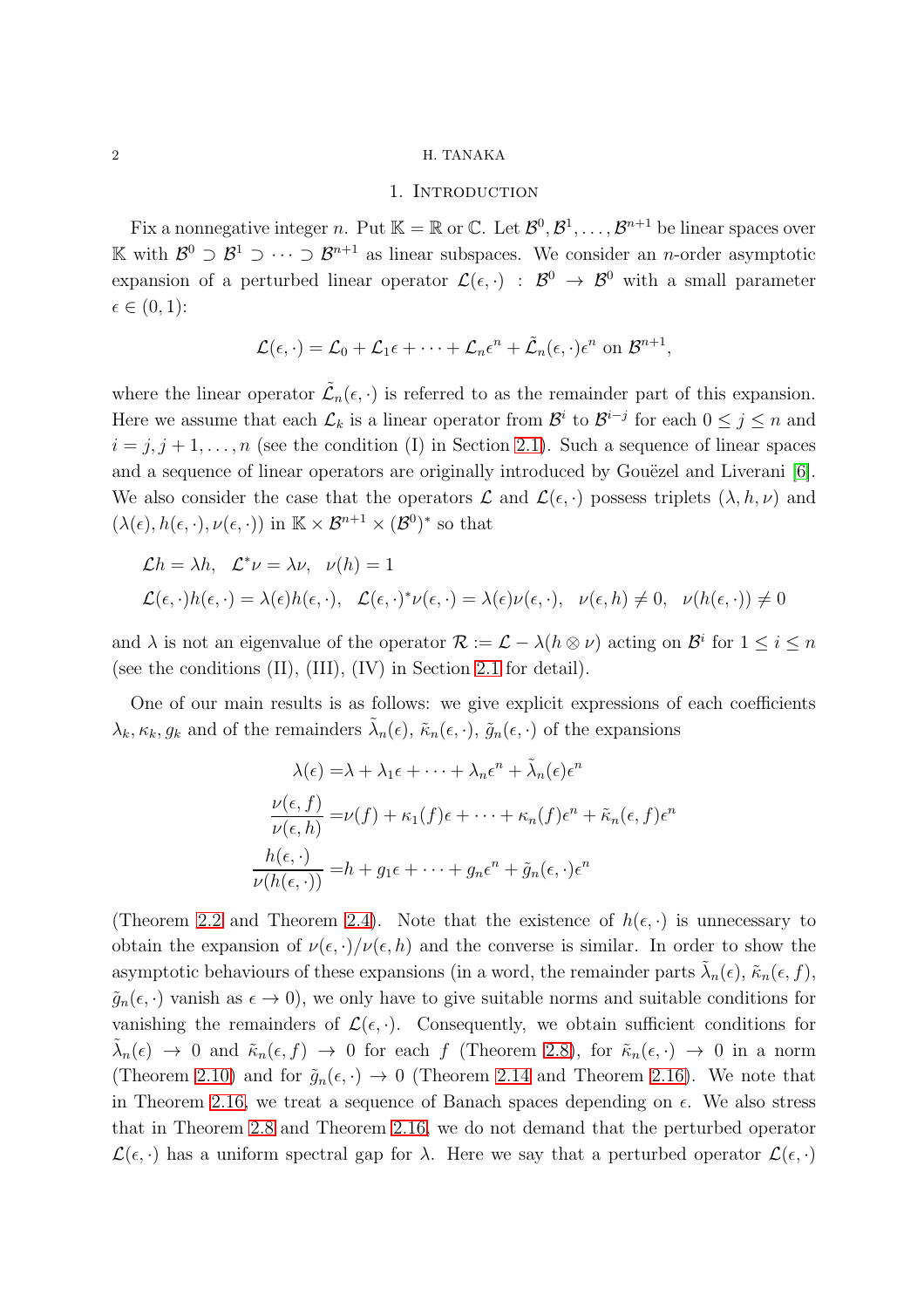## 1. Introduction

Fix a nonnegative integer $n$. Put $\mathbb{K} = \mathbb{R}$ or $\mathbb{C}$. Let $\mathcal{B}^0, \mathcal{B}^1, \ldots, \mathcal{B}^{n+1}$ be linear spaces over $\mathbb{K}$ with $\mathcal{B}^0 \supset \mathcal{B}^1 \supset \cdots \supset \mathcal{B}^{n+1}$ as linear subspaces. We consider an $n$-order asymptotic expansion of a perturbed linear operator $\mathcal{L}(\epsilon, \cdot) : \mathcal{B}^0 \to \mathcal{B}^0$ with a small parameter $\epsilon \in (0, 1)$:

$$\mathcal{L}(\epsilon, \cdot) = \mathcal{L}_0 + \mathcal{L}_1\epsilon + \cdots + \mathcal{L}_n\epsilon^n + \tilde{\mathcal{L}}_n(\epsilon, \cdot)\epsilon^n \text{ on } \mathcal{B}^{n+1},$$

where the linear operator $\tilde{\mathcal{L}}_n(\epsilon, \cdot)$ is referred to as the remainder part of this expansion. Here we assume that each $\mathcal{L}_k$ is a linear operator from $\mathcal{B}^i$ to $\mathcal{B}^{i-j}$ for each $0 \le j \le n$ and $i = j, j+1, \ldots, n$ (see the condition (I) in Section 2.1). Such a sequence of linear spaces and a sequence of linear operators are originally introduced by Gouëzel and Liverani [6]. We also consider the case that the operators $\mathcal{L}$ and $\mathcal{L}(\epsilon, \cdot)$ possess triplets $(\lambda, h, \nu)$ and $(\lambda(\epsilon), h(\epsilon, \cdot), \nu(\epsilon, \cdot))$ in $\mathbb{K} \times \mathcal{B}^{n+1} \times (\mathcal{B}^0)^*$ so that

$$\begin{aligned}
&\mathcal{L}h = \lambda h, \quad \mathcal{L}^*\nu = \lambda\nu, \quad \nu(h) = 1 \\
&\mathcal{L}(\epsilon, \cdot)h(\epsilon, \cdot) = \lambda(\epsilon)h(\epsilon, \cdot), \quad \mathcal{L}(\epsilon, \cdot)^*\nu(\epsilon, \cdot) = \lambda(\epsilon)\nu(\epsilon, \cdot), \quad \nu(\epsilon, h) \neq 0, \quad \nu(h(\epsilon, \cdot)) \neq 0
\end{aligned}$$

and $\lambda$ is not an eigenvalue of the operator $\mathcal{R} := \mathcal{L} - \lambda(h \otimes \nu)$ acting on $\mathcal{B}^i$ for $1 \le i \le n$ (see the conditions (II), (III), (IV) in Section 2.1 for detail).

One of our main results is as follows: we give explicit expressions of each coefficients $\lambda_k, \kappa_k, g_k$ and of the remainders $\tilde{\lambda}_n(\epsilon)$, $\tilde{\kappa}_n(\epsilon, \cdot)$, $\tilde{g}_n(\epsilon, \cdot)$ of the expansions

$$\begin{aligned}
\lambda(\epsilon) &= \lambda + \lambda_1\epsilon + \cdots + \lambda_n\epsilon^n + \tilde{\lambda}_n(\epsilon)\epsilon^n \\
\frac{\nu(\epsilon, f)}{\nu(\epsilon, h)} &= \nu(f) + \kappa_1(f)\epsilon + \cdots + \kappa_n(f)\epsilon^n + \tilde{\kappa}_n(\epsilon, f)\epsilon^n \\
\frac{h(\epsilon, \cdot)}{\nu(h(\epsilon, \cdot))} &= h + g_1\epsilon + \cdots + g_n\epsilon^n + \tilde{g}_n(\epsilon, \cdot)\epsilon^n
\end{aligned}$$

(Theorem 2.2 and Theorem 2.4). Note that the existence of $h(\epsilon, \cdot)$ is unnecessary to obtain the expansion of $\nu(\epsilon, \cdot)/\nu(\epsilon, h)$ and the converse is similar. In order to show the asymptotic behaviours of these expansions (in a word, the remainder parts $\tilde{\lambda}_n(\epsilon)$, $\tilde{\kappa}_n(\epsilon, f)$, $\tilde{g}_n(\epsilon, \cdot)$ vanish as $\epsilon \to 0$), we only have to give suitable norms and suitable conditions for vanishing the remainders of $\mathcal{L}(\epsilon, \cdot)$. Consequently, we obtain sufficient conditions for $\tilde{\lambda}_n(\epsilon) \to 0$ and $\tilde{\kappa}_n(\epsilon, f) \to 0$ for each $f$ (Theorem 2.8), for $\tilde{\kappa}_n(\epsilon, \cdot) \to 0$ in a norm (Theorem 2.10) and for $\tilde{g}_n(\epsilon, \cdot) \to 0$ (Theorem 2.14 and Theorem 2.16). We note that in Theorem 2.16, we treat a sequence of Banach spaces depending on $\epsilon$. We also stress that in Theorem 2.8 and Theorem 2.16, we do not demand that the perturbed operator $\mathcal{L}(\epsilon, \cdot)$ has a uniform spectral gap for $\lambda$. Here we say that a perturbed operator $\mathcal{L}(\epsilon, \cdot)$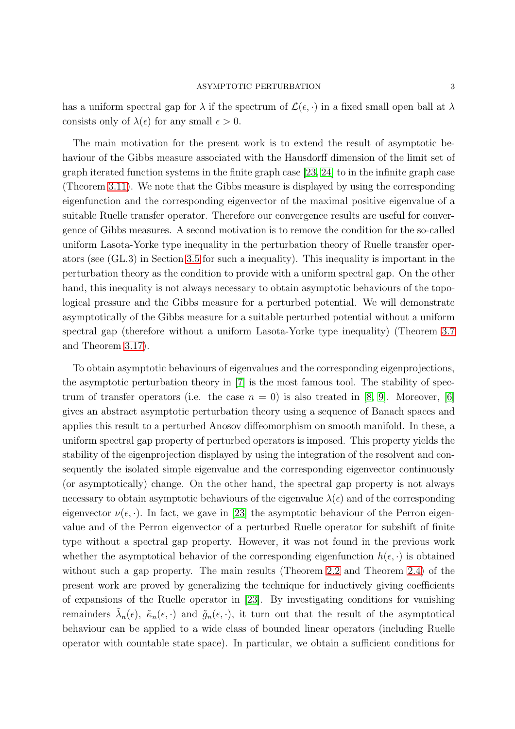has a uniform spectral gap for $\lambda$ if the spectrum of $\mathcal{L}(\epsilon, \cdot)$ in a fixed small open ball at $\lambda$ consists only of $\lambda(\epsilon)$ for any small $\epsilon > 0$.

The main motivation for the present work is to extend the result of asymptotic behaviour of the Gibbs measure associated with the Hausdorff dimension of the limit set of graph iterated function systems in the finite graph case [23, 24] to in the infinite graph case (Theorem 3.11). We note that the Gibbs measure is displayed by using the corresponding eigenfunction and the corresponding eigenvector of the maximal positive eigenvalue of a suitable Ruelle transfer operator. Therefore our convergence results are useful for convergence of Gibbs measures. A second motivation is to remove the condition for the so-called uniform Lasota-Yorke type inequality in the perturbation theory of Ruelle transfer operators (see (GL.3) in Section 3.5 for such a inequality). This inequality is important in the perturbation theory as the condition to provide with a uniform spectral gap. On the other hand, this inequality is not always necessary to obtain asymptotic behaviours of the topological pressure and the Gibbs measure for a perturbed potential. We will demonstrate asymptotically of the Gibbs measure for a suitable perturbed potential without a uniform spectral gap (therefore without a uniform Lasota-Yorke type inequality) (Theorem 3.7 and Theorem 3.17).

To obtain asymptotic behaviours of eigenvalues and the corresponding eigenprojections, the asymptotic perturbation theory in [7] is the most famous tool. The stability of spectrum of transfer operators (i.e. the case $n = 0$) is also treated in [8, 9]. Moreover, [6] gives an abstract asymptotic perturbation theory using a sequence of Banach spaces and applies this result to a perturbed Anosov diffeomorphism on smooth manifold. In these, a uniform spectral gap property of perturbed operators is imposed. This property yields the stability of the eigenprojection displayed by using the integration of the resolvent and consequently the isolated simple eigenvalue and the corresponding eigenvector continuously (or asymptotically) change. On the other hand, the spectral gap property is not always necessary to obtain asymptotic behaviours of the eigenvalue $\lambda(\epsilon)$ and of the corresponding eigenvector $\nu(\epsilon, \cdot)$. In fact, we gave in [23] the asymptotic behaviour of the Perron eigenvalue and of the Perron eigenvector of a perturbed Ruelle operator for subshift of finite type without a spectral gap property. However, it was not found in the previous work whether the asymptotical behavior of the corresponding eigenfunction $h(\epsilon, \cdot)$ is obtained without such a gap property. The main results (Theorem 2.2 and Theorem 2.4) of the present work are proved by generalizing the technique for inductively giving coefficients of expansions of the Ruelle operator in [23]. By investigating conditions for vanishing remainders $\tilde{\lambda}_n(\epsilon)$, $\tilde{\kappa}_n(\epsilon, \cdot)$ and $\tilde{g}_n(\epsilon, \cdot)$, it turn out that the result of the asymptotical behaviour can be applied to a wide class of bounded linear operators (including Ruelle operator with countable state space). In particular, we obtain a sufficient conditions for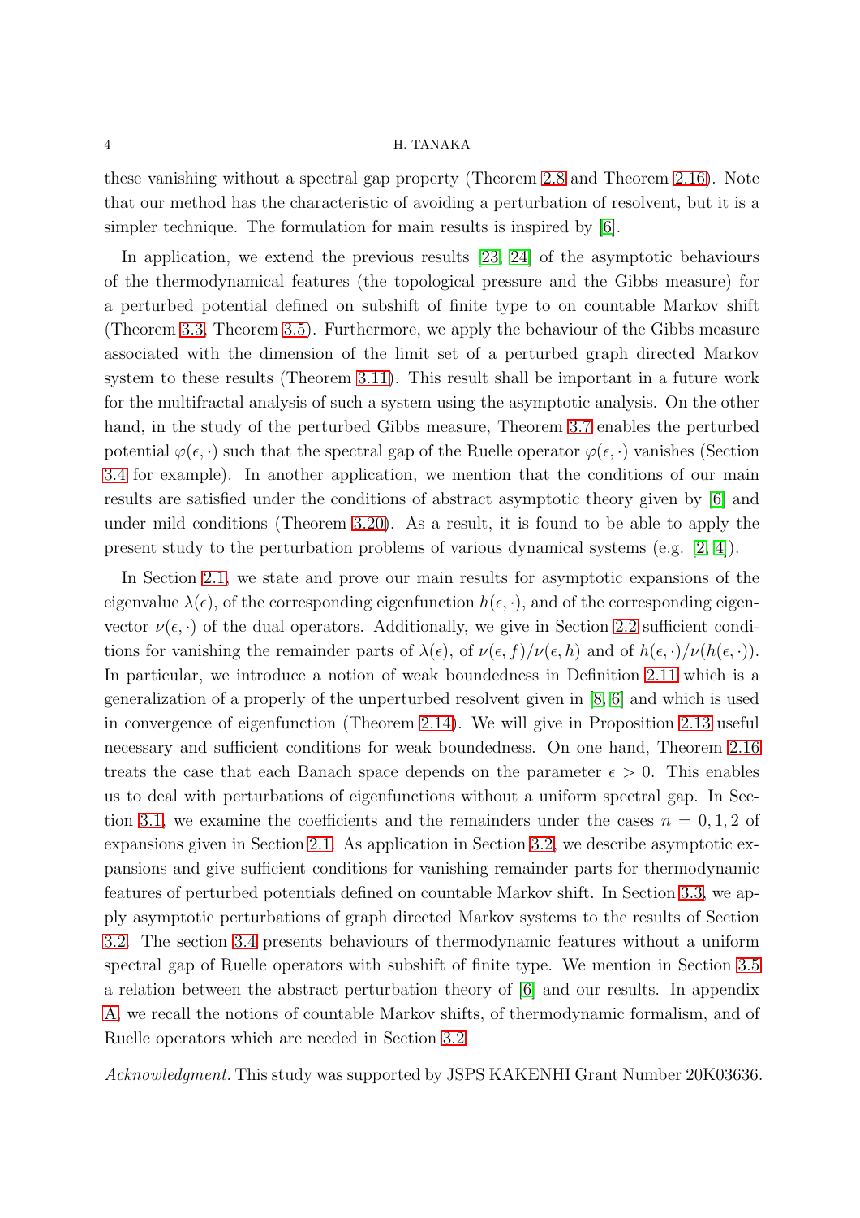these vanishing without a spectral gap property (Theorem 2.8 and Theorem 2.16). Note that our method has the characteristic of avoiding a perturbation of resolvent, but it is a simpler technique. The formulation for main results is inspired by [6].

In application, we extend the previous results [23, 24] of the asymptotic behaviours of the thermodynamical features (the topological pressure and the Gibbs measure) for a perturbed potential defined on subshift of finite type to on countable Markov shift (Theorem 3.3, Theorem 3.5). Furthermore, we apply the behaviour of the Gibbs measure associated with the dimension of the limit set of a perturbed graph directed Markov system to these results (Theorem 3.11). This result shall be important in a future work for the multifractal analysis of such a system using the asymptotic analysis. On the other hand, in the study of the perturbed Gibbs measure, Theorem 3.7 enables the perturbed potential $\varphi(\epsilon, \cdot)$ such that the spectral gap of the Ruelle operator $\varphi(\epsilon, \cdot)$ vanishes (Section 3.4 for example). In another application, we mention that the conditions of our main results are satisfied under the conditions of abstract asymptotic theory given by [6] and under mild conditions (Theorem 3.20). As a result, it is found to be able to apply the present study to the perturbation problems of various dynamical systems (e.g. [2, 4]).

In Section 2.1, we state and prove our main results for asymptotic expansions of the eigenvalue $\lambda(\epsilon)$, of the corresponding eigenfunction $h(\epsilon, \cdot)$, and of the corresponding eigenvector $\nu(\epsilon, \cdot)$ of the dual operators. Additionally, we give in Section 2.2 sufficient conditions for vanishing the remainder parts of $\lambda(\epsilon)$, of $\nu(\epsilon, f)/\nu(\epsilon, h)$ and of $h(\epsilon, \cdot)/\nu(h(\epsilon, \cdot))$. In particular, we introduce a notion of weak boundedness in Definition 2.11 which is a generalization of a properly of the unperturbed resolvent given in [8, 6] and which is used in convergence of eigenfunction (Theorem 2.14). We will give in Proposition 2.13 useful necessary and sufficient conditions for weak boundedness. On one hand, Theorem 2.16 treats the case that each Banach space depends on the parameter $\epsilon > 0$. This enables us to deal with perturbations of eigenfunctions without a uniform spectral gap. In Section 3.1, we examine the coefficients and the remainders under the cases $n = 0, 1, 2$ of expansions given in Section 2.1. As application in Section 3.2, we describe asymptotic expansions and give sufficient conditions for vanishing remainder parts for thermodynamic features of perturbed potentials defined on countable Markov shift. In Section 3.3, we apply asymptotic perturbations of graph directed Markov systems to the results of Section 3.2. The section 3.4 presents behaviours of thermodynamic features without a uniform spectral gap of Ruelle operators with subshift of finite type. We mention in Section 3.5 a relation between the abstract perturbation theory of [6] and our results. In appendix A, we recall the notions of countable Markov shifts, of thermodynamic formalism, and of Ruelle operators which are needed in Section 3.2.

*Acknowledgment.* This study was supported by JSPS KAKENHI Grant Number 20K03636.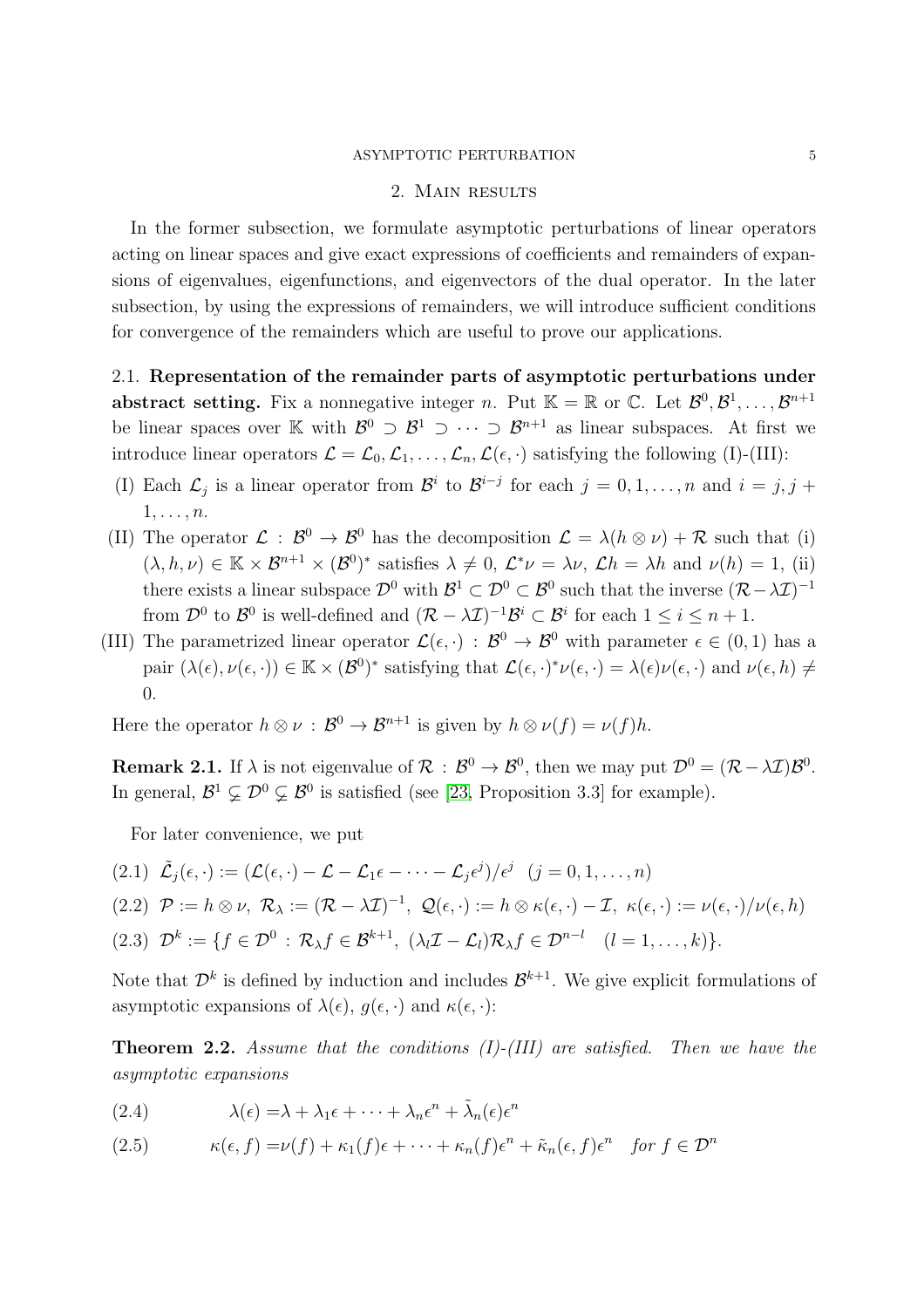## 2. Main results

In the former subsection, we formulate asymptotic perturbations of linear operators acting on linear spaces and give exact expressions of coefficients and remainders of expansions of eigenvalues, eigenfunctions, and eigenvectors of the dual operator. In the later subsection, by using the expressions of remainders, we will introduce sufficient conditions for convergence of the remainders which are useful to prove our applications.

### 2.1. Representation of the remainder parts of asymptotic perturbations under abstract setting.

Fix a nonnegative integer $n$. Put $\mathbb{K} = \mathbb{R}$ or $\mathbb{C}$. Let $\mathcal{B}^0, \mathcal{B}^1, \dots, \mathcal{B}^{n+1}$ be linear spaces over $\mathbb{K}$ with $\mathcal{B}^0 \supset \mathcal{B}^1 \supset \cdots \supset \mathcal{B}^{n+1}$ as linear subspaces. At first we introduce linear operators $\mathcal{L} = \mathcal{L}_0, \mathcal{L}_1, \dots, \mathcal{L}_n, \mathcal{L}(\epsilon, \cdot)$ satisfying the following (I)-(III):

- (I) Each $\mathcal{L}_j$ is a linear operator from $\mathcal{B}^i$ to $\mathcal{B}^{i-j}$ for each $j = 0, 1, \dots, n$ and $i = j, j+1, \dots, n$.
- (II) The operator $\mathcal{L} : \mathcal{B}^0 \to \mathcal{B}^0$ has the decomposition $\mathcal{L} = \lambda(h \otimes \nu) + \mathcal{R}$ such that (i) $(\lambda, h, \nu) \in \mathbb{K} \times \mathcal{B}^{n+1} \times (\mathcal{B}^0)^*$ satisfies $\lambda \neq 0$, $\mathcal{L}^*\nu = \lambda\nu$, $\mathcal{L}h = \lambda h$ and $\nu(h) = 1$, (ii) there exists a linear subspace $\mathcal{D}^0$ with $\mathcal{B}^1 \subset \mathcal{D}^0 \subset \mathcal{B}^0$ such that the inverse $(\mathcal{R} - \lambda\mathcal{I})^{-1}$ from $\mathcal{D}^0$ to $\mathcal{B}^0$ is well-defined and $(\mathcal{R} - \lambda\mathcal{I})^{-1}\mathcal{B}^i \subset \mathcal{B}^i$ for each $1 \le i \le n+1$.
- (III) The parametrized linear operator $\mathcal{L}(\epsilon, \cdot) : \mathcal{B}^0 \to \mathcal{B}^0$ with parameter $\epsilon \in (0, 1)$ has a pair $(\lambda(\epsilon), \nu(\epsilon, \cdot)) \in \mathbb{K} \times (\mathcal{B}^0)^*$ satisfying that $\mathcal{L}(\epsilon, \cdot)^*\nu(\epsilon, \cdot) = \lambda(\epsilon)\nu(\epsilon, \cdot)$ and $\nu(\epsilon, h) \neq 0$.

Here the operator $h \otimes \nu : \mathcal{B}^0 \to \mathcal{B}^{n+1}$ is given by $h \otimes \nu(f) = \nu(f)h$.

**Remark 2.1.** If $\lambda$ is not eigenvalue of $\mathcal{R} : \mathcal{B}^0 \to \mathcal{B}^0$, then we may put $\mathcal{D}^0 = (\mathcal{R} - \lambda\mathcal{I})\mathcal{B}^0$. In general, $\mathcal{B}^1 \subsetneq \mathcal{D}^0 \subsetneq \mathcal{B}^0$ is satisfied (see [23, Proposition 3.3] for example).

For later convenience, we put

$$(2.1)\quad \tilde{\mathcal{L}}_j(\epsilon, \cdot) := (\mathcal{L}(\epsilon, \cdot) - \mathcal{L} - \mathcal{L}_1\epsilon - \cdots - \mathcal{L}_j\epsilon^j)/\epsilon^j \quad (j = 0, 1, \dots, n)$$

$$(2.2)\quad \mathcal{P} := h \otimes \nu,\ \mathcal{R}_\lambda := (\mathcal{R} - \lambda\mathcal{I})^{-1},\ \mathcal{Q}(\epsilon, \cdot) := h \otimes \kappa(\epsilon, \cdot) - \mathcal{I},\ \kappa(\epsilon, \cdot) := \nu(\epsilon, \cdot)/\nu(\epsilon, h)$$

$$(2.3)\quad \mathcal{D}^k := \{f \in \mathcal{D}^0 : \mathcal{R}_\lambda f \in \mathcal{B}^{k+1},\ (\lambda_l\mathcal{I} - \mathcal{L}_l)\mathcal{R}_\lambda f \in \mathcal{D}^{n-l} \quad (l = 1, \dots, k)\}.$$

Note that $\mathcal{D}^k$ is defined by induction and includes $\mathcal{B}^{k+1}$. We give explicit formulations of asymptotic expansions of $\lambda(\epsilon)$, $g(\epsilon, \cdot)$ and $\kappa(\epsilon, \cdot)$:

**Theorem 2.2.** *Assume that the conditions (I)-(III) are satisfied. Then we have the asymptotic expansions*

$$(2.4)\qquad \lambda(\epsilon) = \lambda + \lambda_1\epsilon + \cdots + \lambda_n\epsilon^n + \tilde{\lambda}_n(\epsilon)\epsilon^n$$

$$(2.5)\qquad \kappa(\epsilon, f) = \nu(f) + \kappa_1(f)\epsilon + \cdots + \kappa_n(f)\epsilon^n + \tilde{\kappa}_n(\epsilon, f)\epsilon^n \quad \textit{for } f \in \mathcal{D}^n$$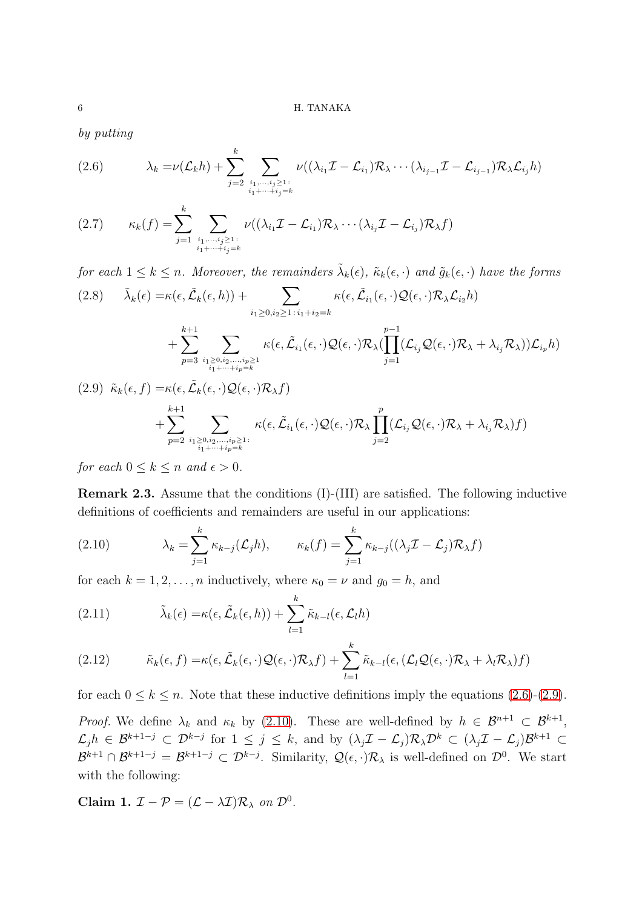*by putting*

$$\lambda_k = \nu(\mathcal{L}_k h) + \sum_{j=2}^{k} \sum_{\substack{i_1,\dots,i_j \geq 1: \\ i_1+\cdots+i_j=k}} \nu((\lambda_{i_1}\mathcal{I} - \mathcal{L}_{i_1})\mathcal{R}_\lambda \cdots (\lambda_{i_{j-1}}\mathcal{I} - \mathcal{L}_{i_{j-1}})\mathcal{R}_\lambda \mathcal{L}_{i_j} h) \tag{2.6}$$

$$\kappa_k(f) = \sum_{j=1}^{k} \sum_{\substack{i_1,\dots,i_j \geq 1: \\ i_1+\cdots+i_j=k}} \nu((\lambda_{i_1}\mathcal{I} - \mathcal{L}_{i_1})\mathcal{R}_\lambda \cdots (\lambda_{i_j}\mathcal{I} - \mathcal{L}_{i_j})\mathcal{R}_\lambda f) \tag{2.7}$$

*for each $1 \leq k \leq n$. Moreover, the remainders $\tilde{\lambda}_k(\epsilon)$, $\tilde{\kappa}_k(\epsilon, \cdot)$ and $\tilde{g}_k(\epsilon, \cdot)$ have the forms*

$$\begin{aligned}\tilde{\lambda}_k(\epsilon) =& \kappa(\epsilon, \tilde{\mathcal{L}}_k(\epsilon, h)) + \sum_{i_1 \geq 0, i_2 \geq 1: i_1+i_2=k} \kappa(\epsilon, \tilde{\mathcal{L}}_{i_1}(\epsilon, \cdot)\mathcal{Q}(\epsilon, \cdot)\mathcal{R}_\lambda \mathcal{L}_{i_2} h) \\ &+ \sum_{p=3}^{k+1} \sum_{\substack{i_1 \geq 0, i_2,\dots,i_p \geq 1 \\ i_1+\cdots+i_p=k}} \kappa(\epsilon, \tilde{\mathcal{L}}_{i_1}(\epsilon, \cdot)\mathcal{Q}(\epsilon, \cdot)\mathcal{R}_\lambda (\prod_{j=1}^{p-1} (\mathcal{L}_{i_j}\mathcal{Q}(\epsilon, \cdot)\mathcal{R}_\lambda + \lambda_{i_j}\mathcal{R}_\lambda))\mathcal{L}_{i_p} h)\end{aligned} \tag{2.8}$$

$$\begin{aligned}\tilde{\kappa}_k(\epsilon, f) =& \kappa(\epsilon, \tilde{\mathcal{L}}_k(\epsilon, \cdot)\mathcal{Q}(\epsilon, \cdot)\mathcal{R}_\lambda f) \\ &+ \sum_{p=2}^{k+1} \sum_{\substack{i_1 \geq 0, i_2,\dots,i_p \geq 1: \\ i_1+\cdots+i_p=k}} \kappa(\epsilon, \tilde{\mathcal{L}}_{i_1}(\epsilon, \cdot)\mathcal{Q}(\epsilon, \cdot)\mathcal{R}_\lambda \prod_{j=2}^{p} (\mathcal{L}_{i_j}\mathcal{Q}(\epsilon, \cdot)\mathcal{R}_\lambda + \lambda_{i_j}\mathcal{R}_\lambda) f)\end{aligned} \tag{2.9}$$

*for each $0 \leq k \leq n$ and $\epsilon > 0$.*

**Remark 2.3.** Assume that the conditions (I)-(III) are satisfied. The following inductive definitions of coefficients and remainders are useful in our applications:

$$\lambda_k = \sum_{j=1}^{k} \kappa_{k-j}(\mathcal{L}_j h), \qquad \kappa_k(f) = \sum_{j=1}^{k} \kappa_{k-j}((\lambda_j \mathcal{I} - \mathcal{L}_j)\mathcal{R}_\lambda f) \tag{2.10}$$

for each $k = 1, 2, \dots, n$ inductively, where $\kappa_0 = \nu$ and $g_0 = h$, and

$$\tilde{\lambda}_k(\epsilon) = \kappa(\epsilon, \tilde{\mathcal{L}}_k(\epsilon, h)) + \sum_{l=1}^{k} \tilde{\kappa}_{k-l}(\epsilon, \mathcal{L}_l h) \tag{2.11}$$

$$\tilde{\kappa}_k(\epsilon, f) = \kappa(\epsilon, \tilde{\mathcal{L}}_k(\epsilon, \cdot)\mathcal{Q}(\epsilon, \cdot)\mathcal{R}_\lambda f) + \sum_{l=1}^{k} \tilde{\kappa}_{k-l}(\epsilon, (\mathcal{L}_l \mathcal{Q}(\epsilon, \cdot)\mathcal{R}_\lambda + \lambda_l \mathcal{R}_\lambda) f) \tag{2.12}$$

for each $0 \leq k \leq n$. Note that these inductive definitions imply the equations (2.6)-(2.9).

*Proof.* We define $\lambda_k$ and $\kappa_k$ by (2.10). These are well-defined by $h \in \mathcal{B}^{n+1} \subset \mathcal{B}^{k+1}$, $\mathcal{L}_j h \in \mathcal{B}^{k+1-j} \subset \mathcal{D}^{k-j}$ for $1 \leq j \leq k$, and by $(\lambda_j \mathcal{I} - \mathcal{L}_j)\mathcal{R}_\lambda \mathcal{D}^k \subset (\lambda_j \mathcal{I} - \mathcal{L}_j)\mathcal{B}^{k+1} \subset \mathcal{B}^{k+1} \cap \mathcal{B}^{k+1-j} = \mathcal{B}^{k+1-j} \subset \mathcal{D}^{k-j}$. Similarity, $\mathcal{Q}(\epsilon, \cdot)\mathcal{R}_\lambda$ is well-defined on $\mathcal{D}^0$. We start with the following:

**Claim 1.** *$\mathcal{I} - \mathcal{P} = (\mathcal{L} - \lambda \mathcal{I})\mathcal{R}_\lambda$ on $\mathcal{D}^0$.*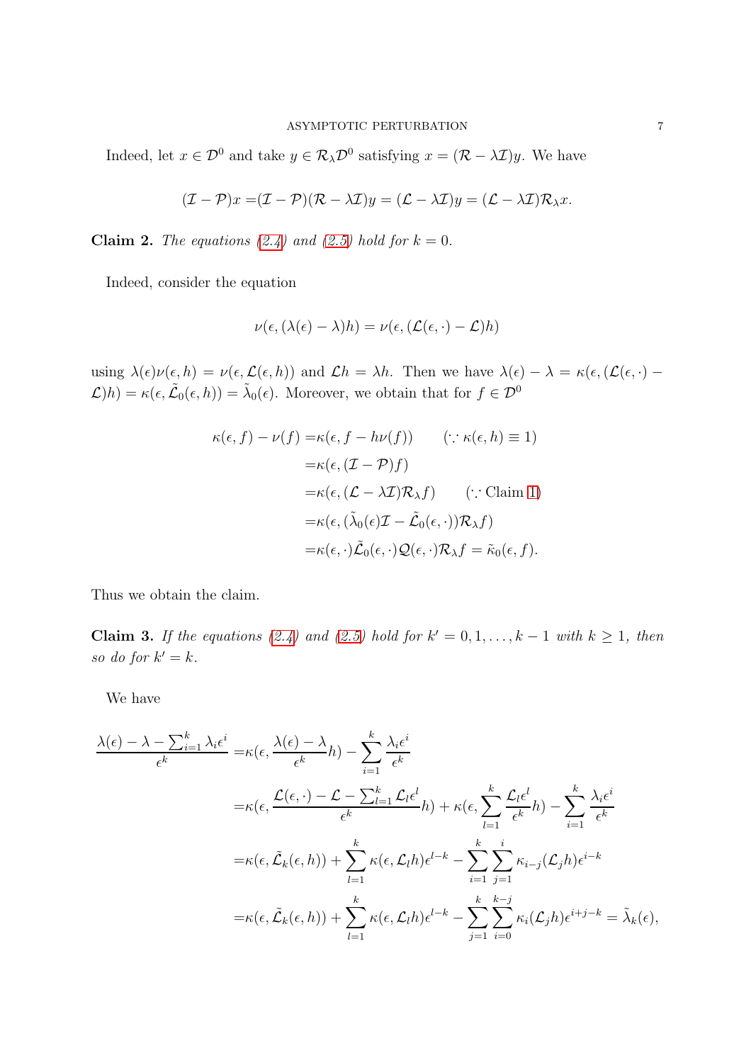Indeed, let $x \in \mathcal{D}^0$ and take $y \in \mathcal{R}_\lambda \mathcal{D}^0$ satisfying $x = (\mathcal{R} - \lambda \mathcal{I})y$. We have

$$(\mathcal{I} - \mathcal{P})x = (\mathcal{I} - \mathcal{P})(\mathcal{R} - \lambda \mathcal{I})y = (\mathcal{L} - \lambda \mathcal{I})y = (\mathcal{L} - \lambda \mathcal{I})\mathcal{R}_\lambda x.$$

**Claim 2.** *The equations (2.4) and (2.5) hold for $k = 0$.*

Indeed, consider the equation

$$\nu(\epsilon, (\lambda(\epsilon) - \lambda)h) = \nu(\epsilon, (\mathcal{L}(\epsilon, \cdot) - \mathcal{L})h)$$

using $\lambda(\epsilon)\nu(\epsilon, h) = \nu(\epsilon, \mathcal{L}(\epsilon, h))$ and $\mathcal{L}h = \lambda h$. Then we have $\lambda(\epsilon) - \lambda = \kappa(\epsilon, (\mathcal{L}(\epsilon, \cdot) - \mathcal{L})h) = \kappa(\epsilon, \tilde{\mathcal{L}}_0(\epsilon, h)) = \tilde{\lambda}_0(\epsilon)$. Moreover, we obtain that for $f \in \mathcal{D}^0$

$$\begin{aligned}
\kappa(\epsilon, f) - \nu(f) =& \kappa(\epsilon, f - h\nu(f)) \qquad (\because \kappa(\epsilon, h) \equiv 1) \\
=& \kappa(\epsilon, (\mathcal{I} - \mathcal{P})f) \\
=& \kappa(\epsilon, (\mathcal{L} - \lambda \mathcal{I})\mathcal{R}_\lambda f) \qquad (\because \text{Claim 1}) \\
=& \kappa(\epsilon, (\tilde{\lambda}_0(\epsilon)\mathcal{I} - \tilde{\mathcal{L}}_0(\epsilon, \cdot))\mathcal{R}_\lambda f) \\
=& \kappa(\epsilon, \cdot)\tilde{\mathcal{L}}_0(\epsilon, \cdot)\mathcal{Q}(\epsilon, \cdot)\mathcal{R}_\lambda f = \tilde{\kappa}_0(\epsilon, f).
\end{aligned}$$

Thus we obtain the claim.

**Claim 3.** *If the equations (2.4) and (2.5) hold for $k' = 0, 1, \ldots, k-1$ with $k \geq 1$, then so do for $k' = k$.*

We have

$$\begin{aligned}
\frac{\lambda(\epsilon) - \lambda - \sum_{i=1}^k \lambda_i \epsilon^i}{\epsilon^k} =& \kappa(\epsilon, \frac{\lambda(\epsilon) - \lambda}{\epsilon^k}h) - \sum_{i=1}^k \frac{\lambda_i \epsilon^i}{\epsilon^k} \\
=& \kappa(\epsilon, \frac{\mathcal{L}(\epsilon, \cdot) - \mathcal{L} - \sum_{l=1}^k \mathcal{L}_l \epsilon^l}{\epsilon^k}h) + \kappa(\epsilon, \sum_{l=1}^k \frac{\mathcal{L}_l \epsilon^l}{\epsilon^k}h) - \sum_{i=1}^k \frac{\lambda_i \epsilon^i}{\epsilon^k} \\
=& \kappa(\epsilon, \tilde{\mathcal{L}}_k(\epsilon, h)) + \sum_{l=1}^k \kappa(\epsilon, \mathcal{L}_l h)\epsilon^{l-k} - \sum_{i=1}^k \sum_{j=1}^i \kappa_{i-j}(\mathcal{L}_j h)\epsilon^{i-k} \\
=& \kappa(\epsilon, \tilde{\mathcal{L}}_k(\epsilon, h)) + \sum_{l=1}^k \kappa(\epsilon, \mathcal{L}_l h)\epsilon^{l-k} - \sum_{j=1}^k \sum_{i=0}^{k-j} \kappa_i(\mathcal{L}_j h)\epsilon^{i+j-k} = \tilde{\lambda}_k(\epsilon),
\end{aligned}$$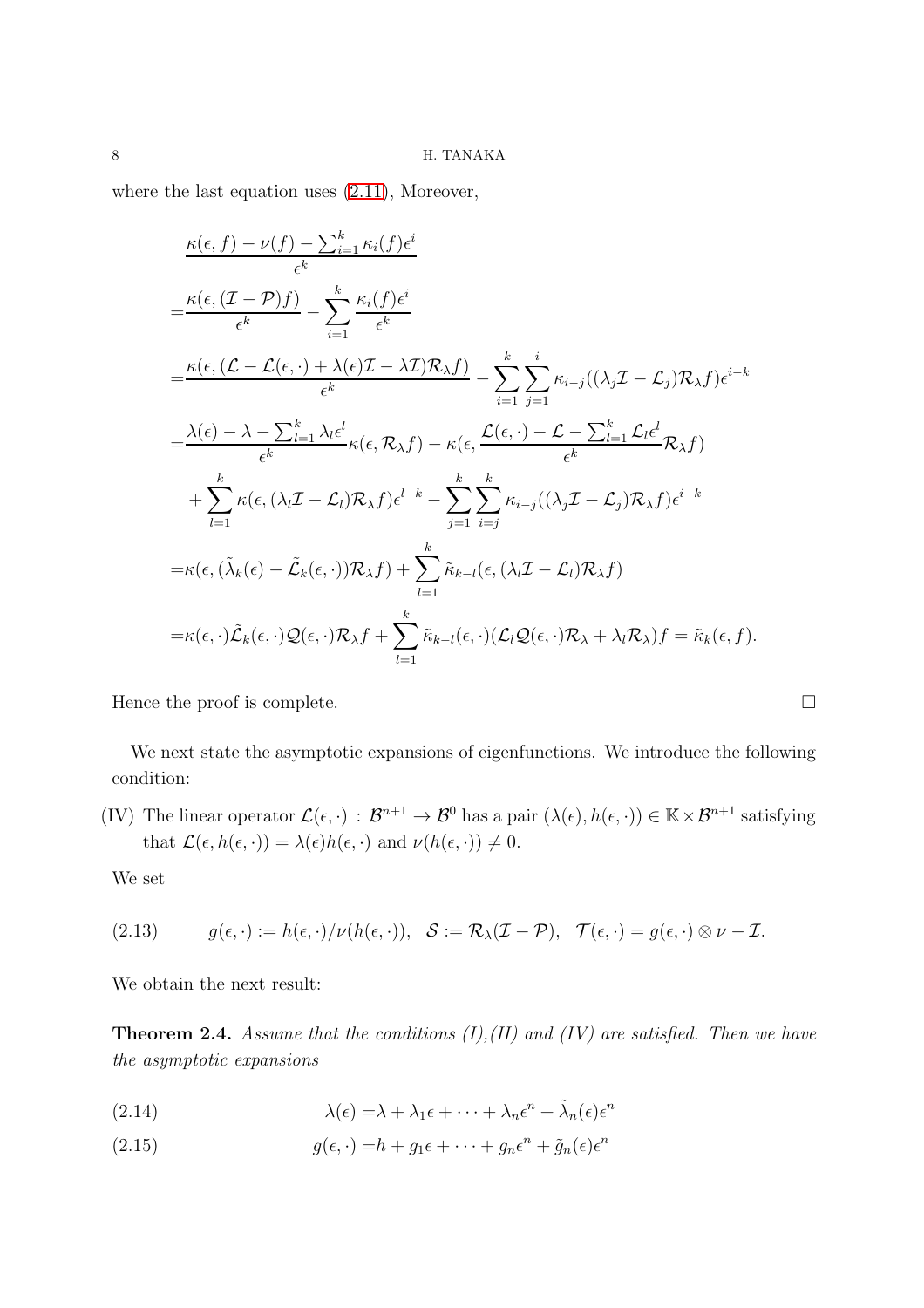where the last equation uses (2.11), Moreover,

$$
\begin{aligned}
&\frac{\kappa(\epsilon,f)-\nu(f)-\sum_{i=1}^{k}\kappa_i(f)\epsilon^i}{\epsilon^k}\\
=&\frac{\kappa(\epsilon,(\mathcal{I}-\mathcal{P})f)}{\epsilon^k}-\sum_{i=1}^{k}\frac{\kappa_i(f)\epsilon^i}{\epsilon^k}\\
=&\frac{\kappa(\epsilon,(\mathcal{L}-\mathcal{L}(\epsilon,\cdot)+\lambda(\epsilon)\mathcal{I}-\lambda\mathcal{I})\mathcal{R}_\lambda f)}{\epsilon^k}-\sum_{i=1}^{k}\sum_{j=1}^{i}\kappa_{i-j}((\lambda_j\mathcal{I}-\mathcal{L}_j)\mathcal{R}_\lambda f)\epsilon^{i-k}\\
=&\frac{\lambda(\epsilon)-\lambda-\sum_{l=1}^{k}\lambda_l\epsilon^l}{\epsilon^k}\kappa(\epsilon,\mathcal{R}_\lambda f)-\kappa(\epsilon,\frac{\mathcal{L}(\epsilon,\cdot)-\mathcal{L}-\sum_{l=1}^{k}\mathcal{L}_l\epsilon^l}{\epsilon^k}\mathcal{R}_\lambda f)\\
&+\sum_{l=1}^{k}\kappa(\epsilon,(\lambda_l\mathcal{I}-\mathcal{L}_l)\mathcal{R}_\lambda f)\epsilon^{l-k}-\sum_{j=1}^{k}\sum_{i=j}^{k}\kappa_{i-j}((\lambda_j\mathcal{I}-\mathcal{L}_j)\mathcal{R}_\lambda f)\epsilon^{i-k}\\
=&\kappa(\epsilon,(\tilde{\lambda}_k(\epsilon)-\tilde{\mathcal{L}}_k(\epsilon,\cdot))\mathcal{R}_\lambda f)+\sum_{l=1}^{k}\tilde{\kappa}_{k-l}(\epsilon,(\lambda_l\mathcal{I}-\mathcal{L}_l)\mathcal{R}_\lambda f)\\
=&\kappa(\epsilon,\cdot)\tilde{\mathcal{L}}_k(\epsilon,\cdot)\mathcal{Q}(\epsilon,\cdot)\mathcal{R}_\lambda f+\sum_{l=1}^{k}\tilde{\kappa}_{k-l}(\epsilon,\cdot)(\mathcal{L}_l\mathcal{Q}(\epsilon,\cdot)\mathcal{R}_\lambda+\lambda_l\mathcal{R}_\lambda)f=\tilde{\kappa}_k(\epsilon,f).
\end{aligned}
$$

Hence the proof is complete. □

We next state the asymptotic expansions of eigenfunctions. We introduce the following condition:

(IV) The linear operator $\mathcal{L}(\epsilon,\cdot):\mathcal{B}^{n+1}\to\mathcal{B}^0$ has a pair $(\lambda(\epsilon),h(\epsilon,\cdot))\in\mathbb{K}\times\mathcal{B}^{n+1}$ satisfying that $\mathcal{L}(\epsilon,h(\epsilon,\cdot))=\lambda(\epsilon)h(\epsilon,\cdot)$ and $\nu(h(\epsilon,\cdot))\neq 0$.

We set

$$
g(\epsilon,\cdot):=h(\epsilon,\cdot)/\nu(h(\epsilon,\cdot)),\quad \mathcal{S}:=\mathcal{R}_\lambda(\mathcal{I}-\mathcal{P}),\quad \mathcal{T}(\epsilon,\cdot)=g(\epsilon,\cdot)\otimes\nu-\mathcal{I}. \tag{2.13}
$$

We obtain the next result:

**Theorem 2.4.** *Assume that the conditions (I),(II) and (IV) are satisfied. Then we have the asymptotic expansions*

$$
\lambda(\epsilon)=\lambda+\lambda_1\epsilon+\cdots+\lambda_n\epsilon^n+\tilde{\lambda}_n(\epsilon)\epsilon^n \tag{2.14}
$$

$$
g(\epsilon,\cdot)=h+g_1\epsilon+\cdots+g_n\epsilon^n+\tilde{g}_n(\epsilon)\epsilon^n \tag{2.15}
$$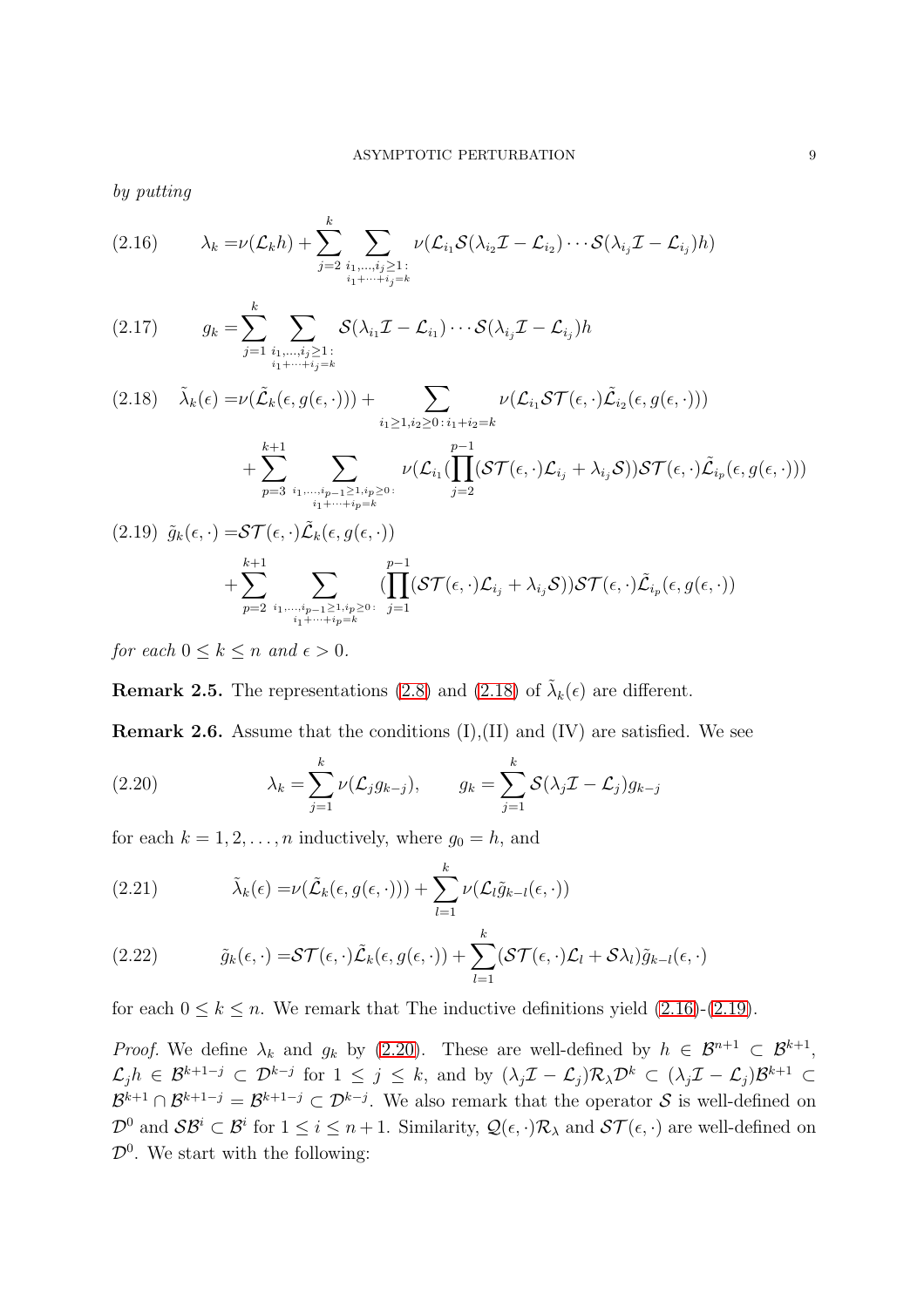*by putting*

$$\lambda_k = \nu(\mathcal{L}_k h) + \sum_{j=2}^{k} \sum_{\substack{i_1,\dots,i_j \geq 1: \\ i_1+\cdots+i_j=k}} \nu(\mathcal{L}_{i_1}\mathcal{S}(\lambda_{i_2}\mathcal{I} - \mathcal{L}_{i_2})\cdots\mathcal{S}(\lambda_{i_j}\mathcal{I} - \mathcal{L}_{i_j})h) \tag{2.16}$$

$$g_k = \sum_{j=1}^{k} \sum_{\substack{i_1,\dots,i_j \geq 1: \\ i_1+\cdots+i_j=k}} \mathcal{S}(\lambda_{i_1}\mathcal{I} - \mathcal{L}_{i_1})\cdots\mathcal{S}(\lambda_{i_j}\mathcal{I} - \mathcal{L}_{i_j})h \tag{2.17}$$

$$\begin{aligned}\tilde{\lambda}_k(\epsilon) =& \nu(\tilde{\mathcal{L}}_k(\epsilon, g(\epsilon,\cdot))) + \sum_{i_1\geq 1, i_2 \geq 0: i_1+i_2=k} \nu(\mathcal{L}_{i_1}\mathcal{S}\mathcal{T}(\epsilon,\cdot)\tilde{\mathcal{L}}_{i_2}(\epsilon, g(\epsilon,\cdot))) \\ &+ \sum_{p=3}^{k+1} \sum_{\substack{i_1,\dots,i_{p-1}\geq 1, i_p \geq 0: \\ i_1+\cdots+i_p=k}} \nu(\mathcal{L}_{i_1}(\prod_{j=2}^{p-1}(\mathcal{S}\mathcal{T}(\epsilon,\cdot)\mathcal{L}_{i_j} + \lambda_{i_j}\mathcal{S}))\mathcal{S}\mathcal{T}(\epsilon,\cdot)\tilde{\mathcal{L}}_{i_p}(\epsilon, g(\epsilon,\cdot)))\end{aligned} \tag{2.18}$$

$$\begin{aligned}\tilde{g}_k(\epsilon,\cdot) =& \mathcal{S}\mathcal{T}(\epsilon,\cdot)\tilde{\mathcal{L}}_k(\epsilon, g(\epsilon,\cdot)) \\ &+ \sum_{p=2}^{k+1} \sum_{\substack{i_1,\dots,i_{p-1}\geq 1, i_p \geq 0: \\ i_1+\cdots+i_p=k}} (\prod_{j=1}^{p-1}(\mathcal{S}\mathcal{T}(\epsilon,\cdot)\mathcal{L}_{i_j} + \lambda_{i_j}\mathcal{S}))\mathcal{S}\mathcal{T}(\epsilon,\cdot)\tilde{\mathcal{L}}_{i_p}(\epsilon, g(\epsilon,\cdot))\end{aligned} \tag{2.19}$$

*for each $0 \leq k \leq n$ and $\epsilon > 0$.*

**Remark 2.5.** The representations (2.8) and (2.18) of $\tilde{\lambda}_k(\epsilon)$ are different.

**Remark 2.6.** Assume that the conditions (I),(II) and (IV) are satisfied. We see

$$\lambda_k = \sum_{j=1}^{k} \nu(\mathcal{L}_j g_{k-j}), \qquad g_k = \sum_{j=1}^{k} \mathcal{S}(\lambda_j \mathcal{I} - \mathcal{L}_j) g_{k-j} \tag{2.20}$$

for each $k = 1, 2, \dots, n$ inductively, where $g_0 = h$, and

$$\tilde{\lambda}_k(\epsilon) = \nu(\tilde{\mathcal{L}}_k(\epsilon, g(\epsilon,\cdot))) + \sum_{l=1}^{k} \nu(\mathcal{L}_l \tilde{g}_{k-l}(\epsilon,\cdot)) \tag{2.21}$$

$$\tilde{g}_k(\epsilon,\cdot) = \mathcal{S}\mathcal{T}(\epsilon,\cdot)\tilde{\mathcal{L}}_k(\epsilon, g(\epsilon,\cdot)) + \sum_{l=1}^{k} (\mathcal{S}\mathcal{T}(\epsilon,\cdot)\mathcal{L}_l + \mathcal{S}\lambda_l)\tilde{g}_{k-l}(\epsilon,\cdot) \tag{2.22}$$

for each $0 \leq k \leq n$. We remark that The inductive definitions yield (2.16)-(2.19).

*Proof.* We define $\lambda_k$ and $g_k$ by (2.20). These are well-defined by $h \in \mathcal{B}^{n+1} \subset \mathcal{B}^{k+1}$, $\mathcal{L}_j h \in \mathcal{B}^{k+1-j} \subset \mathcal{D}^{k-j}$ for $1 \leq j \leq k$, and by $(\lambda_j \mathcal{I} - \mathcal{L}_j)\mathcal{R}_\lambda \mathcal{D}^k \subset (\lambda_j \mathcal{I} - \mathcal{L}_j)\mathcal{B}^{k+1} \subset \mathcal{B}^{k+1} \cap \mathcal{B}^{k+1-j} = \mathcal{B}^{k+1-j} \subset \mathcal{D}^{k-j}$. We also remark that the operator $\mathcal{S}$ is well-defined on $\mathcal{D}^0$ and $\mathcal{S}\mathcal{B}^i \subset \mathcal{B}^i$ for $1 \leq i \leq n+1$. Similarity, $\mathcal{Q}(\epsilon,\cdot)\mathcal{R}_\lambda$ and $\mathcal{S}\mathcal{T}(\epsilon,\cdot)$ are well-defined on $\mathcal{D}^0$. We start with the following: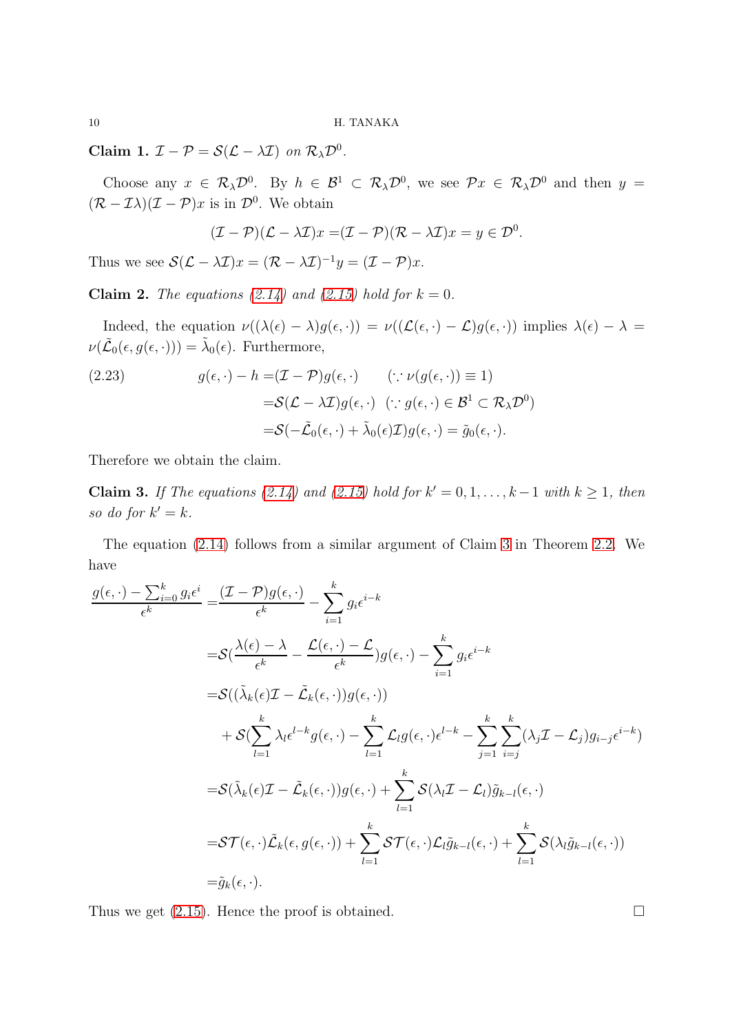**Claim 1.** *$\mathcal{I} - \mathcal{P} = \mathcal{S}(\mathcal{L} - \lambda\mathcal{I})$ on $\mathcal{R}_\lambda \mathcal{D}^0$.*

Choose any $x \in \mathcal{R}_\lambda \mathcal{D}^0$. By $h \in \mathcal{B}^1 \subset \mathcal{R}_\lambda \mathcal{D}^0$, we see $\mathcal{P}x \in \mathcal{R}_\lambda \mathcal{D}^0$ and then $y = (\mathcal{R} - \mathcal{I}\lambda)(\mathcal{I} - \mathcal{P})x$ is in $\mathcal{D}^0$. We obtain

$$(\mathcal{I} - \mathcal{P})(\mathcal{L} - \lambda\mathcal{I})x = (\mathcal{I} - \mathcal{P})(\mathcal{R} - \lambda\mathcal{I})x = y \in \mathcal{D}^0.$$

Thus we see $\mathcal{S}(\mathcal{L} - \lambda\mathcal{I})x = (\mathcal{R} - \lambda\mathcal{I})^{-1}y = (\mathcal{I} - \mathcal{P})x$.

**Claim 2.** *The equations (2.14) and (2.15) hold for $k = 0$.*

Indeed, the equation $\nu((\lambda(\epsilon) - \lambda)g(\epsilon, \cdot)) = \nu((\mathcal{L}(\epsilon, \cdot) - \mathcal{L})g(\epsilon, \cdot))$ implies $\lambda(\epsilon) - \lambda = \nu(\tilde{\mathcal{L}}_0(\epsilon, g(\epsilon, \cdot))) = \tilde{\lambda}_0(\epsilon)$. Furthermore,

$$
\begin{aligned}
g(\epsilon, \cdot) - h &= (\mathcal{I} - \mathcal{P})g(\epsilon, \cdot) \qquad (\because \nu(g(\epsilon, \cdot)) \equiv 1) \\
&= \mathcal{S}(\mathcal{L} - \lambda\mathcal{I})g(\epsilon, \cdot) \quad (\because g(\epsilon, \cdot) \in \mathcal{B}^1 \subset \mathcal{R}_\lambda \mathcal{D}^0) \\
&= \mathcal{S}(-\tilde{\mathcal{L}}_0(\epsilon, \cdot) + \tilde{\lambda}_0(\epsilon)\mathcal{I})g(\epsilon, \cdot) = \tilde{g}_0(\epsilon, \cdot).
\end{aligned}
\tag{2.23}
$$

Therefore we obtain the claim.

**Claim 3.** *If The equations (2.14) and (2.15) hold for $k' = 0, 1, \ldots, k-1$ with $k \geq 1$, then so do for $k' = k$.*

The equation (2.14) follows from a similar argument of Claim 3 in Theorem 2.2. We have

$$
\begin{aligned}
\frac{g(\epsilon, \cdot) - \sum_{i=0}^k g_i \epsilon^i}{\epsilon^k} &= \frac{(\mathcal{I} - \mathcal{P})g(\epsilon, \cdot)}{\epsilon^k} - \sum_{i=1}^k g_i \epsilon^{i-k} \\
&= \mathcal{S}\left(\frac{\lambda(\epsilon) - \lambda}{\epsilon^k} - \frac{\mathcal{L}(\epsilon, \cdot) - \mathcal{L}}{\epsilon^k}\right)g(\epsilon, \cdot) - \sum_{i=1}^k g_i \epsilon^{i-k} \\
&= \mathcal{S}((\tilde{\lambda}_k(\epsilon)\mathcal{I} - \tilde{\mathcal{L}}_k(\epsilon, \cdot))g(\epsilon, \cdot)) \\
&\quad + \mathcal{S}\left(\sum_{l=1}^k \lambda_l \epsilon^{l-k} g(\epsilon, \cdot) - \sum_{l=1}^k \mathcal{L}_l g(\epsilon, \cdot)\epsilon^{l-k} - \sum_{j=1}^k \sum_{i=j}^k (\lambda_j \mathcal{I} - \mathcal{L}_j) g_{i-j} \epsilon^{i-k}\right) \\
&= \mathcal{S}(\tilde{\lambda}_k(\epsilon)\mathcal{I} - \tilde{\mathcal{L}}_k(\epsilon, \cdot))g(\epsilon, \cdot) + \sum_{l=1}^k \mathcal{S}(\lambda_l \mathcal{I} - \mathcal{L}_l)\tilde{g}_{k-l}(\epsilon, \cdot) \\
&= \mathcal{S}\mathcal{T}(\epsilon, \cdot)\tilde{\mathcal{L}}_k(\epsilon, g(\epsilon, \cdot)) + \sum_{l=1}^k \mathcal{S}\mathcal{T}(\epsilon, \cdot)\mathcal{L}_l \tilde{g}_{k-l}(\epsilon, \cdot) + \sum_{l=1}^k \mathcal{S}(\lambda_l \tilde{g}_{k-l}(\epsilon, \cdot)) \\
&= \tilde{g}_k(\epsilon, \cdot).
\end{aligned}
$$

Thus we get (2.15). Hence the proof is obtained. $\square$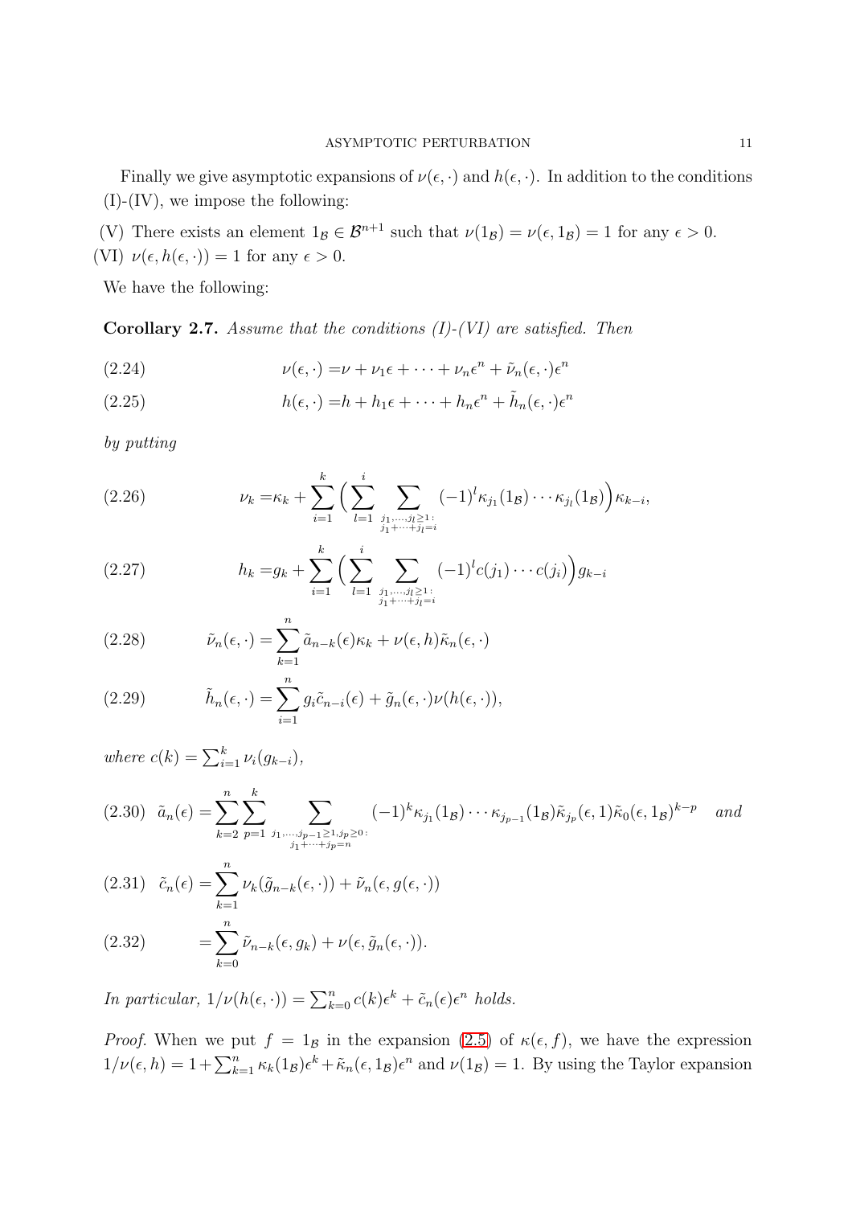Finally we give asymptotic expansions of $\nu(\epsilon,\cdot)$ and $h(\epsilon,\cdot)$. In addition to the conditions (I)-(IV), we impose the following:

(V) There exists an element $1_{\mathcal{B}} \in \mathcal{B}^{n+1}$ such that $\nu(1_{\mathcal{B}}) = \nu(\epsilon, 1_{\mathcal{B}}) = 1$ for any $\epsilon > 0$.

(VI) $\nu(\epsilon, h(\epsilon,\cdot)) = 1$ for any $\epsilon > 0$.

We have the following:

**Corollary 2.7.** *Assume that the conditions (I)-(VI) are satisfied. Then*

$$\nu(\epsilon,\cdot) = \nu + \nu_1\epsilon + \cdots + \nu_n\epsilon^n + \tilde{\nu}_n(\epsilon,\cdot)\epsilon^n \tag{2.24}$$

$$h(\epsilon,\cdot) = h + h_1\epsilon + \cdots + h_n\epsilon^n + \tilde{h}_n(\epsilon,\cdot)\epsilon^n \tag{2.25}$$

*by putting*

$$\nu_k = \kappa_k + \sum_{i=1}^{k}\Big(\sum_{l=1}^{i}\sum_{\substack{j_1,\dots,j_l\geq 1:\\ j_1+\cdots+j_l=i}}(-1)^l\kappa_{j_1}(1_{\mathcal{B}})\cdots\kappa_{j_l}(1_{\mathcal{B}})\Big)\kappa_{k-i}, \tag{2.26}$$

$$h_k = g_k + \sum_{i=1}^{k}\Big(\sum_{l=1}^{i}\sum_{\substack{j_1,\dots,j_l\geq 1:\\ j_1+\cdots+j_l=i}}(-1)^l c(j_1)\cdots c(j_l)\Big)g_{k-i} \tag{2.27}$$

$$\tilde{\nu}_n(\epsilon,\cdot) = \sum_{k=1}^{n}\tilde{a}_{n-k}(\epsilon)\kappa_k + \nu(\epsilon,h)\tilde{\kappa}_n(\epsilon,\cdot) \tag{2.28}$$

$$\tilde{h}_n(\epsilon,\cdot) = \sum_{i=1}^{n} g_i\tilde{c}_{n-i}(\epsilon) + \tilde{g}_n(\epsilon,\cdot)\nu(h(\epsilon,\cdot)), \tag{2.29}$$

*where* $c(k) = \sum_{i=1}^{k}\nu_i(g_{k-i})$,

$$\tilde{a}_n(\epsilon) = \sum_{k=2}^{n}\sum_{p=1}^{k}\sum_{\substack{j_1,\dots,j_{p-1}\geq 1, j_p\geq 0:\\ j_1+\cdots+j_p=n}}(-1)^k\kappa_{j_1}(1_{\mathcal{B}})\cdots\kappa_{j_{p-1}}(1_{\mathcal{B}})\tilde{\kappa}_{j_p}(\epsilon,1)\tilde{\kappa}_0(\epsilon,1_{\mathcal{B}})^{k-p} \quad \textit{and} \tag{2.30}$$

$$\tilde{c}_n(\epsilon) = \sum_{k=1}^{n}\nu_k(\tilde{g}_{n-k}(\epsilon,\cdot)) + \tilde{\nu}_n(\epsilon, g(\epsilon,\cdot)) \tag{2.31}$$

$$= \sum_{k=0}^{n}\tilde{\nu}_{n-k}(\epsilon,g_k) + \nu(\epsilon,\tilde{g}_n(\epsilon,\cdot)). \tag{2.32}$$

*In particular,* $1/\nu(h(\epsilon,\cdot)) = \sum_{k=0}^{n}c(k)\epsilon^k + \tilde{c}_n(\epsilon)\epsilon^n$ *holds.*

*Proof.* When we put $f = 1_{\mathcal{B}}$ in the expansion (2.5) of $\kappa(\epsilon,f)$, we have the expression $1/\nu(\epsilon,h) = 1 + \sum_{k=1}^{n}\kappa_k(1_{\mathcal{B}})\epsilon^k + \tilde{\kappa}_n(\epsilon,1_{\mathcal{B}})\epsilon^n$ and $\nu(1_{\mathcal{B}}) = 1$. By using the Taylor expansion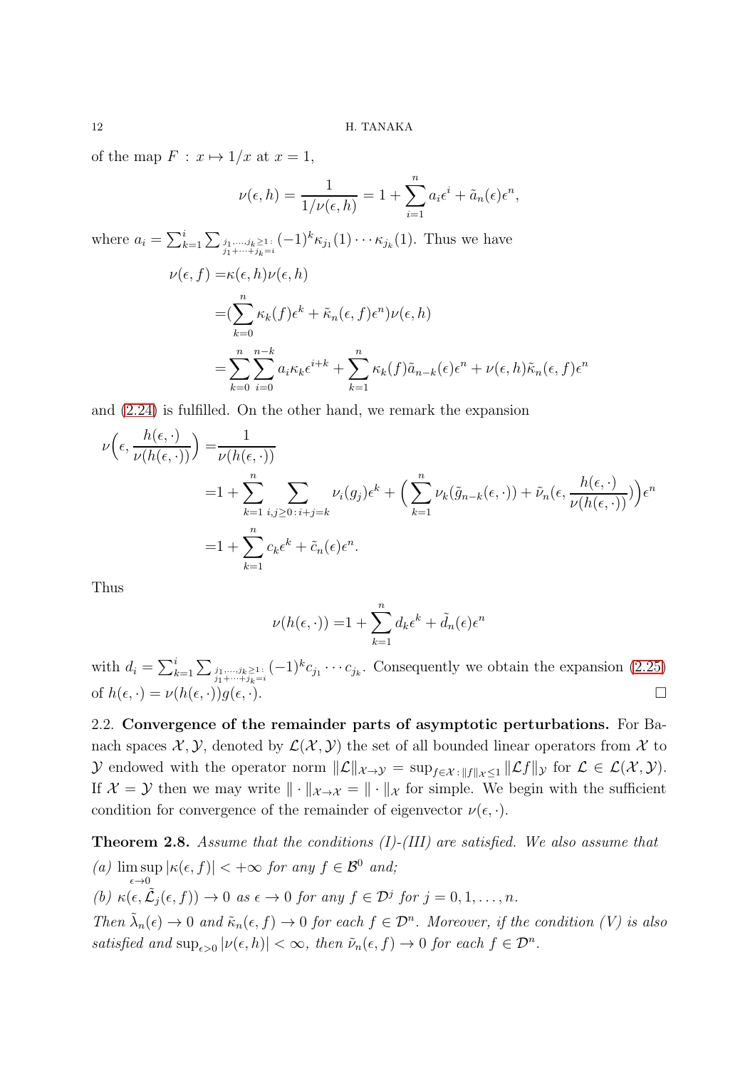of the map $F : x \mapsto 1/x$ at $x = 1$,

$$\nu(\epsilon, h) = \frac{1}{1/\nu(\epsilon, h)} = 1 + \sum_{i=1}^{n} a_i \epsilon^i + \tilde{a}_n(\epsilon)\epsilon^n,$$

where $a_i = \sum_{k=1}^{i} \sum_{\substack{j_1,\dots,j_k \geq 1: \\ j_1+\cdots+j_k = i}} (-1)^k \kappa_{j_1}(1) \cdots \kappa_{j_k}(1)$. Thus we have

$$\begin{aligned}
\nu(\epsilon, f) =& \kappa(\epsilon, h)\nu(\epsilon, h) \\
=& (\sum_{k=0}^{n} \kappa_k(f)\epsilon^k + \tilde{\kappa}_n(\epsilon, f)\epsilon^n)\nu(\epsilon, h) \\
=& \sum_{k=0}^{n} \sum_{i=0}^{n-k} a_i \kappa_k \epsilon^{i+k} + \sum_{k=1}^{n} \kappa_k(f)\tilde{a}_{n-k}(\epsilon)\epsilon^n + \nu(\epsilon, h)\tilde{\kappa}_n(\epsilon, f)\epsilon^n
\end{aligned}$$

and (2.24) is fulfilled. On the other hand, we remark the expansion

$$\begin{aligned}
\nu\Big(\epsilon, \frac{h(\epsilon, \cdot)}{\nu(h(\epsilon, \cdot))}\Big) =& \frac{1}{\nu(h(\epsilon, \cdot))} \\
=& 1 + \sum_{k=1}^{n} \sum_{i,j \geq 0 : i+j=k} \nu_i(g_j)\epsilon^k + \Big( \sum_{k=1}^{n} \nu_k(\tilde{g}_{n-k}(\epsilon, \cdot)) + \tilde{\nu}_n(\epsilon, \frac{h(\epsilon, \cdot)}{\nu(h(\epsilon, \cdot))}) \Big)\epsilon^n \\
=& 1 + \sum_{k=1}^{n} c_k \epsilon^k + \tilde{c}_n(\epsilon)\epsilon^n.
\end{aligned}$$

Thus

$$\nu(h(\epsilon, \cdot)) = 1 + \sum_{k=1}^{n} d_k \epsilon^k + \tilde{d}_n(\epsilon)\epsilon^n$$

with $d_i = \sum_{k=1}^{i} \sum_{\substack{j_1,\dots,j_k \geq 1: \\ j_1+\cdots+j_k = i}} (-1)^k c_{j_1} \cdots c_{j_k}$. Consequently we obtain the expansion (2.25) of $h(\epsilon, \cdot) = \nu(h(\epsilon, \cdot))g(\epsilon, \cdot)$. $\square$

2.2. **Convergence of the remainder parts of asymptotic perturbations.** For Banach spaces $\mathcal{X}, \mathcal{Y}$, denoted by $\mathcal{L}(\mathcal{X}, \mathcal{Y})$ the set of all bounded linear operators from $\mathcal{X}$ to $\mathcal{Y}$ endowed with the operator norm $\|\mathcal{L}\|_{\mathcal{X} \to \mathcal{Y}} = \sup_{f \in \mathcal{X} : \|f\|_{\mathcal{X}} \leq 1} \|\mathcal{L}f\|_{\mathcal{Y}}$ for $\mathcal{L} \in \mathcal{L}(\mathcal{X}, \mathcal{Y})$. If $\mathcal{X} = \mathcal{Y}$ then we may write $\| \cdot \|_{\mathcal{X} \to \mathcal{X}} = \| \cdot \|_{\mathcal{X}}$ for simple. We begin with the sufficient condition for convergence of the remainder of eigenvector $\nu(\epsilon, \cdot)$.

**Theorem 2.8.** *Assume that the conditions (I)-(III) are satisfied. We also assume that*
*(a)* $\limsup_{\epsilon \to 0} |\kappa(\epsilon, f)| < +\infty$ *for any* $f \in \mathcal{B}^0$ *and;*
*(b)* $\kappa(\epsilon, \tilde{\mathcal{L}}_j(\epsilon, f)) \to 0$ *as* $\epsilon \to 0$ *for any* $f \in \mathcal{D}^j$ *for* $j = 0, 1, \dots, n$.
*Then* $\tilde{\lambda}_n(\epsilon) \to 0$ *and* $\tilde{\kappa}_n(\epsilon, f) \to 0$ *for each* $f \in \mathcal{D}^n$. *Moreover, if the condition (V) is also satisfied and* $\sup_{\epsilon > 0} |\nu(\epsilon, h)| < \infty$, *then* $\tilde{\nu}_n(\epsilon, f) \to 0$ *for each* $f \in \mathcal{D}^n$.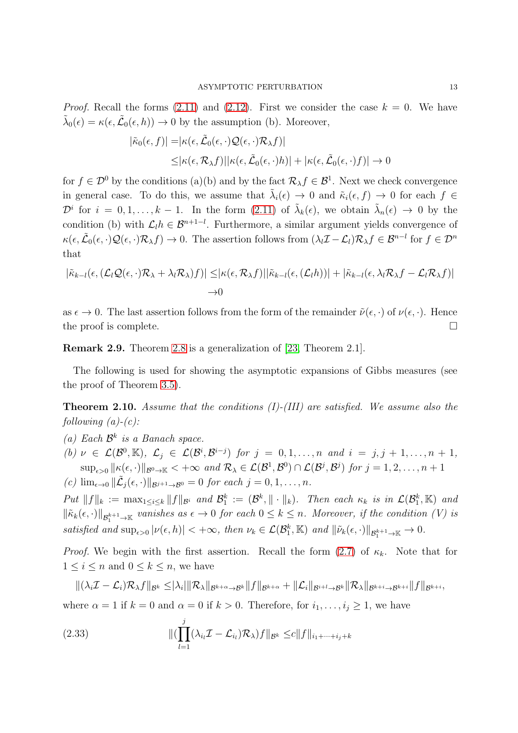*Proof.* Recall the forms (2.11) and (2.12). First we consider the case $k = 0$. We have $\tilde{\lambda}_0(\epsilon) = \kappa(\epsilon, \tilde{\mathcal{L}}_0(\epsilon, h)) \to 0$ by the assumption (b). Moreover,

$$
\begin{aligned}
|\tilde{\kappa}_0(\epsilon, f)| =& |\kappa(\epsilon, \tilde{\mathcal{L}}_0(\epsilon, \cdot)\mathcal{Q}(\epsilon, \cdot)\mathcal{R}_\lambda f)| \\
\leq& |\kappa(\epsilon, \mathcal{R}_\lambda f)||\kappa(\epsilon, \tilde{\mathcal{L}}_0(\epsilon, \cdot)h)| + |\kappa(\epsilon, \tilde{\mathcal{L}}_0(\epsilon, \cdot)f)| \to 0
\end{aligned}
$$

for $f \in \mathcal{D}^0$ by the conditions (a)(b) and by the fact $\mathcal{R}_\lambda f \in \mathcal{B}^1$. Next we check convergence in general case. To do this, we assume that $\tilde{\lambda}_i(\epsilon) \to 0$ and $\tilde{\kappa}_i(\epsilon, f) \to 0$ for each $f \in \mathcal{D}^i$ for $i = 0, 1, \ldots, k-1$. In the form (2.11) of $\tilde{\lambda}_k(\epsilon)$, we obtain $\tilde{\lambda}_n(\epsilon) \to 0$ by the condition (b) with $\mathcal{L}_l h \in \mathcal{B}^{n+1-l}$. Furthermore, a similar argument yields convergence of $\kappa(\epsilon, \tilde{\mathcal{L}}_0(\epsilon, \cdot)\mathcal{Q}(\epsilon, \cdot)\mathcal{R}_\lambda f) \to 0$. The assertion follows from $(\lambda_l \mathcal{I} - \mathcal{L}_l)\mathcal{R}_\lambda f \in \mathcal{B}^{n-l}$ for $f \in \mathcal{D}^n$ that

$$
|\tilde{\kappa}_{k-l}(\epsilon, (\mathcal{L}_l \mathcal{Q}(\epsilon, \cdot)\mathcal{R}_\lambda + \lambda_l \mathcal{R}_\lambda)f)| \leq |\kappa(\epsilon, \mathcal{R}_\lambda f)||\tilde{\kappa}_{k-l}(\epsilon, (\mathcal{L}_l h))| + |\tilde{\kappa}_{k-l}(\epsilon, \lambda_l \mathcal{R}_\lambda f - \mathcal{L}_l \mathcal{R}_\lambda f)| \to 0
$$

as $\epsilon \to 0$. The last assertion follows from the form of the remainder $\tilde{\nu}(\epsilon, \cdot)$ of $\nu(\epsilon, \cdot)$. Hence the proof is complete. $\square$

**Remark 2.9.** Theorem 2.8 is a generalization of [23, Theorem 2.1].

The following is used for showing the asymptotic expansions of Gibbs measures (see the proof of Theorem 3.5).

**Theorem 2.10.** *Assume that the conditions (I)-(III) are satisfied. We assume also the following (a)-(c):*

*(a) Each $\mathcal{B}^k$ is a Banach space.*

*(b) $\nu \in \mathcal{L}(\mathcal{B}^0, \mathbb{K})$, $\mathcal{L}_j \in \mathcal{L}(\mathcal{B}^i, \mathcal{B}^{i-j})$ for $j = 0, 1, \ldots, n$ and $i = j, j+1, \ldots, n+1$, $\sup_{\epsilon > 0} \|\kappa(\epsilon, \cdot)\|_{\mathcal{B}^0 \to \mathbb{K}} < +\infty$ and $\mathcal{R}_\lambda \in \mathcal{L}(\mathcal{B}^1, \mathcal{B}^0) \cap \mathcal{L}(\mathcal{B}^j, \mathcal{B}^j)$ for $j = 1, 2, \ldots, n+1$*

*(c) $\lim_{\epsilon \to 0} \|\tilde{\mathcal{L}}_j(\epsilon, \cdot)\|_{\mathcal{B}^{j+1} \to \mathcal{B}^0} = 0$ for each $j = 0, 1, \ldots, n$.*

*Put $\|f\|_k := \max_{1 \leq i \leq k} \|f\|_{\mathcal{B}^i}$ and $\mathcal{B}_1^k := (\mathcal{B}^k, \|\cdot\|_k)$. Then each $\kappa_k$ is in $\mathcal{L}(\mathcal{B}_1^k, \mathbb{K})$ and $\|\tilde{\kappa}_k(\epsilon, \cdot)\|_{\mathcal{B}_1^{k+1} \to \mathbb{K}}$ vanishes as $\epsilon \to 0$ for each $0 \leq k \leq n$. Moreover, if the condition (V) is satisfied and $\sup_{\epsilon > 0} |\nu(\epsilon, h)| < +\infty$, then $\nu_k \in \mathcal{L}(\mathcal{B}_1^k, \mathbb{K})$ and $\|\tilde{\nu}_k(\epsilon, \cdot)\|_{\mathcal{B}_1^{k+1} \to \mathbb{K}} \to 0$.*

*Proof.* We begin with the first assertion. Recall the form (2.7) of $\kappa_k$. Note that for $1 \leq i \leq n$ and $0 \leq k \leq n$, we have

$$
\|(\lambda_i \mathcal{I} - \mathcal{L}_i)\mathcal{R}_\lambda f\|_{\mathcal{B}^k} \leq |\lambda_i| \|\mathcal{R}_\lambda\|_{\mathcal{B}^{k+\alpha} \to \mathcal{B}^k} \|f\|_{\mathcal{B}^{k+\alpha}} + \|\mathcal{L}_i\|_{\mathcal{B}^{i+l} \to \mathcal{B}^k} \|\mathcal{R}_\lambda\|_{\mathcal{B}^{k+i} \to \mathcal{B}^{k+i}} \|f\|_{\mathcal{B}^{k+i}},
$$

where $\alpha = 1$ if $k = 0$ and $\alpha = 0$ if $k > 0$. Therefore, for $i_1, \ldots, i_j \geq 1$, we have

$$
\|(\prod_{l=1}^{j} (\lambda_{i_l} \mathcal{I} - \mathcal{L}_{i_l})\mathcal{R}_\lambda) f\|_{\mathcal{B}^k} \leq c \|f\|_{i_1 + \cdots + i_j + k} \tag{2.33}
$$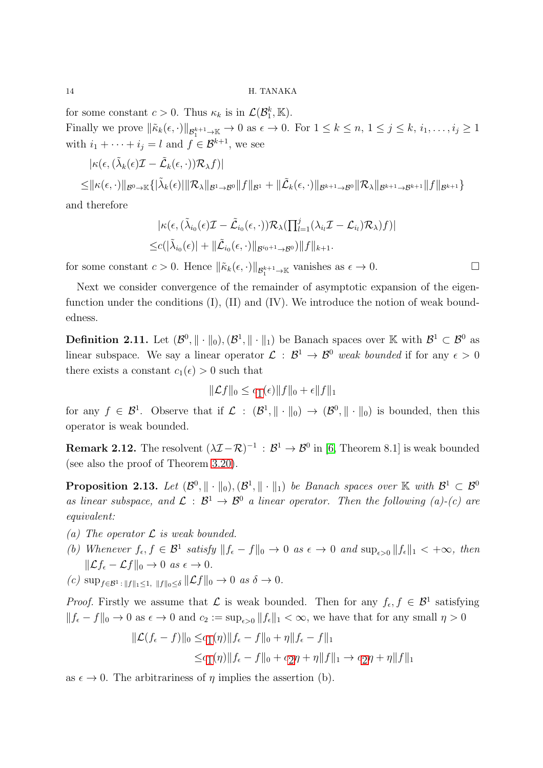for some constant $c > 0$. Thus $\kappa_k$ is in $\mathcal{L}(\mathcal{B}_1^k, \mathbb{K})$.

Finally we prove $\|\tilde{\kappa}_k(\epsilon,\cdot)\|_{\mathcal{B}_1^{k+1}\to\mathbb{K}} \to 0$ as $\epsilon \to 0$. For $1 \le k \le n$, $1 \le j \le k$, $i_1,\dots,i_j \ge 1$ with $i_1 + \cdots + i_j = l$ and $f \in \mathcal{B}^{k+1}$, we see

$$
\begin{aligned}
&|\kappa(\epsilon, (\tilde{\lambda}_k(\epsilon)\mathcal{I} - \tilde{\mathcal{L}}_k(\epsilon,\cdot))\mathcal{R}_\lambda f)| \\
\le &\|\kappa(\epsilon,\cdot)\|_{\mathcal{B}^0\to\mathbb{K}}\{|\tilde{\lambda}_k(\epsilon)|\|\mathcal{R}_\lambda\|_{\mathcal{B}^1\to\mathcal{B}^0}\|f\|_{\mathcal{B}^1} + \|\tilde{\mathcal{L}}_k(\epsilon,\cdot)\|_{\mathcal{B}^{k+1}\to\mathcal{B}^0}\|\mathcal{R}_\lambda\|_{\mathcal{B}^{k+1}\to\mathcal{B}^{k+1}}\|f\|_{\mathcal{B}^{k+1}}\}
\end{aligned}
$$

and therefore

$$
\begin{aligned}
&|\kappa(\epsilon, (\tilde{\lambda}_{i_0}(\epsilon)\mathcal{I} - \tilde{\mathcal{L}}_{i_0}(\epsilon,\cdot))\mathcal{R}_\lambda(\textstyle\prod_{l=1}^j(\lambda_{i_l}\mathcal{I} - \mathcal{L}_{i_l})\mathcal{R}_\lambda)f)| \\
\le &c(|\tilde{\lambda}_{i_0}(\epsilon)| + \|\tilde{\mathcal{L}}_{i_0}(\epsilon,\cdot)\|_{\mathcal{B}^{i_0+1}\to\mathcal{B}^0})\|f\|_{k+1}.
\end{aligned}
$$

for some constant $c > 0$. Hence $\|\tilde{\kappa}_k(\epsilon,\cdot)\|_{\mathcal{B}_1^{k+1}\to\mathbb{K}}$ vanishes as $\epsilon \to 0$. □

Next we consider convergence of the remainder of asymptotic expansion of the eigenfunction under the conditions (I), (II) and (IV). We introduce the notion of weak boundedness.

**Definition 2.11.** Let $(\mathcal{B}^0, \|\cdot\|_0), (\mathcal{B}^1, \|\cdot\|_1)$ be Banach spaces over $\mathbb{K}$ with $\mathcal{B}^1 \subset \mathcal{B}^0$ as linear subspace. We say a linear operator $\mathcal{L} : \mathcal{B}^1 \to \mathcal{B}^0$ *weak bounded* if for any $\epsilon > 0$ there exists a constant $c_1(\epsilon) > 0$ such that

$$
\|\mathcal{L}f\|_0 \le c_1(\epsilon)\|f\|_0 + \epsilon\|f\|_1
$$

for any $f \in \mathcal{B}^1$. Observe that if $\mathcal{L} : (\mathcal{B}^1, \|\cdot\|_0) \to (\mathcal{B}^0, \|\cdot\|_0)$ is bounded, then this operator is weak bounded.

**Remark 2.12.** The resolvent $(\lambda\mathcal{I} - \mathcal{R})^{-1} : \mathcal{B}^1 \to \mathcal{B}^0$ in [6, Theorem 8.1] is weak bounded (see also the proof of Theorem 3.20).

**Proposition 2.13.** *Let $(\mathcal{B}^0, \|\cdot\|_0), (\mathcal{B}^1, \|\cdot\|_1)$ be Banach spaces over $\mathbb{K}$ with $\mathcal{B}^1 \subset \mathcal{B}^0$ as linear subspace, and $\mathcal{L} : \mathcal{B}^1 \to \mathcal{B}^0$ a linear operator. Then the following (a)-(c) are equivalent:*

*(a) The operator $\mathcal{L}$ is weak bounded.*

*(b) Whenever $f_\epsilon, f \in \mathcal{B}^1$ satisfy $\|f_\epsilon - f\|_0 \to 0$ as $\epsilon \to 0$ and $\sup_{\epsilon>0}\|f_\epsilon\|_1 < +\infty$, then $\|\mathcal{L}f_\epsilon - \mathcal{L}f\|_0 \to 0$ as $\epsilon \to 0$.*

*(c) $\sup_{f\in\mathcal{B}^1 : \|f\|_1\le 1,\ \|f\|_0\le\delta}\|\mathcal{L}f\|_0 \to 0$ as $\delta \to 0$.*

*Proof.* Firstly we assume that $\mathcal{L}$ is weak bounded. Then for any $f_\epsilon, f \in \mathcal{B}^1$ satisfying $\|f_\epsilon - f\|_0 \to 0$ as $\epsilon \to 0$ and $c_2 := \sup_{\epsilon>0}\|f_\epsilon\|_1 < \infty$, we have that for any small $\eta > 0$

$$
\begin{aligned}
\|\mathcal{L}(f_\epsilon - f)\|_0 \le &c_1(\eta)\|f_\epsilon - f\|_0 + \eta\|f_\epsilon - f\|_1 \\
\le &c_1(\eta)\|f_\epsilon - f\|_0 + c_2\eta + \eta\|f\|_1 \to c_2\eta + \eta\|f\|_1
\end{aligned}
$$

as $\epsilon \to 0$. The arbitrariness of $\eta$ implies the assertion (b).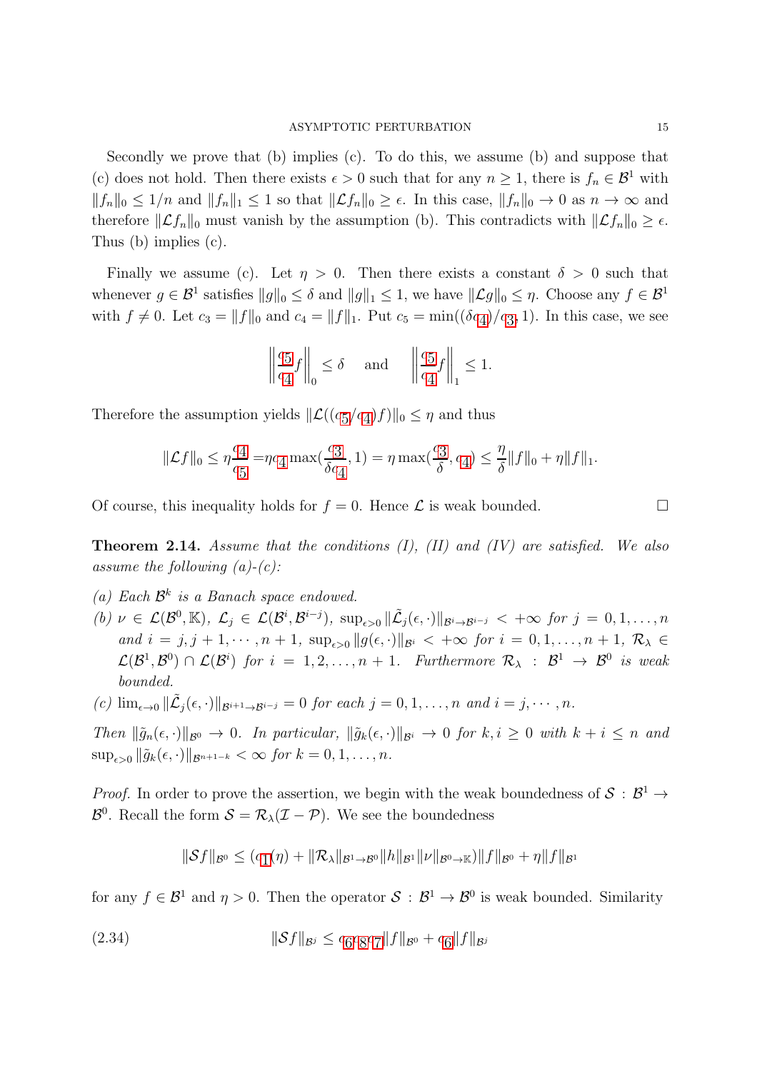Secondly we prove that (b) implies (c). To do this, we assume (b) and suppose that (c) does not hold. Then there exists $\epsilon > 0$ such that for any $n \geq 1$, there is $f_n \in \mathcal{B}^1$ with $\|f_n\|_0 \leq 1/n$ and $\|f_n\|_1 \leq 1$ so that $\|\mathcal{L}f_n\|_0 \geq \epsilon$. In this case, $\|f_n\|_0 \to 0$ as $n \to \infty$ and therefore $\|\mathcal{L}f_n\|_0$ must vanish by the assumption (b). This contradicts with $\|\mathcal{L}f_n\|_0 \geq \epsilon$. Thus (b) implies (c).

Finally we assume (c). Let $\eta > 0$. Then there exists a constant $\delta > 0$ such that whenever $g \in \mathcal{B}^1$ satisfies $\|g\|_0 \leq \delta$ and $\|g\|_1 \leq 1$, we have $\|\mathcal{L}g\|_0 \leq \eta$. Choose any $f \in \mathcal{B}^1$ with $f \neq 0$. Let $c_3 = \|f\|_0$ and $c_4 = \|f\|_1$. Put $c_5 = \min((\delta c_4)/c_3, 1)$. In this case, we see

$$\left\| \frac{c_5}{c_4} f \right\|_0 \leq \delta \quad \text{and} \quad \left\| \frac{c_5}{c_4} f \right\|_1 \leq 1.$$

Therefore the assumption yields $\|\mathcal{L}((c_5/c_4)f)\|_0 \leq \eta$ and thus

$$\|\mathcal{L}f\|_0 \leq \eta \frac{c_4}{c_5} = \eta c_4 \max(\frac{c_3}{\delta c_4}, 1) = \eta \max(\frac{c_3}{\delta}, c_4) \leq \frac{\eta}{\delta}\|f\|_0 + \eta\|f\|_1.$$

Of course, this inequality holds for $f = 0$. Hence $\mathcal{L}$ is weak bounded. $\square$

**Theorem 2.14.** *Assume that the conditions (I), (II) and (IV) are satisfied. We also assume the following (a)-(c):*

*(a) Each $\mathcal{B}^k$ is a Banach space endowed.*

*(b) $\nu \in \mathcal{L}(\mathcal{B}^0, \mathbb{K})$, $\mathcal{L}_j \in \mathcal{L}(\mathcal{B}^i, \mathcal{B}^{i-j})$, $\sup_{\epsilon>0} \|\tilde{\mathcal{L}}_j(\epsilon, \cdot)\|_{\mathcal{B}^i \to \mathcal{B}^{i-j}} < +\infty$ for $j = 0, 1, \ldots, n$ and $i = j, j+1, \cdots, n+1$, $\sup_{\epsilon>0} \|g(\epsilon, \cdot)\|_{\mathcal{B}^i} < +\infty$ for $i = 0, 1, \ldots, n+1$, $\mathcal{R}_\lambda \in \mathcal{L}(\mathcal{B}^1, \mathcal{B}^0) \cap \mathcal{L}(\mathcal{B}^i)$ for $i = 1, 2, \ldots, n+1$. Furthermore $\mathcal{R}_\lambda : \mathcal{B}^1 \to \mathcal{B}^0$ is weak bounded.*

*(c) $\lim_{\epsilon \to 0} \|\tilde{\mathcal{L}}_j(\epsilon, \cdot)\|_{\mathcal{B}^{i+1} \to \mathcal{B}^{i-j}} = 0$ for each $j = 0, 1, \ldots, n$ and $i = j, \cdots, n$.*

*Then $\|\tilde{g}_n(\epsilon, \cdot)\|_{\mathcal{B}^0} \to 0$. In particular, $\|\tilde{g}_k(\epsilon, \cdot)\|_{\mathcal{B}^i} \to 0$ for $k, i \geq 0$ with $k + i \leq n$ and $\sup_{\epsilon>0} \|\tilde{g}_k(\epsilon, \cdot)\|_{\mathcal{B}^{n+1-k}} < \infty$ for $k = 0, 1, \ldots, n$.*

*Proof.* In order to prove the assertion, we begin with the weak boundedness of $\mathcal{S} : \mathcal{B}^1 \to \mathcal{B}^0$. Recall the form $\mathcal{S} = \mathcal{R}_\lambda(\mathcal{I} - \mathcal{P})$. We see the boundedness

$$\|\mathcal{S}f\|_{\mathcal{B}^0} \leq (c_1(\eta) + \|\mathcal{R}_\lambda\|_{\mathcal{B}^1 \to \mathcal{B}^0}\|h\|_{\mathcal{B}^1}\|\nu\|_{\mathcal{B}^0 \to \mathbb{K}})\|f\|_{\mathcal{B}^0} + \eta\|f\|_{\mathcal{B}^1}$$

for any $f \in \mathcal{B}^1$ and $\eta > 0$. Then the operator $\mathcal{S} : \mathcal{B}^1 \to \mathcal{B}^0$ is weak bounded. Similarity

$$\|\mathcal{S}f\|_{\mathcal{B}^j} \leq c_6 c_8 c_7 \|f\|_{\mathcal{B}^0} + c_6 \|f\|_{\mathcal{B}^j} \tag{2.34}$$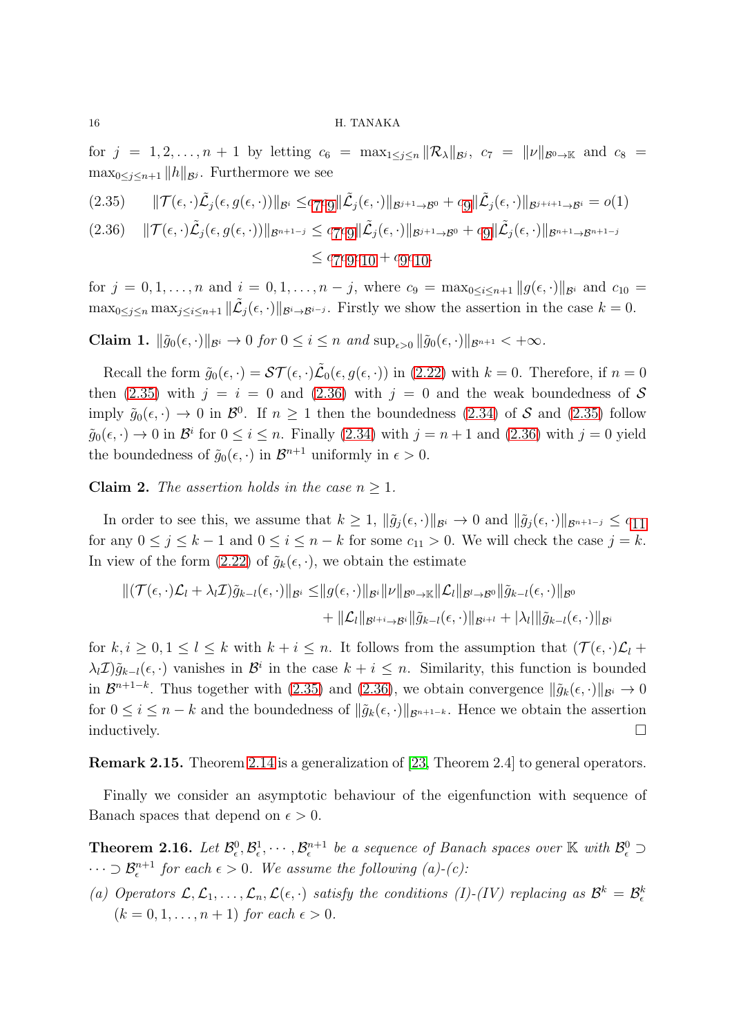for $j = 1, 2, \ldots, n+1$ by letting $c_6 = \max_{1\le j\le n} \|\mathcal{R}_\lambda\|_{\mathcal{B}^j}$, $c_7 = \|\nu\|_{\mathcal{B}^0\to\mathbb{K}}$ and $c_8 = \max_{0\le j\le n+1} \|h\|_{\mathcal{B}^j}$. Furthermore we see

$$\|\mathcal{T}(\epsilon,\cdot)\tilde{\mathcal{L}}_j(\epsilon, g(\epsilon,\cdot))\|_{\mathcal{B}^i} \le c_7 c_9 \|\tilde{\mathcal{L}}_j(\epsilon,\cdot)\|_{\mathcal{B}^{j+1}\to\mathcal{B}^0} + c_9 \|\tilde{\mathcal{L}}_j(\epsilon,\cdot)\|_{\mathcal{B}^{j+i+1}\to\mathcal{B}^i} = o(1) \tag{2.35}$$

$$\begin{aligned}\|\mathcal{T}(\epsilon,\cdot)\tilde{\mathcal{L}}_j(\epsilon, g(\epsilon,\cdot))\|_{\mathcal{B}^{n+1-j}} &\le c_7 c_9 \|\tilde{\mathcal{L}}_j(\epsilon,\cdot)\|_{\mathcal{B}^{j+1}\to\mathcal{B}^0} + c_9 \|\tilde{\mathcal{L}}_j(\epsilon,\cdot)\|_{\mathcal{B}^{n+1}\to\mathcal{B}^{n+1-j}} \\ &\le c_7 c_9 c_{10} + c_9 c_{10}\end{aligned} \tag{2.36}$$

for $j = 0, 1, \ldots, n$ and $i = 0, 1, \ldots, n-j$, where $c_9 = \max_{0\le i\le n+1} \|g(\epsilon,\cdot)\|_{\mathcal{B}^i}$ and $c_{10} = \max_{0\le j\le n} \max_{j\le i\le n+1} \|\tilde{\mathcal{L}}_j(\epsilon,\cdot)\|_{\mathcal{B}^i\to\mathcal{B}^{i-j}}$. Firstly we show the assertion in the case $k = 0$.

**Claim 1.** *$\|\tilde{g}_0(\epsilon,\cdot)\|_{\mathcal{B}^i} \to 0$ for $0 \le i \le n$ and $\sup_{\epsilon>0} \|\tilde{g}_0(\epsilon,\cdot)\|_{\mathcal{B}^{n+1}} < +\infty$.*

Recall the form $\tilde{g}_0(\epsilon,\cdot) = \mathcal{S}\mathcal{T}(\epsilon,\cdot)\tilde{\mathcal{L}}_0(\epsilon, g(\epsilon,\cdot))$ in (2.22) with $k = 0$. Therefore, if $n = 0$ then (2.35) with $j = i = 0$ and (2.36) with $j = 0$ and the weak boundedness of $\mathcal{S}$ imply $\tilde{g}_0(\epsilon,\cdot) \to 0$ in $\mathcal{B}^0$. If $n \ge 1$ then the boundedness (2.34) of $\mathcal{S}$ and (2.35) follow $\tilde{g}_0(\epsilon,\cdot) \to 0$ in $\mathcal{B}^i$ for $0 \le i \le n$. Finally (2.34) with $j = n+1$ and (2.36) with $j = 0$ yield the boundedness of $\tilde{g}_0(\epsilon,\cdot)$ in $\mathcal{B}^{n+1}$ uniformly in $\epsilon > 0$.

**Claim 2.** *The assertion holds in the case $n \ge 1$.*

In order to see this, we assume that $k \ge 1$, $\|\tilde{g}_j(\epsilon,\cdot)\|_{\mathcal{B}^i} \to 0$ and $\|\tilde{g}_j(\epsilon,\cdot)\|_{\mathcal{B}^{n+1-j}} \le c_{11}$ for any $0 \le j \le k-1$ and $0 \le i \le n-k$ for some $c_{11} > 0$. We will check the case $j = k$. In view of the form (2.22) of $\tilde{g}_k(\epsilon,\cdot)$, we obtain the estimate

$$\begin{aligned}\|(\mathcal{T}(\epsilon,\cdot)\mathcal{L}_l + \lambda_l\mathcal{I})\tilde{g}_{k-l}(\epsilon,\cdot)\|_{\mathcal{B}^i} \le& \|g(\epsilon,\cdot)\|_{\mathcal{B}^i}\|\nu\|_{\mathcal{B}^0\to\mathbb{K}}\|\mathcal{L}_l\|_{\mathcal{B}^l\to\mathcal{B}^0}\|\tilde{g}_{k-l}(\epsilon,\cdot)\|_{\mathcal{B}^0} \\ &+ \|\mathcal{L}_l\|_{\mathcal{B}^{l+i}\to\mathcal{B}^i}\|\tilde{g}_{k-l}(\epsilon,\cdot)\|_{\mathcal{B}^{i+l}} + |\lambda_l|\|\tilde{g}_{k-l}(\epsilon,\cdot)\|_{\mathcal{B}^i}\end{aligned}$$

for $k, i \ge 0, 1 \le l \le k$ with $k + i \le n$. It follows from the assumption that $(\mathcal{T}(\epsilon,\cdot)\mathcal{L}_l + \lambda_l\mathcal{I})\tilde{g}_{k-l}(\epsilon,\cdot)$ vanishes in $\mathcal{B}^i$ in the case $k + i \le n$. Similarity, this function is bounded in $\mathcal{B}^{n+1-k}$. Thus together with (2.35) and (2.36), we obtain convergence $\|\tilde{g}_k(\epsilon,\cdot)\|_{\mathcal{B}^i} \to 0$ for $0 \le i \le n-k$ and the boundedness of $\|\tilde{g}_k(\epsilon,\cdot)\|_{\mathcal{B}^{n+1-k}}$. Hence we obtain the assertion inductively. □

**Remark 2.15.** Theorem 2.14 is a generalization of [23, Theorem 2.4] to general operators.

Finally we consider an asymptotic behaviour of the eigenfunction with sequence of Banach spaces that depend on $\epsilon > 0$.

**Theorem 2.16.** *Let $\mathcal{B}^0_\epsilon, \mathcal{B}^1_\epsilon, \cdots, \mathcal{B}^{n+1}_\epsilon$ be a sequence of Banach spaces over $\mathbb{K}$ with $\mathcal{B}^0_\epsilon \supset \cdots \supset \mathcal{B}^{n+1}_\epsilon$ for each $\epsilon > 0$. We assume the following (a)-(c):*

*(a) Operators $\mathcal{L}, \mathcal{L}_1, \ldots, \mathcal{L}_n, \mathcal{L}(\epsilon,\cdot)$ satisfy the conditions (I)-(IV) replacing as $\mathcal{B}^k = \mathcal{B}^k_\epsilon$ $(k = 0, 1, \ldots, n+1)$ for each $\epsilon > 0$.*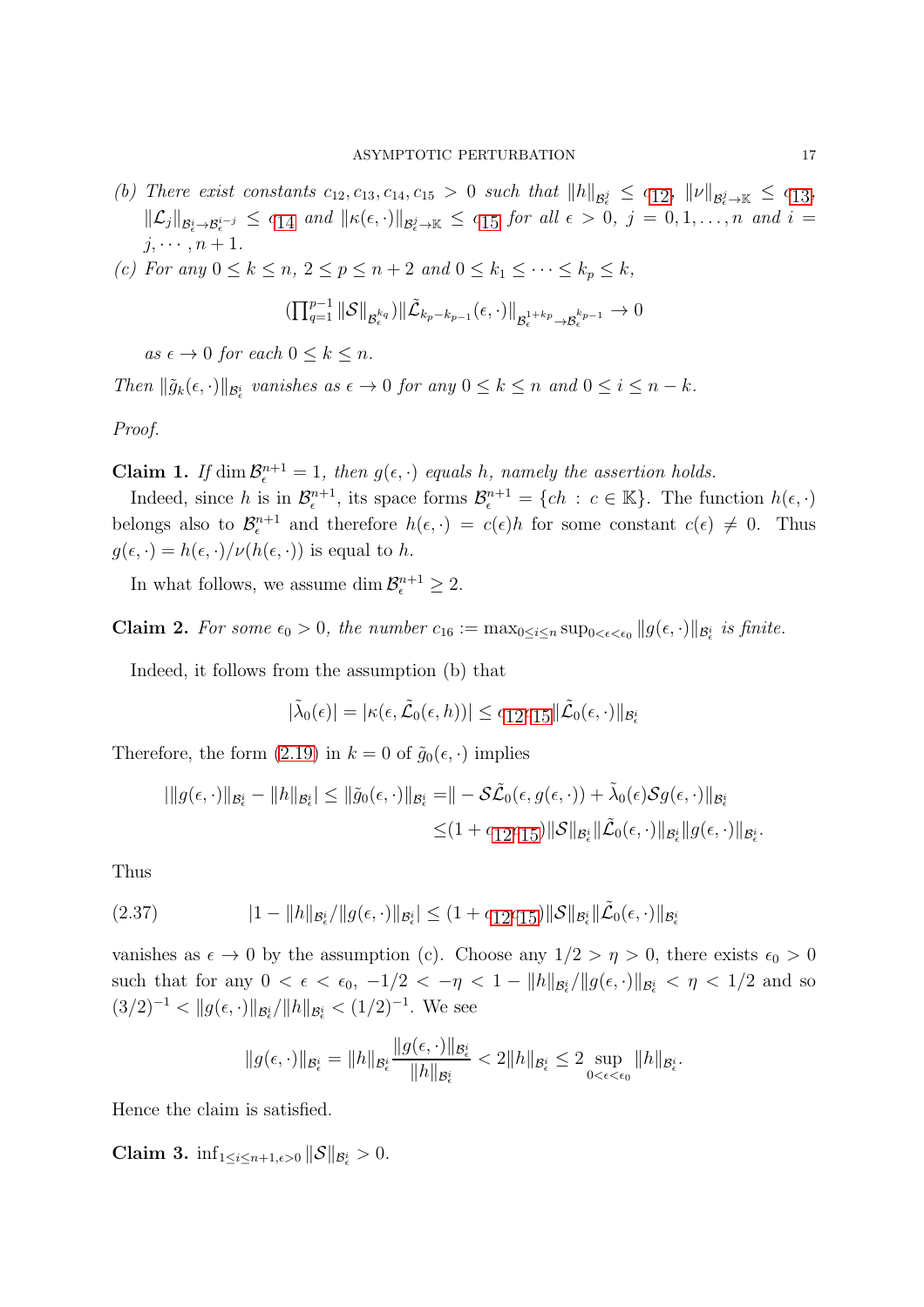*(b) There exist constants $c_{12}, c_{13}, c_{14}, c_{15} > 0$ such that $\|h\|_{\mathcal{B}^j_\epsilon} \le c_{12}$, $\|\nu\|_{\mathcal{B}^j_\epsilon \to \mathbb{K}} \le c_{13}$, $\|\mathcal{L}_j\|_{\mathcal{B}^i_\epsilon \to \mathcal{B}^{i-j}_\epsilon} \le c_{14}$ and $\|\kappa(\epsilon,\cdot)\|_{\mathcal{B}^j_\epsilon \to \mathbb{K}} \le c_{15}$ for all $\epsilon > 0$, $j = 0, 1, \ldots, n$ and $i = j, \cdots, n+1$.*

*(c) For any $0 \le k \le n$, $2 \le p \le n+2$ and $0 \le k_1 \le \cdots \le k_p \le k$,*

$$(\textstyle\prod_{q=1}^{p-1} \|\mathcal{S}\|_{\mathcal{B}^{k_q}_\epsilon})\|\tilde{\mathcal{L}}_{k_p - k_{p-1}}(\epsilon,\cdot)\|_{\mathcal{B}^{1+k_p}_\epsilon \to \mathcal{B}^{k_{p-1}}_\epsilon} \to 0$$

*as $\epsilon \to 0$ for each $0 \le k \le n$.*

*Then $\|\tilde{g}_k(\epsilon,\cdot)\|_{\mathcal{B}^i_\epsilon}$ vanishes as $\epsilon \to 0$ for any $0 \le k \le n$ and $0 \le i \le n-k$.*

*Proof.*

**Claim 1.** *If $\dim \mathcal{B}^{n+1}_\epsilon = 1$, then $g(\epsilon,\cdot)$ equals $h$, namely the assertion holds.*

Indeed, since $h$ is in $\mathcal{B}^{n+1}_\epsilon$, its space forms $\mathcal{B}^{n+1}_\epsilon = \{ch : c \in \mathbb{K}\}$. The function $h(\epsilon,\cdot)$ belongs also to $\mathcal{B}^{n+1}_\epsilon$ and therefore $h(\epsilon,\cdot) = c(\epsilon)h$ for some constant $c(\epsilon) \ne 0$. Thus $g(\epsilon,\cdot) = h(\epsilon,\cdot)/\nu(h(\epsilon,\cdot))$ is equal to $h$.

In what follows, we assume $\dim \mathcal{B}^{n+1}_\epsilon \ge 2$.

**Claim 2.** *For some $\epsilon_0 > 0$, the number $c_{16} := \max_{0 \le i \le n} \sup_{0<\epsilon<\epsilon_0} \|g(\epsilon,\cdot)\|_{\mathcal{B}^i_\epsilon}$ is finite.*

Indeed, it follows from the assumption (b) that

$$|\tilde{\lambda}_0(\epsilon)| = |\kappa(\epsilon, \tilde{\mathcal{L}}_0(\epsilon,h))| \le c_{12}c_{15}\|\tilde{\mathcal{L}}_0(\epsilon,\cdot)\|_{\mathcal{B}^i_\epsilon}$$

Therefore, the form (2.19) in $k = 0$ of $\tilde{g}_0(\epsilon,\cdot)$ implies

$$\begin{aligned}
|\|g(\epsilon,\cdot)\|_{\mathcal{B}^i_\epsilon} - \|h\|_{\mathcal{B}^i_\epsilon}| \le \|\tilde{g}_0(\epsilon,\cdot)\|_{\mathcal{B}^i_\epsilon} =& \| - \mathcal{S}\tilde{\mathcal{L}}_0(\epsilon, g(\epsilon,\cdot)) + \tilde{\lambda}_0(\epsilon)\mathcal{S}g(\epsilon,\cdot)\|_{\mathcal{B}^i_\epsilon} \\
\le& (1 + c_{12}c_{15})\|\mathcal{S}\|_{\mathcal{B}^i_\epsilon}\|\tilde{\mathcal{L}}_0(\epsilon,\cdot)\|_{\mathcal{B}^i_\epsilon}\|g(\epsilon,\cdot)\|_{\mathcal{B}^i_\epsilon}.
\end{aligned}$$

Thus

$$|1 - \|h\|_{\mathcal{B}^i_\epsilon}/\|g(\epsilon,\cdot)\|_{\mathcal{B}^i_\epsilon}| \le (1 + c_{12}c_{15})\|\mathcal{S}\|_{\mathcal{B}^i_\epsilon}\|\tilde{\mathcal{L}}_0(\epsilon,\cdot)\|_{\mathcal{B}^i_\epsilon} \tag{2.37}$$

vanishes as $\epsilon \to 0$ by the assumption (c). Choose any $1/2 > \eta > 0$, there exists $\epsilon_0 > 0$ such that for any $0 < \epsilon < \epsilon_0$, $-1/2 < -\eta < 1 - \|h\|_{\mathcal{B}^i_\epsilon}/\|g(\epsilon,\cdot)\|_{\mathcal{B}^i_\epsilon} < \eta < 1/2$ and so $(3/2)^{-1} < \|g(\epsilon,\cdot)\|_{\mathcal{B}^i_\epsilon}/\|h\|_{\mathcal{B}^i_\epsilon} < (1/2)^{-1}$. We see

$$\|g(\epsilon,\cdot)\|_{\mathcal{B}^i_\epsilon} = \|h\|_{\mathcal{B}^i_\epsilon}\frac{\|g(\epsilon,\cdot)\|_{\mathcal{B}^i_\epsilon}}{\|h\|_{\mathcal{B}^i_\epsilon}} < 2\|h\|_{\mathcal{B}^i_\epsilon} \le 2\sup_{0<\epsilon<\epsilon_0}\|h\|_{\mathcal{B}^i_\epsilon}.$$

Hence the claim is satisfied.

**Claim 3.** $\inf_{1 \le i \le n+1, \epsilon > 0} \|\mathcal{S}\|_{\mathcal{B}^i_\epsilon} > 0$.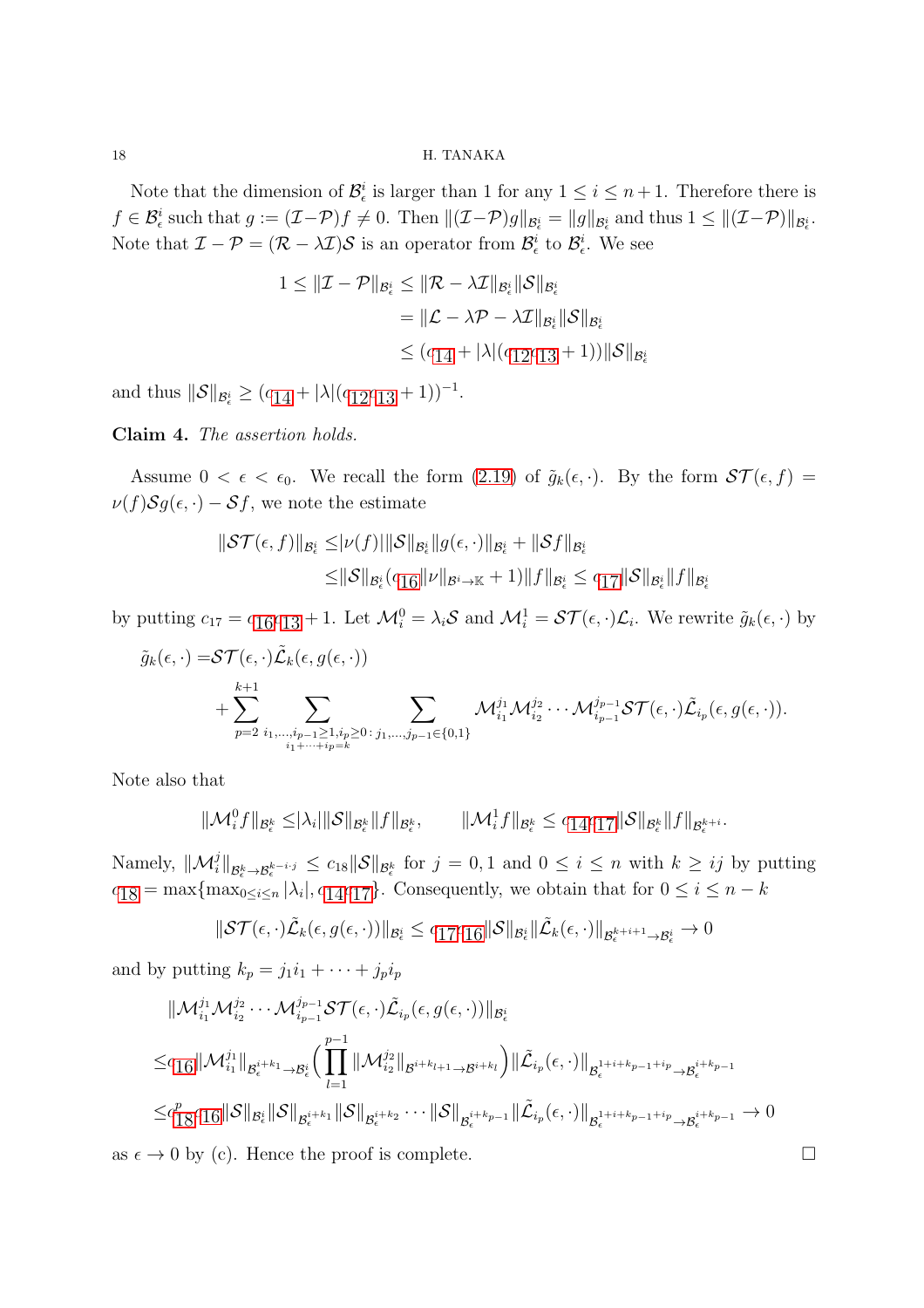Note that the dimension of $\mathcal{B}^i_\epsilon$ is larger than 1 for any $1 \le i \le n+1$. Therefore there is $f \in \mathcal{B}^i_\epsilon$ such that $g := (\mathcal{I}-\mathcal{P})f \neq 0$. Then $\|(\mathcal{I}-\mathcal{P})g\|_{\mathcal{B}^i_\epsilon} = \|g\|_{\mathcal{B}^i_\epsilon}$ and thus $1 \le \|(\mathcal{I}-\mathcal{P})\|_{\mathcal{B}^i_\epsilon}$. Note that $\mathcal{I}-\mathcal{P} = (\mathcal{R}-\lambda\mathcal{I})\mathcal{S}$ is an operator from $\mathcal{B}^i_\epsilon$ to $\mathcal{B}^i_\epsilon$. We see

$$
\begin{aligned}
1 \le \|\mathcal{I}-\mathcal{P}\|_{\mathcal{B}^i_\epsilon} &\le \|\mathcal{R}-\lambda\mathcal{I}\|_{\mathcal{B}^i_\epsilon}\|\mathcal{S}\|_{\mathcal{B}^i_\epsilon} \\
&= \|\mathcal{L}-\lambda\mathcal{P}-\lambda\mathcal{I}\|_{\mathcal{B}^i_\epsilon}\|\mathcal{S}\|_{\mathcal{B}^i_\epsilon} \\
&\le (c_{14} + |\lambda|(c_{12}c_{13}+1))\|\mathcal{S}\|_{\mathcal{B}^i_\epsilon}
\end{aligned}
$$

and thus $\|\mathcal{S}\|_{\mathcal{B}^i_\epsilon} \ge (c_{14} + |\lambda|(c_{12}c_{13}+1))^{-1}$.

**Claim 4.** *The assertion holds.*

Assume $0 < \epsilon < \epsilon_0$. We recall the form (2.19) of $\tilde{g}_k(\epsilon,\cdot)$. By the form $\mathcal{ST}(\epsilon, f) = \nu(f)\mathcal{S}g(\epsilon,\cdot) - \mathcal{S}f$, we note the estimate

$$
\begin{aligned}
\|\mathcal{ST}(\epsilon,f)\|_{\mathcal{B}^i_\epsilon} \le& |\nu(f)|\|\mathcal{S}\|_{\mathcal{B}^i_\epsilon}\|g(\epsilon,\cdot)\|_{\mathcal{B}^i_\epsilon} + \|\mathcal{S}f\|_{\mathcal{B}^i_\epsilon} \\
\le& \|\mathcal{S}\|_{\mathcal{B}^i_\epsilon}(c_{16}\|\nu\|_{\mathcal{B}^i\to\mathbb{K}}+1)\|f\|_{\mathcal{B}^i_\epsilon} \le c_{17}\|\mathcal{S}\|_{\mathcal{B}^i_\epsilon}\|f\|_{\mathcal{B}^i_\epsilon}
\end{aligned}
$$

by putting $c_{17} = c_{16}c_{13}+1$. Let $\mathcal{M}^0_i = \lambda_i\mathcal{S}$ and $\mathcal{M}^1_i = \mathcal{ST}(\epsilon,\cdot)\mathcal{L}_i$. We rewrite $\tilde{g}_k(\epsilon,\cdot)$ by

$$
\begin{aligned}
\tilde{g}_k(\epsilon,\cdot) =& \mathcal{ST}(\epsilon,\cdot)\tilde{\mathcal{L}}_k(\epsilon, g(\epsilon,\cdot)) \\
&+ \sum_{p=2}^{k+1} \sum_{\substack{i_1,\dots,i_{p-1}\ge 1, i_p\ge 0: \\ i_1+\cdots+i_p=k}} \sum_{j_1,\dots,j_{p-1}\in\{0,1\}} \mathcal{M}^{j_1}_{i_1}\mathcal{M}^{j_2}_{i_2}\cdots\mathcal{M}^{j_{p-1}}_{i_{p-1}}\mathcal{ST}(\epsilon,\cdot)\tilde{\mathcal{L}}_{i_p}(\epsilon, g(\epsilon,\cdot)).
\end{aligned}
$$

Note also that

$$
\|\mathcal{M}^0_i f\|_{\mathcal{B}^k_\epsilon} \le |\lambda_i|\|\mathcal{S}\|_{\mathcal{B}^k_\epsilon}\|f\|_{\mathcal{B}^k_\epsilon}, \qquad \|\mathcal{M}^1_i f\|_{\mathcal{B}^k_\epsilon} \le c_{14}c_{17}\|\mathcal{S}\|_{\mathcal{B}^k_\epsilon}\|f\|_{\mathcal{B}^{k+i}_\epsilon}.
$$

Namely, $\|\mathcal{M}^j_i\|_{\mathcal{B}^k_\epsilon\to\mathcal{B}^{k-i\cdot j}_\epsilon} \le c_{18}\|\mathcal{S}\|_{\mathcal{B}^k_\epsilon}$ for $j = 0,1$ and $0 \le i \le n$ with $k \ge ij$ by putting $c_{18} = \max\{\max_{0\le i\le n}|\lambda_i|, c_{14}c_{17}\}$. Consequently, we obtain that for $0 \le i \le n-k$

$$
\|\mathcal{ST}(\epsilon,\cdot)\tilde{\mathcal{L}}_k(\epsilon, g(\epsilon,\cdot))\|_{\mathcal{B}^i_\epsilon} \le c_{17}c_{16}\|\mathcal{S}\|_{\mathcal{B}^i_\epsilon}\|\tilde{\mathcal{L}}_k(\epsilon,\cdot)\|_{\mathcal{B}^{k+i+1}_\epsilon\to\mathcal{B}^i_\epsilon} \to 0
$$

and by putting $k_p = j_1 i_1 + \cdots + j_p i_p$

$$
\begin{aligned}
&\|\mathcal{M}^{j_1}_{i_1}\mathcal{M}^{j_2}_{i_2}\cdots\mathcal{M}^{j_{p-1}}_{i_{p-1}}\mathcal{ST}(\epsilon,\cdot)\tilde{\mathcal{L}}_{i_p}(\epsilon, g(\epsilon,\cdot))\|_{\mathcal{B}^i_\epsilon} \\
\le& c_{16}\|\mathcal{M}^{j_1}_{i_1}\|_{\mathcal{B}^{i+k_1}_\epsilon\to\mathcal{B}^i_\epsilon}\Big(\prod_{l=1}^{p-1}\|\mathcal{M}^{j_2}_{i_2}\|_{\mathcal{B}^{i+k_{l+1}}\to\mathcal{B}^{i+k_l}}\Big)\|\tilde{\mathcal{L}}_{i_p}(\epsilon,\cdot)\|_{\mathcal{B}^{1+i+k_{p-1}+i_p}_\epsilon\to\mathcal{B}^{i+k_{p-1}}_\epsilon} \\
\le& c^p_{18}c_{16}\|\mathcal{S}\|_{\mathcal{B}^i_\epsilon}\|\mathcal{S}\|_{\mathcal{B}^{i+k_1}_\epsilon}\|\mathcal{S}\|_{\mathcal{B}^{i+k_2}_\epsilon}\cdots\|\mathcal{S}\|_{\mathcal{B}^{i+k_{p-1}}_\epsilon}\|\tilde{\mathcal{L}}_{i_p}(\epsilon,\cdot)\|_{\mathcal{B}^{1+i+k_{p-1}+i_p}_\epsilon\to\mathcal{B}^{i+k_{p-1}}_\epsilon} \to 0
\end{aligned}
$$

as $\epsilon \to 0$ by (c). Hence the proof is complete. $\square$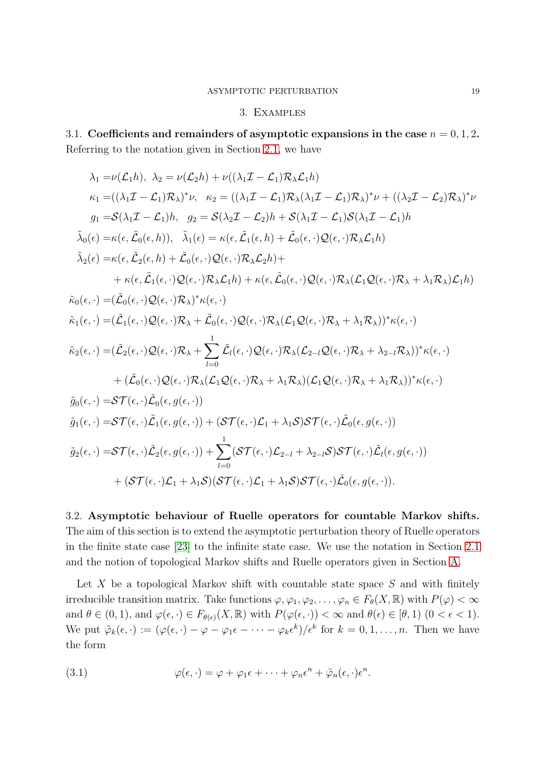## 3. Examples

**3.1. Coefficients and remainders of asymptotic expansions in the case $n = 0, 1, 2$.** Referring to the notation given in Section 2.1, we have

$$
\begin{aligned}
\lambda_1 =& \nu(\mathcal{L}_1 h),\ \ \lambda_2 = \nu(\mathcal{L}_2 h) + \nu((\lambda_1 \mathcal{I} - \mathcal{L}_1)\mathcal{R}_\lambda \mathcal{L}_1 h) \\
\kappa_1 =& ((\lambda_1 \mathcal{I} - \mathcal{L}_1)\mathcal{R}_\lambda)^* \nu,\ \ \kappa_2 = ((\lambda_1 \mathcal{I} - \mathcal{L}_1)\mathcal{R}_\lambda (\lambda_1 \mathcal{I} - \mathcal{L}_1)\mathcal{R}_\lambda)^* \nu + ((\lambda_2 \mathcal{I} - \mathcal{L}_2)\mathcal{R}_\lambda)^* \nu \\
g_1 =& \mathcal{S}(\lambda_1 \mathcal{I} - \mathcal{L}_1) h,\ \ g_2 = \mathcal{S}(\lambda_2 \mathcal{I} - \mathcal{L}_2) h + \mathcal{S}(\lambda_1 \mathcal{I} - \mathcal{L}_1)\mathcal{S}(\lambda_1 \mathcal{I} - \mathcal{L}_1) h \\
\tilde{\lambda}_0(\epsilon) =& \kappa(\epsilon, \tilde{\mathcal{L}}_0(\epsilon, h)),\ \ \tilde{\lambda}_1(\epsilon) = \kappa(\epsilon, \tilde{\mathcal{L}}_1(\epsilon, h) + \tilde{\mathcal{L}}_0(\epsilon, \cdot)\mathcal{Q}(\epsilon, \cdot)\mathcal{R}_\lambda \mathcal{L}_1 h) \\
\tilde{\lambda}_2(\epsilon) =& \kappa(\epsilon, \tilde{\mathcal{L}}_2(\epsilon, h) + \tilde{\mathcal{L}}_0(\epsilon, \cdot)\mathcal{Q}(\epsilon, \cdot)\mathcal{R}_\lambda \mathcal{L}_2 h) + \\
& + \kappa(\epsilon, \tilde{\mathcal{L}}_1(\epsilon, \cdot)\mathcal{Q}(\epsilon, \cdot)\mathcal{R}_\lambda \mathcal{L}_1 h) + \kappa(\epsilon, \tilde{\mathcal{L}}_0(\epsilon, \cdot)\mathcal{Q}(\epsilon, \cdot)\mathcal{R}_\lambda (\mathcal{L}_1 \mathcal{Q}(\epsilon, \cdot)\mathcal{R}_\lambda + \lambda_1 \mathcal{R}_\lambda)\mathcal{L}_1 h) \\
\tilde{\kappa}_0(\epsilon, \cdot) =& (\tilde{\mathcal{L}}_0(\epsilon, \cdot)\mathcal{Q}(\epsilon, \cdot)\mathcal{R}_\lambda)^* \kappa(\epsilon, \cdot) \\
\tilde{\kappa}_1(\epsilon, \cdot) =& (\tilde{\mathcal{L}}_1(\epsilon, \cdot)\mathcal{Q}(\epsilon, \cdot)\mathcal{R}_\lambda + \tilde{\mathcal{L}}_0(\epsilon, \cdot)\mathcal{Q}(\epsilon, \cdot)\mathcal{R}_\lambda (\mathcal{L}_1 \mathcal{Q}(\epsilon, \cdot)\mathcal{R}_\lambda + \lambda_1 \mathcal{R}_\lambda))^* \kappa(\epsilon, \cdot) \\
\tilde{\kappa}_2(\epsilon, \cdot) =& (\tilde{\mathcal{L}}_2(\epsilon, \cdot)\mathcal{Q}(\epsilon, \cdot)\mathcal{R}_\lambda + \sum_{l=0}^{1} \tilde{\mathcal{L}}_l(\epsilon, \cdot)\mathcal{Q}(\epsilon, \cdot)\mathcal{R}_\lambda (\mathcal{L}_{2-l} \mathcal{Q}(\epsilon, \cdot)\mathcal{R}_\lambda + \lambda_{2-l} \mathcal{R}_\lambda))^* \kappa(\epsilon, \cdot) \\
& + (\tilde{\mathcal{L}}_0(\epsilon, \cdot)\mathcal{Q}(\epsilon, \cdot)\mathcal{R}_\lambda (\mathcal{L}_1 \mathcal{Q}(\epsilon, \cdot)\mathcal{R}_\lambda + \lambda_1 \mathcal{R}_\lambda)(\mathcal{L}_1 \mathcal{Q}(\epsilon, \cdot)\mathcal{R}_\lambda + \lambda_1 \mathcal{R}_\lambda))^* \kappa(\epsilon, \cdot) \\
\tilde{g}_0(\epsilon, \cdot) =& \mathcal{S}\mathcal{T}(\epsilon, \cdot)\tilde{\mathcal{L}}_0(\epsilon, g(\epsilon, \cdot)) \\
\tilde{g}_1(\epsilon, \cdot) =& \mathcal{S}\mathcal{T}(\epsilon, \cdot)\tilde{\mathcal{L}}_1(\epsilon, g(\epsilon, \cdot)) + (\mathcal{S}\mathcal{T}(\epsilon, \cdot)\mathcal{L}_1 + \lambda_1 \mathcal{S})\mathcal{S}\mathcal{T}(\epsilon, \cdot)\tilde{\mathcal{L}}_0(\epsilon, g(\epsilon, \cdot)) \\
\tilde{g}_2(\epsilon, \cdot) =& \mathcal{S}\mathcal{T}(\epsilon, \cdot)\tilde{\mathcal{L}}_2(\epsilon, g(\epsilon, \cdot)) + \sum_{l=0}^{1} (\mathcal{S}\mathcal{T}(\epsilon, \cdot)\mathcal{L}_{2-l} + \lambda_{2-l} \mathcal{S})\mathcal{S}\mathcal{T}(\epsilon, \cdot)\tilde{\mathcal{L}}_l(\epsilon, g(\epsilon, \cdot)) \\
& + (\mathcal{S}\mathcal{T}(\epsilon, \cdot)\mathcal{L}_1 + \lambda_1 \mathcal{S})(\mathcal{S}\mathcal{T}(\epsilon, \cdot)\mathcal{L}_1 + \lambda_1 \mathcal{S})\mathcal{S}\mathcal{T}(\epsilon, \cdot)\tilde{\mathcal{L}}_0(\epsilon, g(\epsilon, \cdot)).
\end{aligned}
$$

**3.2. Asymptotic behaviour of Ruelle operators for countable Markov shifts.** The aim of this section is to extend the asymptotic perturbation theory of Ruelle operators in the finite state case [23] to the infinite state case. We use the notation in Section 2.1 and the notion of topological Markov shifts and Ruelle operators given in Section A.

Let $X$ be a topological Markov shift with countable state space $S$ and with finitely irreducible transition matrix. Take functions $\varphi, \varphi_1, \varphi_2, \dots, \varphi_n \in F_\theta(X, \mathbb{R})$ with $P(\varphi) < \infty$ and $\theta \in (0, 1)$, and $\varphi(\epsilon, \cdot) \in F_{\theta(\epsilon)}(X, \mathbb{R})$ with $P(\varphi(\epsilon, \cdot)) < \infty$ and $\theta(\epsilon) \in [\theta, 1)$ $(0 < \epsilon < 1)$. We put $\tilde{\varphi}_k(\epsilon, \cdot) := (\varphi(\epsilon, \cdot) - \varphi - \varphi_1 \epsilon - \cdots - \varphi_k \epsilon^k)/\epsilon^k$ for $k = 0, 1, \dots, n$. Then we have the form

$$
\varphi(\epsilon, \cdot) = \varphi + \varphi_1 \epsilon + \cdots + \varphi_n \epsilon^n + \tilde{\varphi}_n(\epsilon, \cdot)\epsilon^n. \tag{3.1}
$$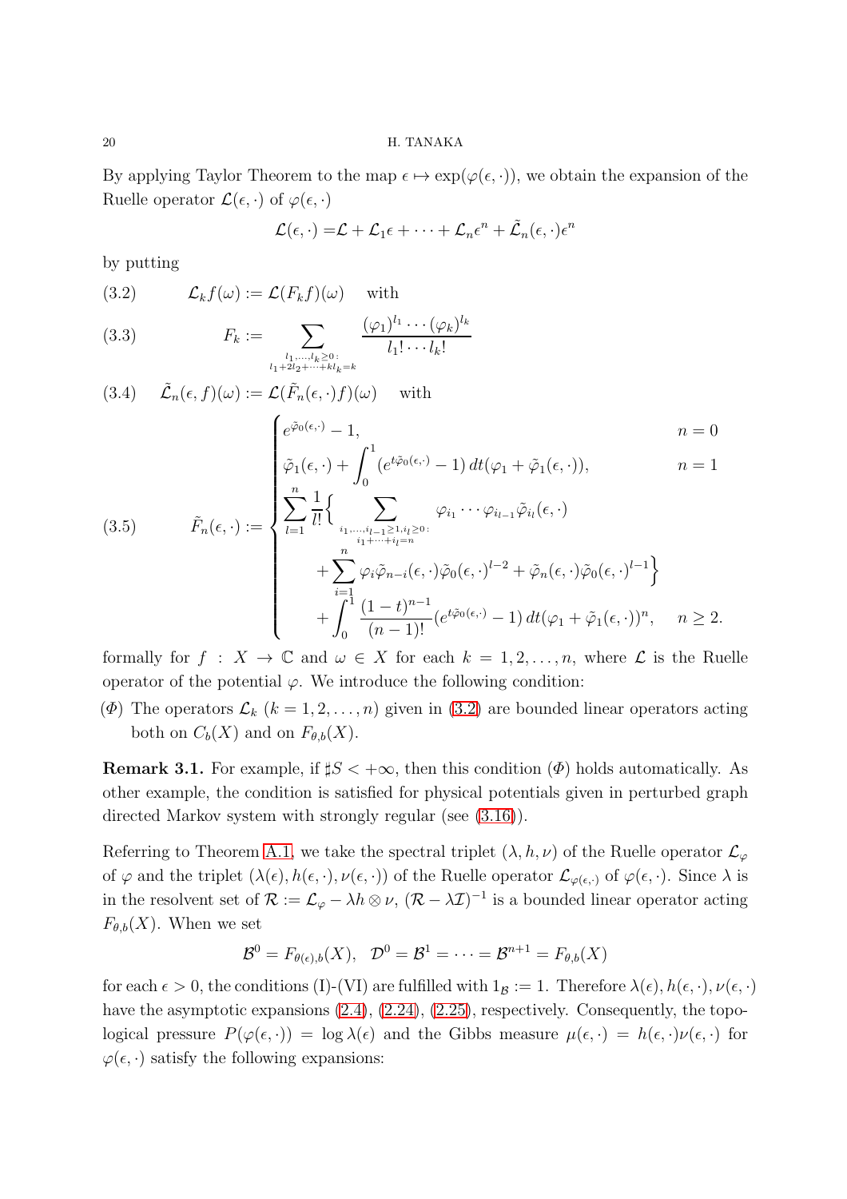By applying Taylor Theorem to the map $\epsilon \mapsto \exp(\varphi(\epsilon,\cdot))$, we obtain the expansion of the Ruelle operator $\mathcal{L}(\epsilon,\cdot)$ of $\varphi(\epsilon,\cdot)$

$$\mathcal{L}(\epsilon,\cdot) = \mathcal{L} + \mathcal{L}_1\epsilon + \cdots + \mathcal{L}_n\epsilon^n + \tilde{\mathcal{L}}_n(\epsilon,\cdot)\epsilon^n$$

by putting

$$\mathcal{L}_k f(\omega) := \mathcal{L}(F_k f)(\omega) \quad \text{with} \tag{3.2}$$

$$F_k := \sum_{\substack{l_1,\dots,l_k\geq 0:\\ l_1+2l_2+\cdots+kl_k=k}} \frac{(\varphi_1)^{l_1}\cdots(\varphi_k)^{l_k}}{l_1!\cdots l_k!} \tag{3.3}$$

$$\tilde{\mathcal{L}}_n(\epsilon,f)(\omega) := \mathcal{L}(\tilde{F}_n(\epsilon,\cdot)f)(\omega) \quad \text{with} \tag{3.4}$$

$$\tilde{F}_n(\epsilon,\cdot) := \begin{cases} e^{\tilde{\varphi}_0(\epsilon,\cdot)} - 1, & n=0 \\ \tilde{\varphi}_1(\epsilon,\cdot) + \displaystyle\int_0^1 (e^{t\tilde{\varphi}_0(\epsilon,\cdot)} - 1)\, dt(\varphi_1 + \tilde{\varphi}_1(\epsilon,\cdot)), & n=1 \\ \displaystyle\sum_{l=1}^n \frac{1}{l!}\Big\{ \sum_{\substack{i_1,\dots,i_{l-1}\geq 1, i_l\geq 0:\\ i_1+\cdots+i_l=n}} \varphi_{i_1}\cdots\varphi_{i_{l-1}}\tilde{\varphi}_{i_l}(\epsilon,\cdot) & \\ \qquad + \displaystyle\sum_{i=1}^n \varphi_i\tilde{\varphi}_{n-i}(\epsilon,\cdot)\tilde{\varphi}_0(\epsilon,\cdot)^{l-2} + \tilde{\varphi}_n(\epsilon,\cdot)\tilde{\varphi}_0(\epsilon,\cdot)^{l-1}\Big\} & \\ \qquad + \displaystyle\int_0^1 \frac{(1-t)^{n-1}}{(n-1)!}(e^{t\tilde{\varphi}_0(\epsilon,\cdot)} - 1)\, dt(\varphi_1 + \tilde{\varphi}_1(\epsilon,\cdot))^n, & n\geq 2. \end{cases} \tag{3.5}$$

formally for $f : X \to \mathbb{C}$ and $\omega \in X$ for each $k = 1, 2, \dots, n$, where $\mathcal{L}$ is the Ruelle operator of the potential $\varphi$. We introduce the following condition:

($\varPhi$) The operators $\mathcal{L}_k$ ($k = 1, 2, \dots, n$) given in (3.2) are bounded linear operators acting both on $C_b(X)$ and on $F_{\theta,b}(X)$.

**Remark 3.1.** For example, if $\sharp S < +\infty$, then this condition ($\varPhi$) holds automatically. As other example, the condition is satisfied for physical potentials given in perturbed graph directed Markov system with strongly regular (see (3.16)).

Referring to Theorem A.1, we take the spectral triplet $(\lambda, h, \nu)$ of the Ruelle operator $\mathcal{L}_\varphi$ of $\varphi$ and the triplet $(\lambda(\epsilon), h(\epsilon,\cdot), \nu(\epsilon,\cdot))$ of the Ruelle operator $\mathcal{L}_{\varphi(\epsilon,\cdot)}$ of $\varphi(\epsilon,\cdot)$. Since $\lambda$ is in the resolvent set of $\mathcal{R} := \mathcal{L}_\varphi - \lambda h \otimes \nu$, $(\mathcal{R} - \lambda\mathcal{I})^{-1}$ is a bounded linear operator acting $F_{\theta,b}(X)$. When we set

$$\mathcal{B}^0 = F_{\theta(\epsilon),b}(X), \quad \mathcal{D}^0 = \mathcal{B}^1 = \cdots = \mathcal{B}^{n+1} = F_{\theta,b}(X)$$

for each $\epsilon > 0$, the conditions (I)-(VI) are fulfilled with $1_\mathcal{B} := 1$. Therefore $\lambda(\epsilon), h(\epsilon,\cdot), \nu(\epsilon,\cdot)$ have the asymptotic expansions (2.4), (2.24), (2.25), respectively. Consequently, the topological pressure $P(\varphi(\epsilon,\cdot)) = \log\lambda(\epsilon)$ and the Gibbs measure $\mu(\epsilon,\cdot) = h(\epsilon,\cdot)\nu(\epsilon,\cdot)$ for $\varphi(\epsilon,\cdot)$ satisfy the following expansions: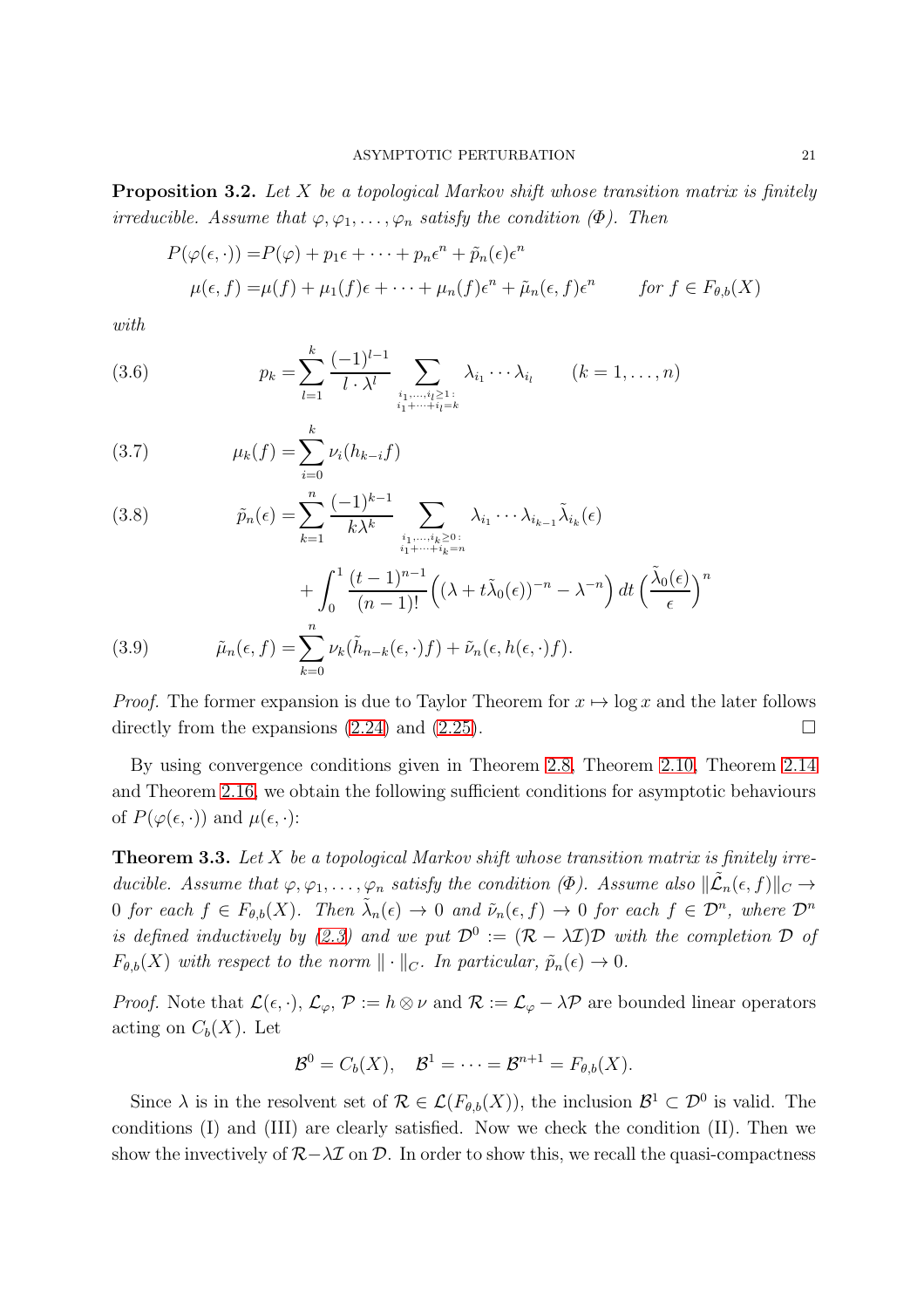**Proposition 3.2.** *Let $X$ be a topological Markov shift whose transition matrix is finitely irreducible. Assume that $\varphi, \varphi_1, \dots, \varphi_n$ satisfy the condition (Φ). Then*

$$
\begin{aligned}
P(\varphi(\epsilon, \cdot)) =& P(\varphi) + p_1\epsilon + \cdots + p_n\epsilon^n + \tilde{p}_n(\epsilon)\epsilon^n \\
\mu(\epsilon, f) =& \mu(f) + \mu_1(f)\epsilon + \cdots + \mu_n(f)\epsilon^n + \tilde{\mu}_n(\epsilon, f)\epsilon^n \qquad \textit{for } f \in F_{\theta,b}(X)
\end{aligned}
$$

*with*

$$
p_k = \sum_{l=1}^{k} \frac{(-1)^{l-1}}{l \cdot \lambda^l} \sum_{\substack{i_1,\dots,i_l \geq 1: \\ i_1+\cdots+i_l = k}} \lambda_{i_1} \cdots \lambda_{i_l} \qquad (k = 1, \dots, n) \tag{3.6}
$$

$$
\mu_k(f) = \sum_{i=0}^{k} \nu_i(h_{k-i}f) \tag{3.7}
$$

$$
\begin{aligned}
\tilde{p}_n(\epsilon) =& \sum_{k=1}^{n} \frac{(-1)^{k-1}}{k\lambda^k} \sum_{\substack{i_1,\dots,i_k \geq 0: \\ i_1+\cdots+i_k = n}} \lambda_{i_1} \cdots \lambda_{i_{k-1}} \tilde{\lambda}_{i_k}(\epsilon) \\
&+ \int_0^1 \frac{(t-1)^{n-1}}{(n-1)!} \Big( (\lambda + t\tilde{\lambda}_0(\epsilon))^{-n} - \lambda^{-n} \Big)\, dt \left( \frac{\tilde{\lambda}_0(\epsilon)}{\epsilon} \right)^n
\end{aligned} \tag{3.8}
$$

$$
\tilde{\mu}_n(\epsilon, f) = \sum_{k=0}^{n} \nu_k(\tilde{h}_{n-k}(\epsilon, \cdot)f) + \tilde{\nu}_n(\epsilon, h(\epsilon, \cdot)f). \tag{3.9}
$$

*Proof.* The former expansion is due to Taylor Theorem for $x \mapsto \log x$ and the later follows directly from the expansions (2.24) and (2.25). □

By using convergence conditions given in Theorem 2.8, Theorem 2.10, Theorem 2.14 and Theorem 2.16, we obtain the following sufficient conditions for asymptotic behaviours of $P(\varphi(\epsilon, \cdot))$ and $\mu(\epsilon, \cdot)$:

**Theorem 3.3.** *Let $X$ be a topological Markov shift whose transition matrix is finitely irreducible. Assume that $\varphi, \varphi_1, \dots, \varphi_n$ satisfy the condition (Φ). Assume also $\|\tilde{\mathcal{L}}_n(\epsilon, f)\|_C \to 0$ for each $f \in F_{\theta,b}(X)$. Then $\tilde{\lambda}_n(\epsilon) \to 0$ and $\tilde{\nu}_n(\epsilon, f) \to 0$ for each $f \in \mathcal{D}^n$, where $\mathcal{D}^n$ is defined inductively by (2.3) and we put $\mathcal{D}^0 := (\mathcal{R} - \lambda\mathcal{I})\mathcal{D}$ with the completion $\mathcal{D}$ of $F_{\theta,b}(X)$ with respect to the norm $\|\cdot\|_C$. In particular, $\tilde{p}_n(\epsilon) \to 0$.*

*Proof.* Note that $\mathcal{L}(\epsilon, \cdot)$, $\mathcal{L}_\varphi$, $\mathcal{P} := h \otimes \nu$ and $\mathcal{R} := \mathcal{L}_\varphi - \lambda\mathcal{P}$ are bounded linear operators acting on $C_b(X)$. Let

$$
\mathcal{B}^0 = C_b(X), \quad \mathcal{B}^1 = \cdots = \mathcal{B}^{n+1} = F_{\theta,b}(X).
$$

Since $\lambda$ is in the resolvent set of $\mathcal{R} \in \mathcal{L}(F_{\theta,b}(X))$, the inclusion $\mathcal{B}^1 \subset \mathcal{D}^0$ is valid. The conditions (I) and (III) are clearly satisfied. Now we check the condition (II). Then we show the invectively of $\mathcal{R} - \lambda\mathcal{I}$ on $\mathcal{D}$. In order to show this, we recall the quasi-compactness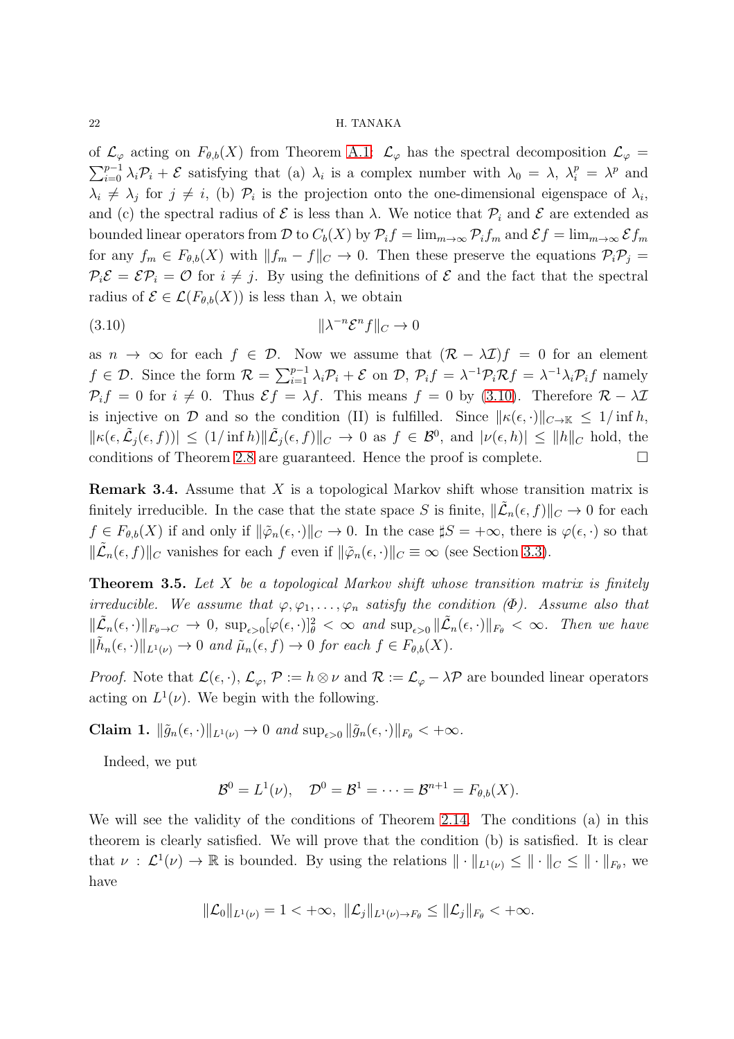of $\mathcal{L}_\varphi$ acting on $F_{\theta,b}(X)$ from Theorem A.1: $\mathcal{L}_\varphi$ has the spectral decomposition $\mathcal{L}_\varphi = \sum_{i=0}^{p-1} \lambda_i \mathcal{P}_i + \mathcal{E}$ satisfying that (a) $\lambda_i$ is a complex number with $\lambda_0 = \lambda$, $\lambda_i^p = \lambda^p$ and $\lambda_i \neq \lambda_j$ for $j \neq i$, (b) $\mathcal{P}_i$ is the projection onto the one-dimensional eigenspace of $\lambda_i$, and (c) the spectral radius of $\mathcal{E}$ is less than $\lambda$. We notice that $\mathcal{P}_i$ and $\mathcal{E}$ are extended as bounded linear operators from $\mathcal{D}$ to $C_b(X)$ by $\mathcal{P}_i f = \lim_{m\to\infty} \mathcal{P}_i f_m$ and $\mathcal{E} f = \lim_{m\to\infty} \mathcal{E} f_m$ for any $f_m \in F_{\theta,b}(X)$ with $\|f_m - f\|_C \to 0$. Then these preserve the equations $\mathcal{P}_i\mathcal{P}_j = \mathcal{P}_i\mathcal{E} = \mathcal{E}\mathcal{P}_i = \mathcal{O}$ for $i \neq j$. By using the definitions of $\mathcal{E}$ and the fact that the spectral radius of $\mathcal{E} \in \mathcal{L}(F_{\theta,b}(X))$ is less than $\lambda$, we obtain

$$\|\lambda^{-n}\mathcal{E}^n f\|_C \to 0 \tag{3.10}$$

as $n \to \infty$ for each $f \in \mathcal{D}$. Now we assume that $(\mathcal{R} - \lambda\mathcal{I})f = 0$ for an element $f \in \mathcal{D}$. Since the form $\mathcal{R} = \sum_{i=1}^{p-1} \lambda_i \mathcal{P}_i + \mathcal{E}$ on $\mathcal{D}$, $\mathcal{P}_i f = \lambda^{-1}\mathcal{P}_i\mathcal{R} f = \lambda^{-1}\lambda_i\mathcal{P}_i f$ namely $\mathcal{P}_i f = 0$ for $i \neq 0$. Thus $\mathcal{E} f = \lambda f$. This means $f = 0$ by (3.10). Therefore $\mathcal{R} - \lambda\mathcal{I}$ is injective on $\mathcal{D}$ and so the condition (II) is fulfilled. Since $\|\kappa(\epsilon,\cdot)\|_{C\to\mathbb{K}} \leq 1/\inf h$, $\|\kappa(\epsilon, \tilde{\mathcal{L}}_j(\epsilon, f))\| \leq (1/\inf h)\|\tilde{\mathcal{L}}_j(\epsilon, f)\|_C \to 0$ as $f \in \mathcal{B}^0$, and $|\nu(\epsilon, h)| \leq \|h\|_C$ hold, the conditions of Theorem 2.8 are guaranteed. Hence the proof is complete. □

**Remark 3.4.** Assume that $X$ is a topological Markov shift whose transition matrix is finitely irreducible. In the case that the state space $S$ is finite, $\|\tilde{\mathcal{L}}_n(\epsilon, f)\|_C \to 0$ for each $f \in F_{\theta,b}(X)$ if and only if $\|\tilde{\varphi}_n(\epsilon,\cdot)\|_C \to 0$. In the case $\sharp S = +\infty$, there is $\varphi(\epsilon,\cdot)$ so that $\|\tilde{\mathcal{L}}_n(\epsilon, f)\|_C$ vanishes for each $f$ even if $\|\tilde{\varphi}_n(\epsilon,\cdot)\|_C \equiv \infty$ (see Section 3.3).

**Theorem 3.5.** *Let $X$ be a topological Markov shift whose transition matrix is finitely irreducible. We assume that $\varphi, \varphi_1, \dots, \varphi_n$ satisfy the condition (Φ). Assume also that $\|\tilde{\mathcal{L}}_n(\epsilon,\cdot)\|_{F_\theta\to C} \to 0$, $\sup_{\epsilon>0}[\varphi(\epsilon,\cdot)]_\theta^2 < \infty$ and $\sup_{\epsilon>0}\|\tilde{\mathcal{L}}_n(\epsilon,\cdot)\|_{F_\theta} < \infty$. Then we have $\|\tilde{h}_n(\epsilon,\cdot)\|_{L^1(\nu)} \to 0$ and $\tilde{\mu}_n(\epsilon, f) \to 0$ for each $f \in F_{\theta,b}(X)$.*

*Proof.* Note that $\mathcal{L}(\epsilon,\cdot)$, $\mathcal{L}_\varphi$, $\mathcal{P} := h \otimes \nu$ and $\mathcal{R} := \mathcal{L}_\varphi - \lambda\mathcal{P}$ are bounded linear operators acting on $L^1(\nu)$. We begin with the following.

**Claim 1.** $\|\tilde{g}_n(\epsilon,\cdot)\|_{L^1(\nu)} \to 0$ *and* $\sup_{\epsilon>0}\|\tilde{g}_n(\epsilon,\cdot)\|_{F_\theta} < +\infty$.

Indeed, we put

$$\mathcal{B}^0 = L^1(\nu), \quad \mathcal{D}^0 = \mathcal{B}^1 = \dots = \mathcal{B}^{n+1} = F_{\theta,b}(X).$$

We will see the validity of the conditions of Theorem 2.14. The conditions (a) in this theorem is clearly satisfied. We will prove that the condition (b) is satisfied. It is clear that $\nu : \mathcal{L}^1(\nu) \to \mathbb{R}$ is bounded. By using the relations $\|\cdot\|_{L^1(\nu)} \leq \|\cdot\|_C \leq \|\cdot\|_{F_\theta}$, we have

$$\|\mathcal{L}_0\|_{L^1(\nu)} = 1 < +\infty, \ \|\mathcal{L}_j\|_{L^1(\nu)\to F_\theta} \leq \|\mathcal{L}_j\|_{F_\theta} < +\infty.$$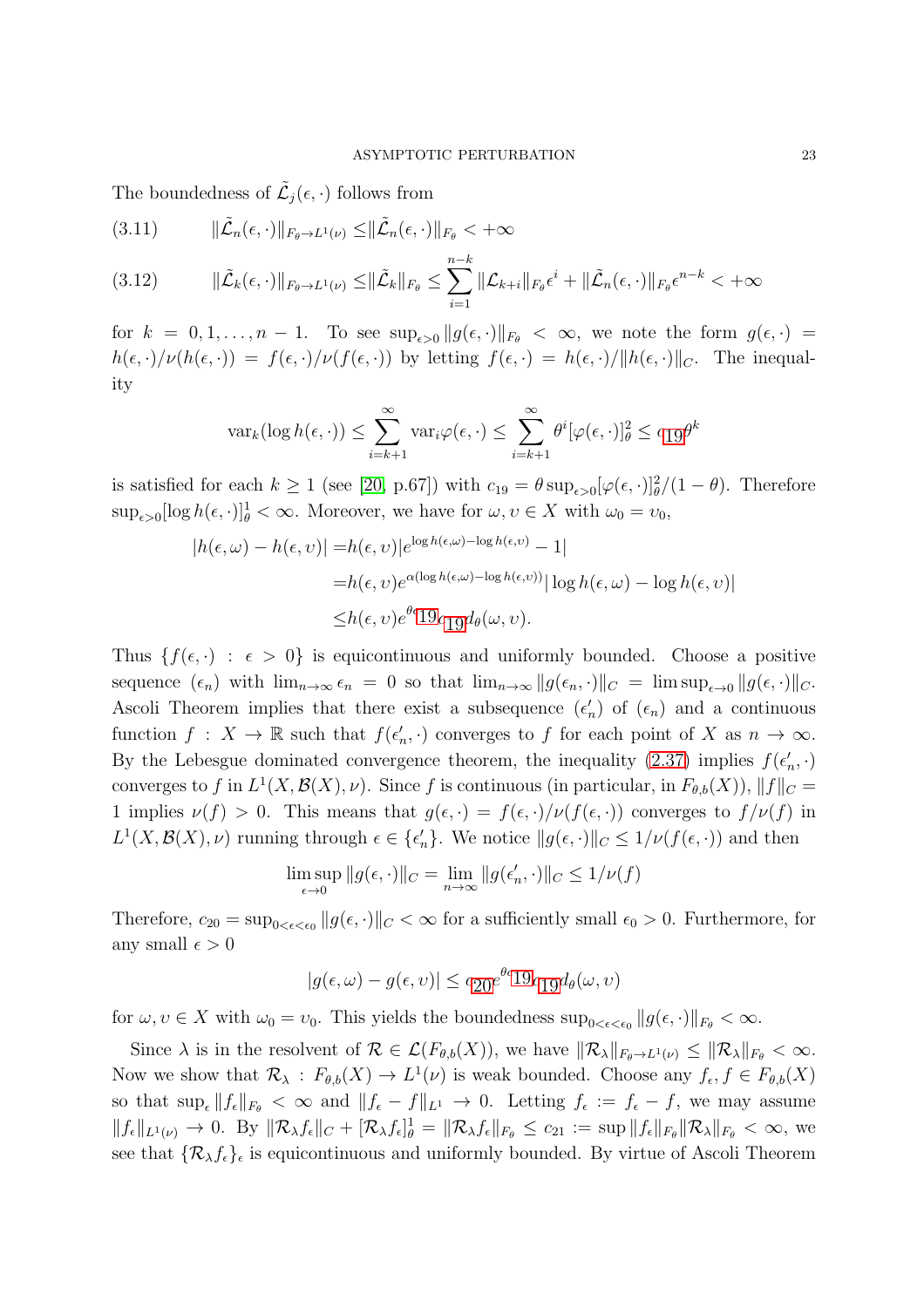The boundedness of $\tilde{\mathcal{L}}_j(\epsilon,\cdot)$ follows from

$$\|\tilde{\mathcal{L}}_n(\epsilon,\cdot)\|_{F_\theta\to L^1(\nu)} \le \|\tilde{\mathcal{L}}_n(\epsilon,\cdot)\|_{F_\theta} < +\infty \tag{3.11}$$

$$\|\tilde{\mathcal{L}}_k(\epsilon,\cdot)\|_{F_\theta\to L^1(\nu)} \le \|\tilde{\mathcal{L}}_k\|_{F_\theta} \le \sum_{i=1}^{n-k}\|\mathcal{L}_{k+i}\|_{F_\theta}\epsilon^i + \|\tilde{\mathcal{L}}_n(\epsilon,\cdot)\|_{F_\theta}\epsilon^{n-k} < +\infty \tag{3.12}$$

for $k=0,1,\dots,n-1$. To see $\sup_{\epsilon>0}\|g(\epsilon,\cdot)\|_{F_\theta}<\infty$, we note the form $g(\epsilon,\cdot)=h(\epsilon,\cdot)/\nu(h(\epsilon,\cdot))=f(\epsilon,\cdot)/\nu(f(\epsilon,\cdot))$ by letting $f(\epsilon,\cdot)=h(\epsilon,\cdot)/\|h(\epsilon,\cdot)\|_C$. The inequality

$$\mathrm{var}_k(\log h(\epsilon,\cdot)) \le \sum_{i=k+1}^{\infty}\mathrm{var}_i\varphi(\epsilon,\cdot) \le \sum_{i=k+1}^{\infty}\theta^i[\varphi(\epsilon,\cdot)]_\theta^2 \le c_{19}\theta^k$$

is satisfied for each $k\ge 1$ (see [20, p.67]) with $c_{19}=\theta\sup_{\epsilon>0}[\varphi(\epsilon,\cdot)]_\theta^2/(1-\theta)$. Therefore $\sup_{\epsilon>0}[\log h(\epsilon,\cdot)]_\theta^1<\infty$. Moreover, we have for $\omega,\upsilon\in X$ with $\omega_0=\upsilon_0$,

$$\begin{aligned}
|h(\epsilon,\omega)-h(\epsilon,\upsilon)| &= h(\epsilon,\upsilon)|e^{\log h(\epsilon,\omega)-\log h(\epsilon,\upsilon)}-1| \\
&= h(\epsilon,\upsilon)e^{\alpha(\log h(\epsilon,\omega)-\log h(\epsilon,\upsilon))}|\log h(\epsilon,\omega)-\log h(\epsilon,\upsilon)| \\
&\le h(\epsilon,\upsilon)e^{\theta c_{19}}c_{19}d_\theta(\omega,\upsilon).
\end{aligned}$$

Thus $\{f(\epsilon,\cdot)\,:\,\epsilon>0\}$ is equicontinuous and uniformly bounded. Choose a positive sequence $(\epsilon_n)$ with $\lim_{n\to\infty}\epsilon_n=0$ so that $\lim_{n\to\infty}\|g(\epsilon_n,\cdot)\|_C=\limsup_{\epsilon\to 0}\|g(\epsilon,\cdot)\|_C$. Ascoli Theorem implies that there exist a subsequence $(\epsilon_n')$ of $(\epsilon_n)$ and a continuous function $f\,:\,X\to\mathbb{R}$ such that $f(\epsilon_n',\cdot)$ converges to $f$ for each point of $X$ as $n\to\infty$. By the Lebesgue dominated convergence theorem, the inequality (2.37) implies $f(\epsilon_n',\cdot)$ converges to $f$ in $L^1(X,\mathcal{B}(X),\nu)$. Since $f$ is continuous (in particular, in $F_{\theta,b}(X)$), $\|f\|_C=1$ implies $\nu(f)>0$. This means that $g(\epsilon,\cdot)=f(\epsilon,\cdot)/\nu(f(\epsilon,\cdot))$ converges to $f/\nu(f)$ in $L^1(X,\mathcal{B}(X),\nu)$ running through $\epsilon\in\{\epsilon_n'\}$. We notice $\|g(\epsilon,\cdot)\|_C\le 1/\nu(f(\epsilon,\cdot))$ and then

$$\limsup_{\epsilon\to 0}\|g(\epsilon,\cdot)\|_C=\lim_{n\to\infty}\|g(\epsilon_n',\cdot)\|_C\le 1/\nu(f)$$

Therefore, $c_{20}=\sup_{0<\epsilon<\epsilon_0}\|g(\epsilon,\cdot)\|_C<\infty$ for a sufficiently small $\epsilon_0>0$. Furthermore, for any small $\epsilon>0$

$$|g(\epsilon,\omega)-g(\epsilon,\upsilon)|\le c_{20}e^{\theta c_{19}}c_{19}d_\theta(\omega,\upsilon)$$

for $\omega,\upsilon\in X$ with $\omega_0=\upsilon_0$. This yields the boundedness $\sup_{0<\epsilon<\epsilon_0}\|g(\epsilon,\cdot)\|_{F_\theta}<\infty$.

Since $\lambda$ is in the resolvent of $\mathcal{R}\in\mathcal{L}(F_{\theta,b}(X))$, we have $\|\mathcal{R}_\lambda\|_{F_\theta\to L^1(\nu)}\le\|\mathcal{R}_\lambda\|_{F_\theta}<\infty$. Now we show that $\mathcal{R}_\lambda\,:\,F_{\theta,b}(X)\to L^1(\nu)$ is weak bounded. Choose any $f_\epsilon,f\in F_{\theta,b}(X)$ so that $\sup_\epsilon\|f_\epsilon\|_{F_\theta}<\infty$ and $\|f_\epsilon-f\|_{L^1}\to 0$. Letting $f_\epsilon:=f_\epsilon-f$, we may assume $\|f_\epsilon\|_{L^1(\nu)}\to 0$. By $\|\mathcal{R}_\lambda f_\epsilon\|_C+[\mathcal{R}_\lambda f_\epsilon]_\theta^1=\|\mathcal{R}_\lambda f_\epsilon\|_{F_\theta}\le c_{21}:=\sup\|f_\epsilon\|_{F_\theta}\|\mathcal{R}_\lambda\|_{F_\theta}<\infty$, we see that $\{\mathcal{R}_\lambda f_\epsilon\}_\epsilon$ is equicontinuous and uniformly bounded. By virtue of Ascoli Theorem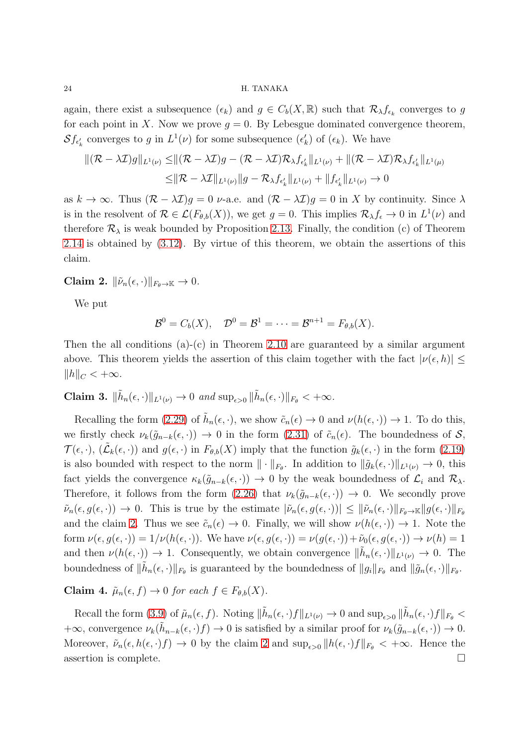again, there exist a subsequence $(\epsilon_k)$ and $g \in C_b(X, \mathbb{R})$ such that $\mathcal{R}_\lambda f_{\epsilon_k}$ converges to $g$ for each point in $X$. Now we prove $g = 0$. By Lebesgue dominated convergence theorem, $\mathcal{S} f_{\epsilon_k'}$ converges to $g$ in $L^1(\nu)$ for some subsequence $(\epsilon_k')$ of $(\epsilon_k)$. We have

$$
\begin{aligned}
\|(\mathcal{R} - \lambda \mathcal{I}) g\|_{L^1(\nu)} \leq & \|(\mathcal{R} - \lambda \mathcal{I}) g - (\mathcal{R} - \lambda \mathcal{I}) \mathcal{R}_\lambda f_{\epsilon_k'}\|_{L^1(\nu)} + \|(\mathcal{R} - \lambda \mathcal{I}) \mathcal{R}_\lambda f_{\epsilon_k'}\|_{L^1(\mu)} \\
\leq & \|\mathcal{R} - \lambda \mathcal{I}\|_{L^1(\nu)} \|g - \mathcal{R}_\lambda f_{\epsilon_k'}\|_{L^1(\nu)} + \|f_{\epsilon_k'}\|_{L^1(\nu)} \to 0
\end{aligned}
$$

as $k \to \infty$. Thus $(\mathcal{R} - \lambda \mathcal{I}) g = 0$ $\nu$-a.e. and $(\mathcal{R} - \lambda \mathcal{I}) g = 0$ in $X$ by continuity. Since $\lambda$ is in the resolvent of $\mathcal{R} \in \mathcal{L}(F_{\theta,b}(X))$, we get $g = 0$. This implies $\mathcal{R}_\lambda f_\epsilon \to 0$ in $L^1(\nu)$ and therefore $\mathcal{R}_\lambda$ is weak bounded by Proposition 2.13. Finally, the condition (c) of Theorem 2.14 is obtained by (3.12). By virtue of this theorem, we obtain the assertions of this claim.

**Claim 2.** $\|\tilde{\nu}_n(\epsilon, \cdot)\|_{F_\theta \to \mathbb{K}} \to 0$.

We put

$$
\mathcal{B}^0 = C_b(X), \quad \mathcal{D}^0 = \mathcal{B}^1 = \cdots = \mathcal{B}^{n+1} = F_{\theta,b}(X).
$$

Then the all conditions (a)-(c) in Theorem 2.10 are guaranteed by a similar argument above. This theorem yields the assertion of this claim together with the fact $|\nu(\epsilon, h)| \leq \|h\|_C < +\infty$.

**Claim 3.** *$\|\tilde{h}_n(\epsilon, \cdot)\|_{L^1(\nu)} \to 0$ and $\sup_{\epsilon > 0} \|\tilde{h}_n(\epsilon, \cdot)\|_{F_\theta} < +\infty$.*

Recalling the form (2.29) of $\tilde{h}_n(\epsilon, \cdot)$, we show $\tilde{c}_n(\epsilon) \to 0$ and $\nu(h(\epsilon, \cdot)) \to 1$. To do this, we firstly check $\nu_k(\tilde{g}_{n-k}(\epsilon, \cdot)) \to 0$ in the form (2.31) of $\tilde{c}_n(\epsilon)$. The boundedness of $\mathcal{S}$, $\mathcal{T}(\epsilon, \cdot)$, $(\tilde{\mathcal{L}}_k(\epsilon, \cdot))$ and $g(\epsilon, \cdot)$ in $F_{\theta,b}(X)$ imply that the function $\tilde{g}_k(\epsilon, \cdot)$ in the form (2.19) is also bounded with respect to the norm $\|\cdot\|_{F_\theta}$. In addition to $\|\tilde{g}_k(\epsilon, \cdot)\|_{L^1(\nu)} \to 0$, this fact yields the convergence $\kappa_k(\tilde{g}_{n-k}(\epsilon, \cdot)) \to 0$ by the weak boundedness of $\mathcal{L}_i$ and $\mathcal{R}_\lambda$. Therefore, it follows from the form (2.26) that $\nu_k(\tilde{g}_{n-k}(\epsilon, \cdot)) \to 0$. We secondly prove $\tilde{\nu}_n(\epsilon, g(\epsilon, \cdot)) \to 0$. This is true by the estimate $|\tilde{\nu}_n(\epsilon, g(\epsilon, \cdot))| \leq \|\tilde{\nu}_n(\epsilon, \cdot)\|_{F_\theta \to \mathbb{K}} \|g(\epsilon, \cdot)\|_{F_\theta}$ and the claim 2. Thus we see $\tilde{c}_n(\epsilon) \to 0$. Finally, we will show $\nu(h(\epsilon, \cdot)) \to 1$. Note the form $\nu(\epsilon, g(\epsilon, \cdot)) = 1/\nu(h(\epsilon, \cdot))$. We have $\nu(\epsilon, g(\epsilon, \cdot)) = \nu(g(\epsilon, \cdot)) + \tilde{\nu}_0(\epsilon, g(\epsilon, \cdot)) \to \nu(h) = 1$ and then $\nu(h(\epsilon, \cdot)) \to 1$. Consequently, we obtain convergence $\|\tilde{h}_n(\epsilon, \cdot)\|_{L^1(\nu)} \to 0$. The boundedness of $\|\tilde{h}_n(\epsilon, \cdot)\|_{F_\theta}$ is guaranteed by the boundedness of $\|g_i\|_{F_\theta}$ and $\|\tilde{g}_n(\epsilon, \cdot)\|_{F_\theta}$.

**Claim 4.** *$\tilde{\mu}_n(\epsilon, f) \to 0$ for each $f \in F_{\theta,b}(X)$.*

Recall the form (3.9) of $\tilde{\mu}_n(\epsilon, f)$. Noting $\|\tilde{h}_n(\epsilon, \cdot) f\|_{L^1(\nu)} \to 0$ and $\sup_{\epsilon > 0} \|\tilde{h}_n(\epsilon, \cdot) f\|_{F_\theta} < +\infty$, convergence $\nu_k(\tilde{h}_{n-k}(\epsilon, \cdot) f) \to 0$ is satisfied by a similar proof for $\nu_k(\tilde{g}_{n-k}(\epsilon, \cdot)) \to 0$. Moreover, $\tilde{\nu}_n(\epsilon, h(\epsilon, \cdot) f) \to 0$ by the claim 2 and $\sup_{\epsilon > 0} \|h(\epsilon, \cdot) f\|_{F_\theta} < +\infty$. Hence the assertion is complete. $\square$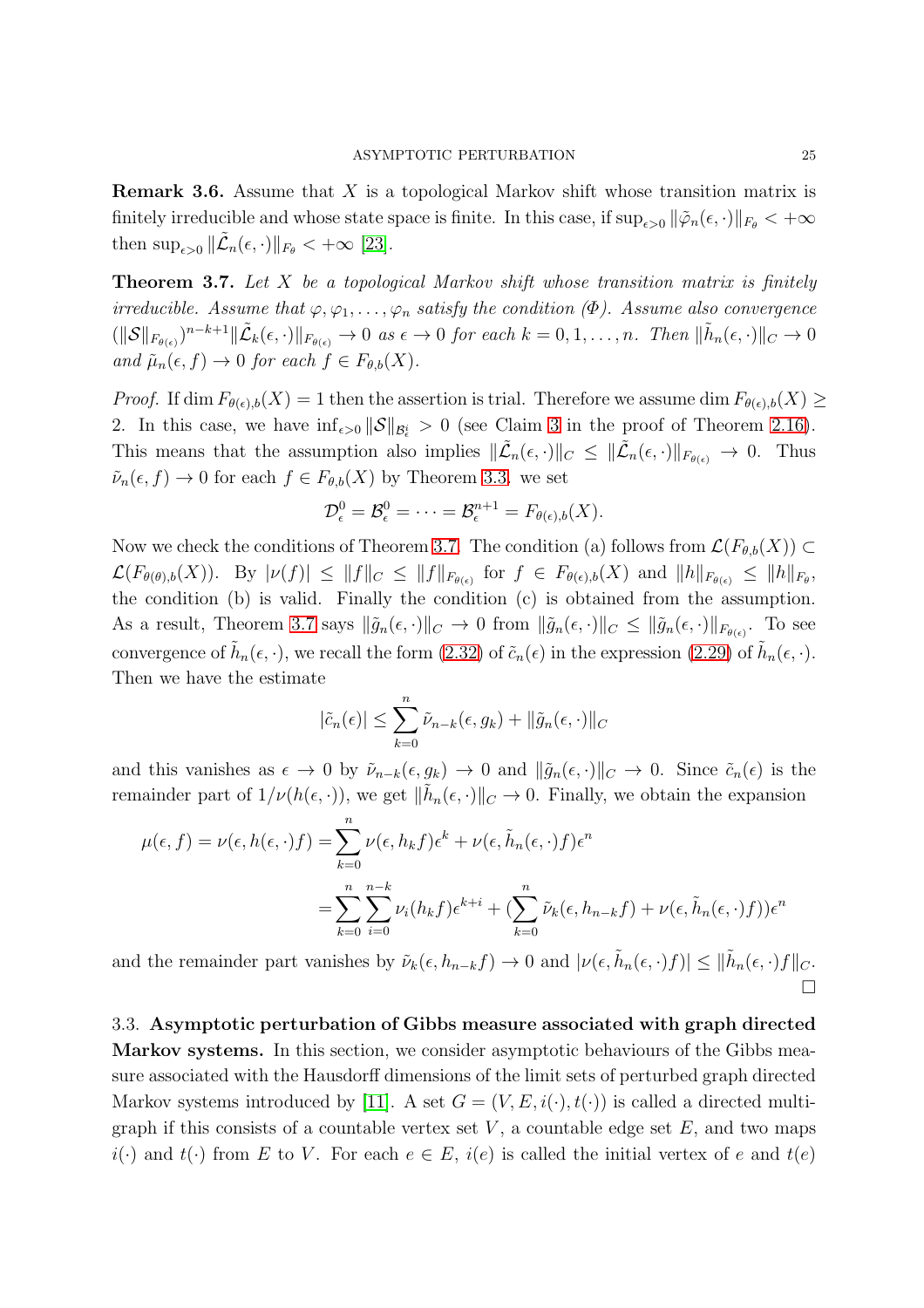**Remark 3.6.** Assume that $X$ is a topological Markov shift whose transition matrix is finitely irreducible and whose state space is finite. In this case, if $\sup_{\epsilon>0}\|\tilde{\varphi}_n(\epsilon,\cdot)\|_{F_\theta} < +\infty$ then $\sup_{\epsilon>0}\|\tilde{\mathcal{L}}_n(\epsilon,\cdot)\|_{F_\theta} < +\infty$ [23].

**Theorem 3.7.** *Let $X$ be a topological Markov shift whose transition matrix is finitely irreducible. Assume that $\varphi,\varphi_1,\dots,\varphi_n$ satisfy the condition (Φ). Assume also convergence $(\|\mathcal{S}\|_{F_{\theta(\epsilon)}})^{n-k+1}\|\tilde{\mathcal{L}}_k(\epsilon,\cdot)\|_{F_{\theta(\epsilon)}} \to 0$ as $\epsilon\to 0$ for each $k=0,1,\dots,n$. Then $\|\tilde{h}_n(\epsilon,\cdot)\|_C \to 0$ and $\tilde{\mu}_n(\epsilon,f)\to 0$ for each $f\in F_{\theta,b}(X)$.*

*Proof.* If $\dim F_{\theta(\epsilon),b}(X)=1$ then the assertion is trial. Therefore we assume $\dim F_{\theta(\epsilon),b}(X)\geq 2$. In this case, we have $\inf_{\epsilon>0}\|\mathcal{S}\|_{\mathcal{B}^i_\epsilon} > 0$ (see Claim 3 in the proof of Theorem 2.16). This means that the assumption also implies $\|\tilde{\mathcal{L}}_n(\epsilon,\cdot)\|_C \leq \|\tilde{\mathcal{L}}_n(\epsilon,\cdot)\|_{F_{\theta(\epsilon)}} \to 0$. Thus $\tilde{\nu}_n(\epsilon,f)\to 0$ for each $f\in F_{\theta,b}(X)$ by Theorem 3.3. we set

$$\mathcal{D}^0_\epsilon = \mathcal{B}^0_\epsilon = \cdots = \mathcal{B}^{n+1}_\epsilon = F_{\theta(\epsilon),b}(X).$$

Now we check the conditions of Theorem 3.7. The condition (a) follows from $\mathcal{L}(F_{\theta,b}(X))\subset \mathcal{L}(F_{\theta(\theta),b}(X))$. By $|\nu(f)|\leq \|f\|_C \leq \|f\|_{F_{\theta(\epsilon)}}$ for $f\in F_{\theta(\epsilon),b}(X)$ and $\|h\|_{F_{\theta(\epsilon)}} \leq \|h\|_{F_\theta}$, the condition (b) is valid. Finally the condition (c) is obtained from the assumption. As a result, Theorem 3.7 says $\|\tilde{g}_n(\epsilon,\cdot)\|_C\to 0$ from $\|\tilde{g}_n(\epsilon,\cdot)\|_C \leq \|\tilde{g}_n(\epsilon,\cdot)\|_{F_{\theta(\epsilon)}}$. To see convergence of $\tilde{h}_n(\epsilon,\cdot)$, we recall the form (2.32) of $\tilde{c}_n(\epsilon)$ in the expression (2.29) of $\tilde{h}_n(\epsilon,\cdot)$. Then we have the estimate

$$|\tilde{c}_n(\epsilon)| \leq \sum_{k=0}^n \tilde{\nu}_{n-k}(\epsilon,g_k) + \|\tilde{g}_n(\epsilon,\cdot)\|_C$$

and this vanishes as $\epsilon\to 0$ by $\tilde{\nu}_{n-k}(\epsilon,g_k)\to 0$ and $\|\tilde{g}_n(\epsilon,\cdot)\|_C\to 0$. Since $\tilde{c}_n(\epsilon)$ is the remainder part of $1/\nu(h(\epsilon,\cdot))$, we get $\|\tilde{h}_n(\epsilon,\cdot)\|_C\to 0$. Finally, we obtain the expansion

$$\begin{aligned}
\mu(\epsilon,f) = \nu(\epsilon,h(\epsilon,\cdot)f) &= \sum_{k=0}^n \nu(\epsilon,h_kf)\epsilon^k + \nu(\epsilon,\tilde{h}_n(\epsilon,\cdot)f)\epsilon^n \\
&= \sum_{k=0}^n\sum_{i=0}^{n-k}\nu_i(h_kf)\epsilon^{k+i} + \Big(\sum_{k=0}^n \tilde{\nu}_k(\epsilon,h_{n-k}f) + \nu(\epsilon,\tilde{h}_n(\epsilon,\cdot)f)\Big)\epsilon^n
\end{aligned}$$

and the remainder part vanishes by $\tilde{\nu}_k(\epsilon,h_{n-k}f)\to 0$ and $|\nu(\epsilon,\tilde{h}_n(\epsilon,\cdot)f)| \leq \|\tilde{h}_n(\epsilon,\cdot)f\|_C$. □

### 3.3. Asymptotic perturbation of Gibbs measure associated with graph directed Markov systems.

In this section, we consider asymptotic behaviours of the Gibbs measure associated with the Hausdorff dimensions of the limit sets of perturbed graph directed Markov systems introduced by [11]. A set $G=(V,E,i(\cdot),t(\cdot))$ is called a directed multigraph if this consists of a countable vertex set $V$, a countable edge set $E$, and two maps $i(\cdot)$ and $t(\cdot)$ from $E$ to $V$. For each $e\in E$, $i(e)$ is called the initial vertex of $e$ and $t(e)$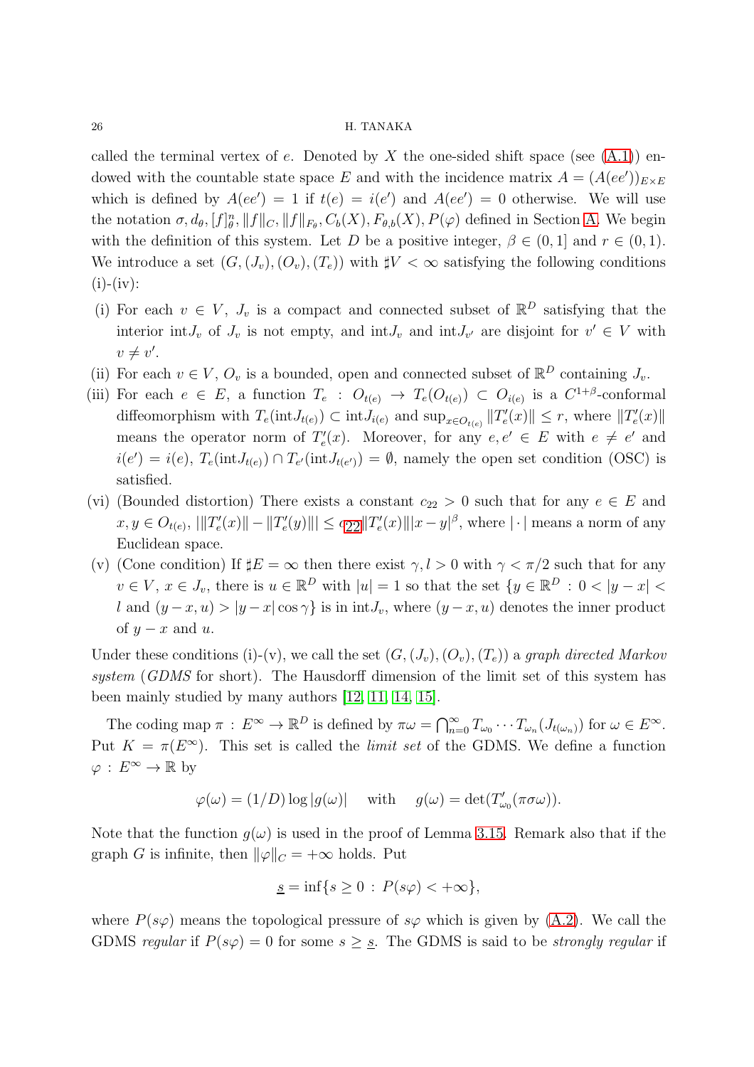called the terminal vertex of $e$. Denoted by $X$ the one-sided shift space (see (A.1)) endowed with the countable state space $E$ and with the incidence matrix $A = (A(ee'))_{E\times E}$ which is defined by $A(ee') = 1$ if $t(e) = i(e')$ and $A(ee') = 0$ otherwise. We will use the notation $\sigma, d_\theta, [f]_\theta^n, \|f\|_C, \|f\|_{F_\theta}, C_b(X), F_{\theta,b}(X), P(\varphi)$ defined in Section A. We begin with the definition of this system. Let $D$ be a positive integer, $\beta \in (0, 1]$ and $r \in (0, 1)$. We introduce a set $(G, (J_v), (O_v), (T_e))$ with $\sharp V < \infty$ satisfying the following conditions (i)-(iv):

- (i) For each $v \in V$, $J_v$ is a compact and connected subset of $\mathbb{R}^D$ satisfying that the interior $\mathrm{int}J_v$ of $J_v$ is not empty, and $\mathrm{int}J_v$ and $\mathrm{int}J_{v'}$ are disjoint for $v' \in V$ with $v \neq v'$.
- (ii) For each $v \in V$, $O_v$ is a bounded, open and connected subset of $\mathbb{R}^D$ containing $J_v$.
- (iii) For each $e \in E$, a function $T_e : O_{t(e)} \to T_e(O_{t(e)}) \subset O_{i(e)}$ is a $C^{1+\beta}$-conformal diffeomorphism with $T_e(\mathrm{int}J_{t(e)}) \subset \mathrm{int}J_{i(e)}$ and $\sup_{x\in O_{t(e)}} \|T_e'(x)\| \leq r$, where $\|T_e'(x)\|$ means the operator norm of $T_e'(x)$. Moreover, for any $e, e' \in E$ with $e \neq e'$ and $i(e') = i(e)$, $T_e(\mathrm{int}J_{t(e)}) \cap T_{e'}(\mathrm{int}J_{t(e')}) = \emptyset$, namely the open set condition (OSC) is satisfied.
- (vi) (Bounded distortion) There exists a constant $c_{22} > 0$ such that for any $e \in E$ and $x, y \in O_{t(e)}$, $|\|T_e'(x)\| - \|T_e'(y)\|| \leq c_{22}\|T_e'(x)\||x - y|^\beta$, where $|\cdot|$ means a norm of any Euclidean space.
- (v) (Cone condition) If $\sharp E = \infty$ then there exist $\gamma, l > 0$ with $\gamma < \pi/2$ such that for any $v \in V$, $x \in J_v$, there is $u \in \mathbb{R}^D$ with $|u| = 1$ so that the set $\{y \in \mathbb{R}^D : 0 < |y - x| < l$ and $(y - x, u) > |y - x| \cos\gamma\}$ is in $\mathrm{int}J_v$, where $(y - x, u)$ denotes the inner product of $y - x$ and $u$.

Under these conditions (i)-(v), we call the set $(G, (J_v), (O_v), (T_e))$ a *graph directed Markov system* (*GDMS* for short). The Hausdorff dimension of the limit set of this system has been mainly studied by many authors [12, 11, 14, 15].

The coding map $\pi : E^\infty \to \mathbb{R}^D$ is defined by $\pi\omega = \bigcap_{n=0}^\infty T_{\omega_0}\cdots T_{\omega_n}(J_{t(\omega_n)})$ for $\omega \in E^\infty$. Put $K = \pi(E^\infty)$. This set is called the *limit set* of the GDMS. We define a function $\varphi : E^\infty \to \mathbb{R}$ by

$$\varphi(\omega) = (1/D)\log|g(\omega)| \quad \text{with} \quad g(\omega) = \det(T_{\omega_0}'(\pi\sigma\omega)).$$

Note that the function $g(\omega)$ is used in the proof of Lemma 3.15. Remark also that if the graph $G$ is infinite, then $\|\varphi\|_C = +\infty$ holds. Put

$$\underline{s} = \inf\{s \geq 0 : P(s\varphi) < +\infty\},$$

where $P(s\varphi)$ means the topological pressure of $s\varphi$ which is given by (A.2). We call the GDMS *regular* if $P(s\varphi) = 0$ for some $s \geq \underline{s}$. The GDMS is said to be *strongly regular* if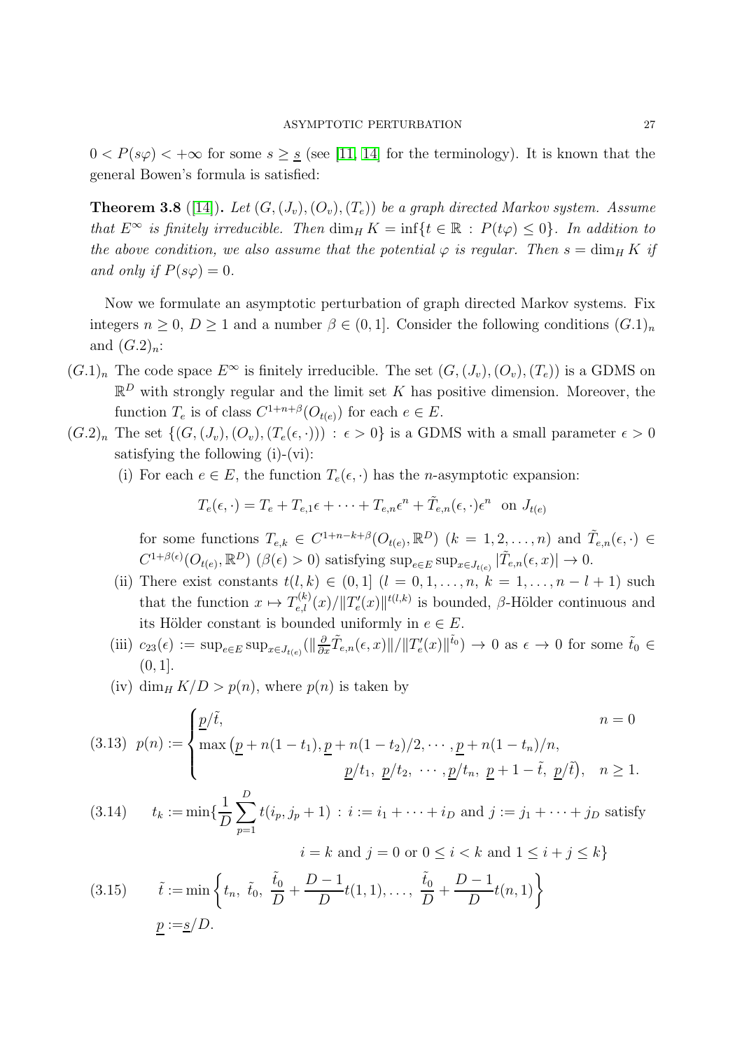$0 < P(s\varphi) < +\infty$ for some $s \geq \underline{s}$ (see [11, 14] for the terminology). It is known that the general Bowen's formula is satisfied:

**Theorem 3.8** ([14]). *Let $(G, (J_v), (O_v), (T_e))$ be a graph directed Markov system. Assume that $E^\infty$ is finitely irreducible. Then $\dim_H K = \inf\{t \in \mathbb{R} : P(t\varphi) \leq 0\}$. In addition to the above condition, we also assume that the potential $\varphi$ is regular. Then $s = \dim_H K$ if and only if $P(s\varphi) = 0$.*

Now we formulate an asymptotic perturbation of graph directed Markov systems. Fix integers $n \geq 0$, $D \geq 1$ and a number $\beta \in (0, 1]$. Consider the following conditions $(G.1)_n$ and $(G.2)_n$:

$(G.1)_n$ The code space $E^\infty$ is finitely irreducible. The set $(G, (J_v), (O_v), (T_e))$ is a GDMS on $\mathbb{R}^D$ with strongly regular and the limit set $K$ has positive dimension. Moreover, the function $T_e$ is of class $C^{1+n+\beta}(O_{t(e)})$ for each $e \in E$.

$(G.2)_n$ The set $\{(G, (J_v), (O_v), (T_e(\epsilon, \cdot))) : \epsilon > 0\}$ is a GDMS with a small parameter $\epsilon > 0$ satisfying the following (i)-(vi):

(i) For each $e \in E$, the function $T_e(\epsilon, \cdot)$ has the $n$-asymptotic expansion:

$$T_e(\epsilon, \cdot) = T_e + T_{e,1}\epsilon + \cdots + T_{e,n}\epsilon^n + \tilde{T}_{e,n}(\epsilon, \cdot)\epsilon^n \quad \text{on } J_{t(e)}$$

for some functions $T_{e,k} \in C^{1+n-k+\beta}(O_{t(e)}, \mathbb{R}^D)$ $(k = 1, 2, \ldots, n)$ and $\tilde{T}_{e,n}(\epsilon, \cdot) \in C^{1+\beta(\epsilon)}(O_{t(e)}, \mathbb{R}^D)$ $(\beta(\epsilon) > 0)$ satisfying $\sup_{e \in E} \sup_{x \in J_{t(e)}} |\tilde{T}_{e,n}(\epsilon, x)| \to 0$.

(ii) There exist constants $t(l, k) \in (0, 1]$ $(l = 0, 1, \ldots, n,\ k = 1, \ldots, n - l + 1)$ such that the function $x \mapsto T_{e,l}^{(k)}(x)/\|T_e'(x)\|^{t(l,k)}$ is bounded, $\beta$-Hölder continuous and its Hölder constant is bounded uniformly in $e \in E$.

(iii) $c_{23}(\epsilon) := \sup_{e \in E} \sup_{x \in J_{t(e)}} (\|\frac{\partial}{\partial x}\tilde{T}_{e,n}(\epsilon, x)\|/\|T_e'(x)\|^{\tilde{t}_0}) \to 0$ as $\epsilon \to 0$ for some $\tilde{t}_0 \in (0, 1]$.

(iv) $\dim_H K/D > p(n)$, where $p(n)$ is taken by

$$(3.13)\quad p(n) := \begin{cases} \underline{p}/\tilde{t}, & n = 0 \\ \max\big(\underline{p} + n(1 - t_1), \underline{p} + n(1 - t_2)/2, \cdots, \underline{p} + n(1 - t_n)/n, \\ \qquad\qquad \underline{p}/t_1,\ \underline{p}/t_2,\ \cdots, \underline{p}/t_n,\ \underline{p} + 1 - \tilde{t},\ \underline{p}/\tilde{t}\big), & n \geq 1. \end{cases}$$

$$(3.14)\quad t_k := \min\{\frac{1}{D}\sum_{p=1}^{D} t(i_p, j_p + 1) : i := i_1 + \cdots + i_D \text{ and } j := j_1 + \cdots + j_D \text{ satisfy}$$
$$i = k \text{ and } j = 0 \text{ or } 0 \leq i < k \text{ and } 1 \leq i + j \leq k\}$$

$$(3.15)\quad \tilde{t} := \min\left\{t_n,\ \tilde{t}_0,\ \frac{\tilde{t}_0}{D} + \frac{D-1}{D}t(1, 1), \ldots,\ \frac{\tilde{t}_0}{D} + \frac{D-1}{D}t(n, 1)\right\}$$
$$\underline{p} := \underline{s}/D.$$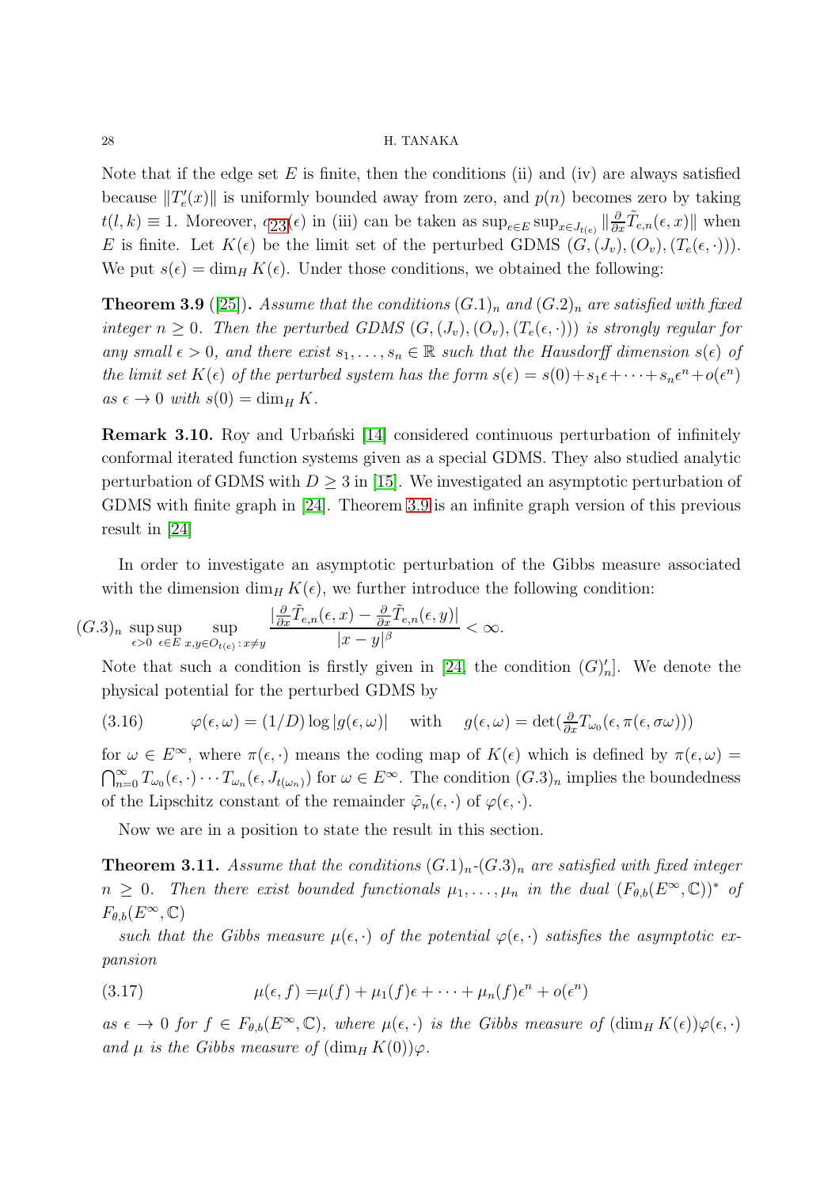Note that if the edge set $E$ is finite, then the conditions (ii) and (iv) are always satisfied because $\|T_e'(x)\|$ is uniformly bounded away from zero, and $p(n)$ becomes zero by taking $t(l,k) \equiv 1$. Moreover, $c_{23}(\epsilon)$ in (iii) can be taken as $\sup_{e\in E}\sup_{x\in J_{t(e)}} \|\frac{\partial}{\partial x}\tilde{T}_{e,n}(\epsilon,x)\|$ when $E$ is finite. Let $K(\epsilon)$ be the limit set of the perturbed GDMS $(G,(J_v),(O_v),(T_e(\epsilon,\cdot)))$. We put $s(\epsilon) = \dim_H K(\epsilon)$. Under those conditions, we obtained the following:

**Theorem 3.9** ([25]). *Assume that the conditions $(G.1)_n$ and $(G.2)_n$ are satisfied with fixed integer $n \geq 0$. Then the perturbed GDMS $(G,(J_v),(O_v),(T_e(\epsilon,\cdot)))$ is strongly regular for any small $\epsilon > 0$, and there exist $s_1,\dots,s_n \in \mathbb{R}$ such that the Hausdorff dimension $s(\epsilon)$ of the limit set $K(\epsilon)$ of the perturbed system has the form $s(\epsilon) = s(0)+s_1\epsilon+\cdots+s_n\epsilon^n+o(\epsilon^n)$ as $\epsilon \to 0$ with $s(0) = \dim_H K$.*

**Remark 3.10.** Roy and Urbański [14] considered continuous perturbation of infinitely conformal iterated function systems given as a special GDMS. They also studied analytic perturbation of GDMS with $D \geq 3$ in [15]. We investigated an asymptotic perturbation of GDMS with finite graph in [24]. Theorem 3.9 is an infinite graph version of this previous result in [24]

In order to investigate an asymptotic perturbation of the Gibbs measure associated with the dimension $\dim_H K(\epsilon)$, we further introduce the following condition:

$$(G.3)_n \ \sup_{\epsilon>0}\sup_{e\in E}\sup_{x,y\in O_{t(e)}:x\neq y} \frac{|\frac{\partial}{\partial x}\tilde{T}_{e,n}(\epsilon,x)-\frac{\partial}{\partial x}\tilde{T}_{e,n}(\epsilon,y)|}{|x-y|^\beta} < \infty.$$

Note that such a condition is firstly given in [24, the condition $(G)_n'$]. We denote the physical potential for the perturbed GDMS by

$$\varphi(\epsilon,\omega) = (1/D)\log|g(\epsilon,\omega)| \quad \text{ with } \quad g(\epsilon,\omega) = \det(\tfrac{\partial}{\partial x}T_{\omega_0}(\epsilon,\pi(\epsilon,\sigma\omega))) \tag{3.16}$$

for $\omega \in E^\infty$, where $\pi(\epsilon,\cdot)$ means the coding map of $K(\epsilon)$ which is defined by $\pi(\epsilon,\omega) = \bigcap_{n=0}^\infty T_{\omega_0}(\epsilon,\cdot)\cdots T_{\omega_n}(\epsilon,J_{t(\omega_n)})$ for $\omega\in E^\infty$. The condition $(G.3)_n$ implies the boundedness of the Lipschitz constant of the remainder $\tilde{\varphi}_n(\epsilon,\cdot)$ of $\varphi(\epsilon,\cdot)$.

Now we are in a position to state the result in this section.

**Theorem 3.11.** *Assume that the conditions $(G.1)_n$-$(G.3)_n$ are satisfied with fixed integer $n \geq 0$. Then there exist bounded functionals $\mu_1,\dots,\mu_n$ in the dual $(F_{\theta,b}(E^\infty,\mathbb{C}))^*$ of $F_{\theta,b}(E^\infty,\mathbb{C})$*

*such that the Gibbs measure $\mu(\epsilon,\cdot)$ of the potential $\varphi(\epsilon,\cdot)$ satisfies the asymptotic expansion*

$$\mu(\epsilon,f) = \mu(f)+\mu_1(f)\epsilon+\cdots+\mu_n(f)\epsilon^n+o(\epsilon^n) \tag{3.17}$$

*as $\epsilon \to 0$ for $f \in F_{\theta,b}(E^\infty,\mathbb{C})$, where $\mu(\epsilon,\cdot)$ is the Gibbs measure of $(\dim_H K(\epsilon))\varphi(\epsilon,\cdot)$ and $\mu$ is the Gibbs measure of $(\dim_H K(0))\varphi$.*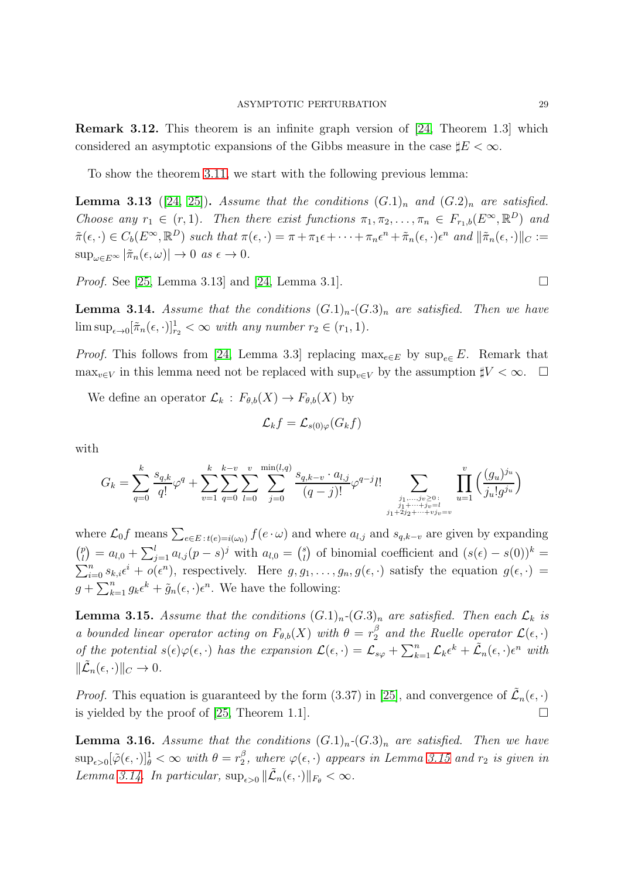**Remark 3.12.** This theorem is an infinite graph version of [24, Theorem 1.3] which considered an asymptotic expansions of the Gibbs measure in the case $\sharp E < \infty$.

To show the theorem 3.11, we start with the following previous lemma:

**Lemma 3.13** ([24, 25])**.** *Assume that the conditions $(G.1)_n$ and $(G.2)_n$ are satisfied. Choose any $r_1 \in (r, 1)$. Then there exist functions $\pi_1, \pi_2, \dots, \pi_n \in F_{r_1,b}(E^\infty, \mathbb{R}^D)$ and $\tilde{\pi}(\epsilon, \cdot) \in C_b(E^\infty, \mathbb{R}^D)$ such that $\pi(\epsilon, \cdot) = \pi + \pi_1\epsilon + \cdots + \pi_n\epsilon^n + \tilde{\pi}_n(\epsilon, \cdot)\epsilon^n$ and $\|\tilde{\pi}_n(\epsilon, \cdot)\|_C := \sup_{\omega \in E^\infty} |\tilde{\pi}_n(\epsilon, \omega)| \to 0$ as $\epsilon \to 0$.*

*Proof.* See [25, Lemma 3.13] and [24, Lemma 3.1]. □

**Lemma 3.14.** *Assume that the conditions $(G.1)_n$-$(G.3)_n$ are satisfied. Then we have $\limsup_{\epsilon \to 0} [\tilde{\pi}_n(\epsilon, \cdot)]^1_{r_2} < \infty$ with any number $r_2 \in (r_1, 1)$.*

*Proof.* This follows from [24, Lemma 3.3] replacing $\max_{e \in E}$ by $\sup_{e \in} E$. Remark that $\max_{v \in V}$ in this lemma need not be replaced with $\sup_{v \in V}$ by the assumption $\sharp V < \infty$. □

We define an operator $\mathcal{L}_k : F_{\theta,b}(X) \to F_{\theta,b}(X)$ by

$$\mathcal{L}_k f = \mathcal{L}_{s(0)\varphi}(G_k f)$$

with

$$G_k = \sum_{q=0}^{k} \frac{s_{q,k}}{q!}\varphi^q + \sum_{v=1}^{k}\sum_{q=0}^{k-v}\sum_{l=0}^{v}\sum_{j=0}^{\min(l,q)} \frac{s_{q,k-v} \cdot a_{l,j}}{(q-j)!}\varphi^{q-j} l! \sum_{\substack{j_1,\dots,j_v \geq 0: \\ j_1+\cdots+j_v=l \\ j_1+2j_2+\cdots+vj_v=v}} \prod_{u=1}^{v} \Big( \frac{(g_u)^{j_u}}{j_u! g^{j_u}} \Big)$$

where $\mathcal{L}_0 f$ means $\sum_{e \in E : t(e) = i(\omega_0)} f(e \cdot \omega)$ and where $a_{l,j}$ and $s_{q,k-v}$ are given by expanding $\binom{p}{l} = a_{l,0} + \sum_{j=1}^{l} a_{l,j}(p-s)^j$ with $a_{l,0} = \binom{s}{l}$ of binomial coefficient and $(s(\epsilon) - s(0))^k = \sum_{i=0}^{n} s_{k,i}\epsilon^i + o(\epsilon^n)$, respectively. Here $g, g_1, \dots, g_n, g(\epsilon, \cdot)$ satisfy the equation $g(\epsilon, \cdot) = g + \sum_{k=1}^{n} g_k \epsilon^k + \tilde{g}_n(\epsilon, \cdot)\epsilon^n$. We have the following:

**Lemma 3.15.** *Assume that the conditions $(G.1)_n$-$(G.3)_n$ are satisfied. Then each $\mathcal{L}_k$ is a bounded linear operator acting on $F_{\theta,b}(X)$ with $\theta = r_2^\beta$ and the Ruelle operator $\mathcal{L}(\epsilon, \cdot)$ of the potential $s(\epsilon)\varphi(\epsilon, \cdot)$ has the expansion $\mathcal{L}(\epsilon, \cdot) = \mathcal{L}_{s\varphi} + \sum_{k=1}^{n} \mathcal{L}_k \epsilon^k + \tilde{\mathcal{L}}_n(\epsilon, \cdot)\epsilon^n$ with $\|\tilde{\mathcal{L}}_n(\epsilon, \cdot)\|_C \to 0$.*

*Proof.* This equation is guaranteed by the form (3.37) in [25], and convergence of $\tilde{\mathcal{L}}_n(\epsilon, \cdot)$ is yielded by the proof of [25, Theorem 1.1]. □

**Lemma 3.16.** *Assume that the conditions $(G.1)_n$-$(G.3)_n$ are satisfied. Then we have $\sup_{\epsilon > 0} [\tilde{\varphi}(\epsilon, \cdot)]^1_\theta < \infty$ with $\theta = r_2^\beta$, where $\varphi(\epsilon, \cdot)$ appears in Lemma 3.15 and $r_2$ is given in Lemma 3.14. In particular, $\sup_{\epsilon > 0} \|\tilde{\mathcal{L}}_n(\epsilon, \cdot)\|_{F_\theta} < \infty$.*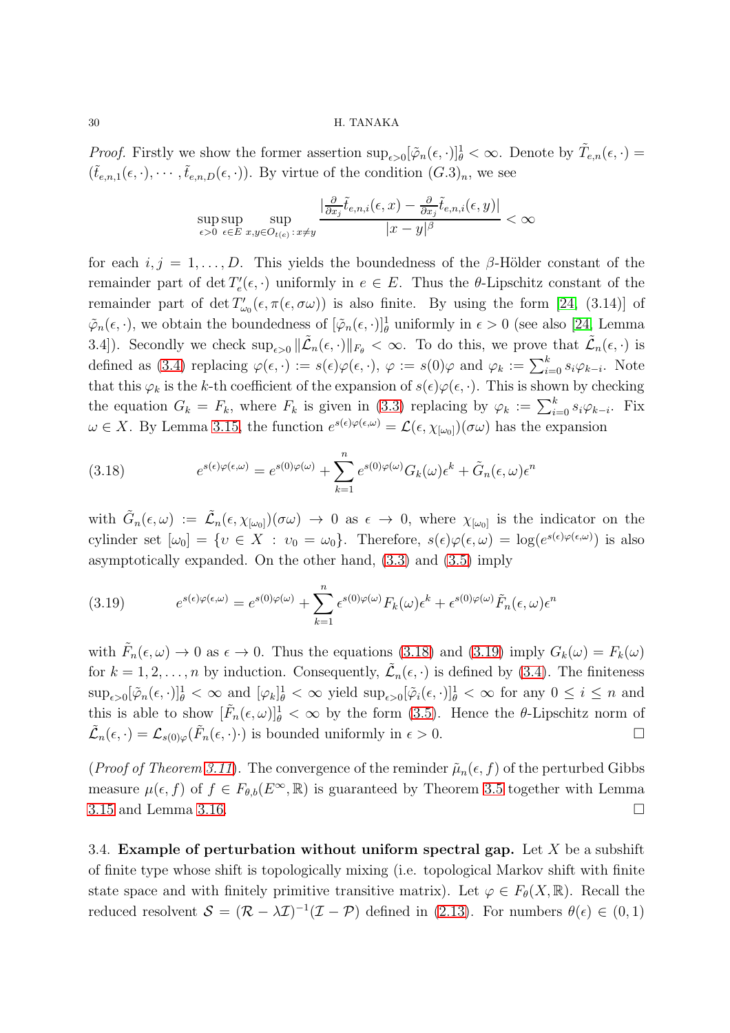*Proof.* Firstly we show the former assertion $\sup_{\epsilon>0}[\tilde{\varphi}_n(\epsilon,\cdot)]_\theta^1 < \infty$. Denote by $\tilde{T}_{e,n}(\epsilon,\cdot) = (\tilde{t}_{e,n,1}(\epsilon,\cdot),\cdots,\tilde{t}_{e,n,D}(\epsilon,\cdot))$. By virtue of the condition $(G.3)_n$, we see

$$\sup_{\epsilon>0}\sup_{\epsilon\in E}\sup_{x,y\in O_{t(e)}:x\neq y}\frac{|\frac{\partial}{\partial x_j}\tilde{t}_{e,n,i}(\epsilon,x)-\frac{\partial}{\partial x_j}\tilde{t}_{e,n,i}(\epsilon,y)|}{|x-y|^\beta}<\infty$$

for each $i,j=1,\dots,D$. This yields the boundedness of the $\beta$-Hölder constant of the remainder part of $\det T_e'(\epsilon,\cdot)$ uniformly in $e\in E$. Thus the $\theta$-Lipschitz constant of the remainder part of $\det T_{\omega_0}'(\epsilon,\pi(\epsilon,\sigma\omega))$ is also finite. By using the form [24, (3.14)] of $\tilde{\varphi}_n(\epsilon,\cdot)$, we obtain the boundedness of $[\tilde{\varphi}_n(\epsilon,\cdot)]_\theta^1$ uniformly in $\epsilon>0$ (see also [24, Lemma 3.4]). Secondly we check $\sup_{\epsilon>0}\|\tilde{\mathcal{L}}_n(\epsilon,\cdot)\|_{F_\theta}<\infty$. To do this, we prove that $\tilde{\mathcal{L}}_n(\epsilon,\cdot)$ is defined as (3.4) replacing $\varphi(\epsilon,\cdot):=s(\epsilon)\varphi(\epsilon,\cdot)$, $\varphi:=s(0)\varphi$ and $\varphi_k:=\sum_{i=0}^k s_i\varphi_{k-i}$. Note that this $\varphi_k$ is the $k$-th coefficient of the expansion of $s(\epsilon)\varphi(\epsilon,\cdot)$. This is shown by checking the equation $G_k=F_k$, where $F_k$ is given in (3.3) replacing by $\varphi_k:=\sum_{i=0}^k s_i\varphi_{k-i}$. Fix $\omega\in X$. By Lemma 3.15, the function $e^{s(\epsilon)\varphi(\epsilon,\omega)}=\mathcal{L}(\epsilon,\chi_{[\omega_0]})(\sigma\omega)$ has the expansion

$$e^{s(\epsilon)\varphi(\epsilon,\omega)}=e^{s(0)\varphi(\omega)}+\sum_{k=1}^n e^{s(0)\varphi(\omega)}G_k(\omega)\epsilon^k+\tilde{G}_n(\epsilon,\omega)\epsilon^n \tag{3.18}$$

with $\tilde{G}_n(\epsilon,\omega):=\tilde{\mathcal{L}}_n(\epsilon,\chi_{[\omega_0]})(\sigma\omega)\to 0$ as $\epsilon\to 0$, where $\chi_{[\omega_0]}$ is the indicator on the cylinder set $[\omega_0]=\{\upsilon\in X:\upsilon_0=\omega_0\}$. Therefore, $s(\epsilon)\varphi(\epsilon,\omega)=\log(e^{s(\epsilon)\varphi(\epsilon,\omega)})$ is also asymptotically expanded. On the other hand, (3.3) and (3.5) imply

$$e^{s(\epsilon)\varphi(\epsilon,\omega)}=e^{s(0)\varphi(\omega)}+\sum_{k=1}^n \epsilon^{s(0)\varphi(\omega)}F_k(\omega)\epsilon^k+\epsilon^{s(0)\varphi(\omega)}\tilde{F}_n(\epsilon,\omega)\epsilon^n \tag{3.19}$$

with $\tilde{F}_n(\epsilon,\omega)\to 0$ as $\epsilon\to 0$. Thus the equations (3.18) and (3.19) imply $G_k(\omega)=F_k(\omega)$ for $k=1,2,\dots,n$ by induction. Consequently, $\tilde{\mathcal{L}}_n(\epsilon,\cdot)$ is defined by (3.4). The finiteness $\sup_{\epsilon>0}[\tilde{\varphi}_n(\epsilon,\cdot)]_\theta^1<\infty$ and $[\varphi_k]_\theta^1<\infty$ yield $\sup_{\epsilon>0}[\tilde{\varphi}_i(\epsilon,\cdot)]_\theta^1<\infty$ for any $0\le i\le n$ and this is able to show $[\tilde{F}_n(\epsilon,\omega)]_\theta^1<\infty$ by the form (3.5). Hence the $\theta$-Lipschitz norm of $\tilde{\mathcal{L}}_n(\epsilon,\cdot)=\mathcal{L}_{s(0)\varphi}(\tilde{F}_n(\epsilon,\cdot)\cdot)$ is bounded uniformly in $\epsilon>0$. □

(*Proof of Theorem 3.11*). The convergence of the reminder $\tilde{\mu}_n(\epsilon,f)$ of the perturbed Gibbs measure $\mu(\epsilon,f)$ of $f\in F_{\theta,b}(E^\infty,\mathbb{R})$ is guaranteed by Theorem 3.5 together with Lemma 3.15 and Lemma 3.16. □

### 3.4. Example of perturbation without uniform spectral gap.

Let $X$ be a subshift of finite type whose shift is topologically mixing (i.e. topological Markov shift with finite state space and with finitely primitive transitive matrix). Let $\varphi\in F_\theta(X,\mathbb{R})$. Recall the reduced resolvent $\mathcal{S}=(\mathcal{R}-\lambda\mathcal{I})^{-1}(\mathcal{I}-\mathcal{P})$ defined in (2.13). For numbers $\theta(\epsilon)\in(0,1)$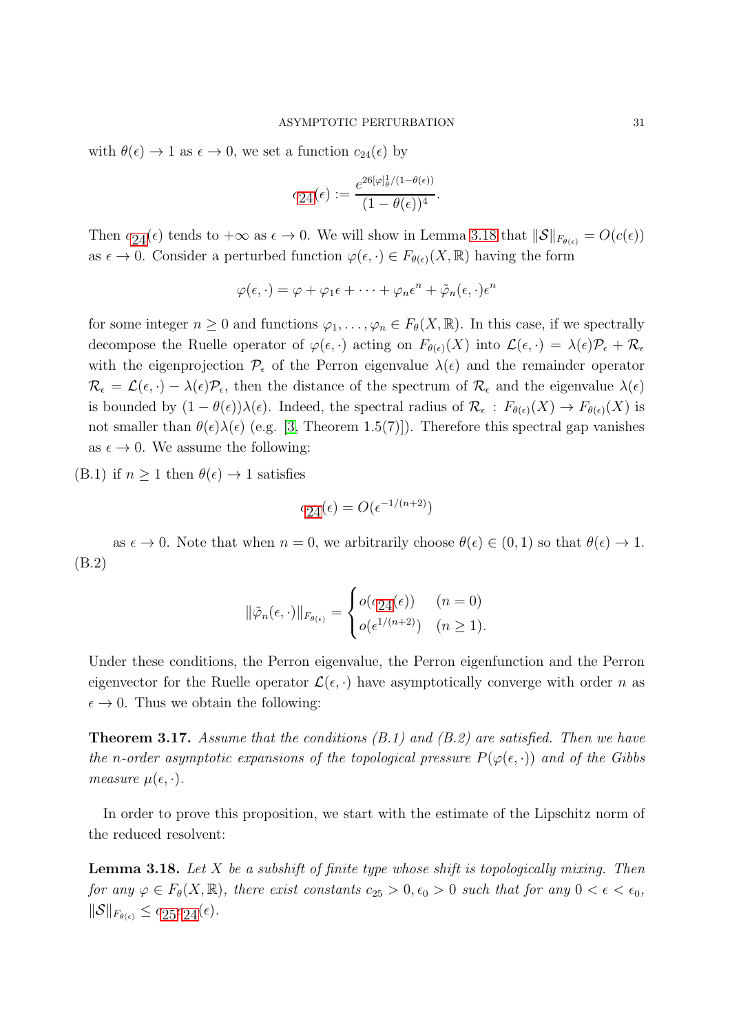with $\theta(\epsilon) \to 1$ as $\epsilon \to 0$, we set a function $c_{24}(\epsilon)$ by

$$c_{24}(\epsilon) := \frac{e^{26[\varphi]^1_\theta/(1-\theta(\epsilon))}}{(1-\theta(\epsilon))^4}.$$

Then $c_{24}(\epsilon)$ tends to $+\infty$ as $\epsilon \to 0$. We will show in Lemma 3.18 that $\|\mathcal{S}\|_{F_{\theta(\epsilon)}} = O(c(\epsilon))$ as $\epsilon \to 0$. Consider a perturbed function $\varphi(\epsilon, \cdot) \in F_{\theta(\epsilon)}(X, \mathbb{R})$ having the form

$$\varphi(\epsilon, \cdot) = \varphi + \varphi_1 \epsilon + \cdots + \varphi_n \epsilon^n + \tilde{\varphi}_n(\epsilon, \cdot)\epsilon^n$$

for some integer $n \geq 0$ and functions $\varphi_1, \ldots, \varphi_n \in F_\theta(X, \mathbb{R})$. In this case, if we spectrally decompose the Ruelle operator of $\varphi(\epsilon, \cdot)$ acting on $F_{\theta(\epsilon)}(X)$ into $\mathcal{L}(\epsilon, \cdot) = \lambda(\epsilon)\mathcal{P}_\epsilon + \mathcal{R}_\epsilon$ with the eigenprojection $\mathcal{P}_\epsilon$ of the Perron eigenvalue $\lambda(\epsilon)$ and the remainder operator $\mathcal{R}_\epsilon = \mathcal{L}(\epsilon, \cdot) - \lambda(\epsilon)\mathcal{P}_\epsilon$, then the distance of the spectrum of $\mathcal{R}_\epsilon$ and the eigenvalue $\lambda(\epsilon)$ is bounded by $(1-\theta(\epsilon))\lambda(\epsilon)$. Indeed, the spectral radius of $\mathcal{R}_\epsilon : F_{\theta(\epsilon)}(X) \to F_{\theta(\epsilon)}(X)$ is not smaller than $\theta(\epsilon)\lambda(\epsilon)$ (e.g. [3, Theorem 1.5(7)]). Therefore this spectral gap vanishes as $\epsilon \to 0$. We assume the following:

(B.1) if $n \geq 1$ then $\theta(\epsilon) \to 1$ satisfies

$$c_{24}(\epsilon) = O(\epsilon^{-1/(n+2)})$$

as $\epsilon \to 0$. Note that when $n = 0$, we arbitrarily choose $\theta(\epsilon) \in (0, 1)$ so that $\theta(\epsilon) \to 1$.

(B.2)

$$\|\tilde{\varphi}_n(\epsilon, \cdot)\|_{F_{\theta(\epsilon)}} = \begin{cases} o(c_{24}(\epsilon)) & (n = 0) \\ o(\epsilon^{1/(n+2)}) & (n \geq 1). \end{cases}$$

Under these conditions, the Perron eigenvalue, the Perron eigenfunction and the Perron eigenvector for the Ruelle operator $\mathcal{L}(\epsilon, \cdot)$ have asymptotically converge with order $n$ as $\epsilon \to 0$. Thus we obtain the following:

**Theorem 3.17.** *Assume that the conditions (B.1) and (B.2) are satisfied. Then we have the $n$-order asymptotic expansions of the topological pressure $P(\varphi(\epsilon, \cdot))$ and of the Gibbs measure $\mu(\epsilon, \cdot)$.*

In order to prove this proposition, we start with the estimate of the Lipschitz norm of the reduced resolvent:

**Lemma 3.18.** *Let $X$ be a subshift of finite type whose shift is topologically mixing. Then for any $\varphi \in F_\theta(X, \mathbb{R})$, there exist constants $c_{25} > 0, \epsilon_0 > 0$ such that for any $0 < \epsilon < \epsilon_0$, $\|\mathcal{S}\|_{F_{\theta(\epsilon)}} \leq c_{25}c_{24}(\epsilon)$.*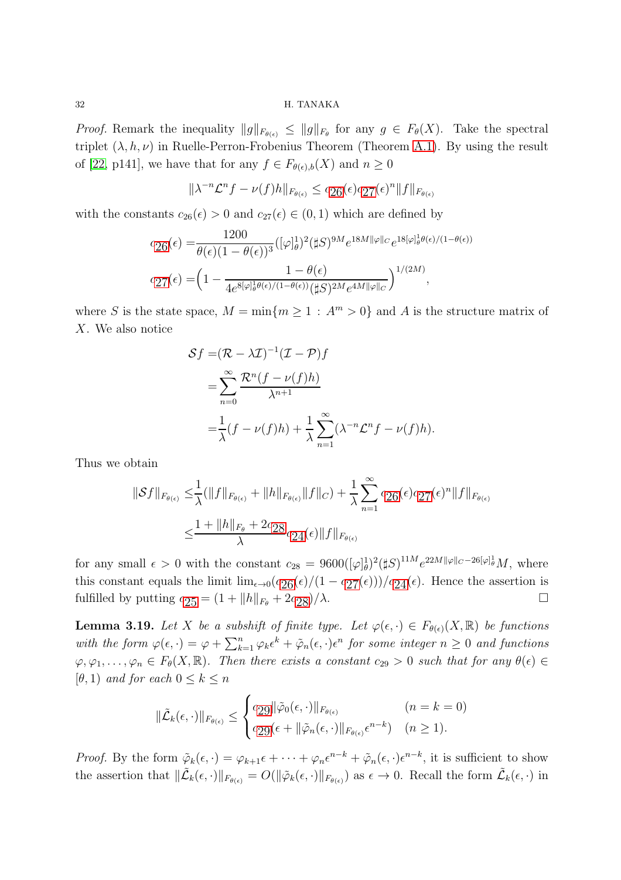*Proof.* Remark the inequality $\|g\|_{F_{\theta(\epsilon)}} \le \|g\|_{F_\theta}$ for any $g \in F_\theta(X)$. Take the spectral triplet $(\lambda, h, \nu)$ in Ruelle-Perron-Frobenius Theorem (Theorem A.1). By using the result of [22, p141], we have that for any $f \in F_{\theta(\epsilon),b}(X)$ and $n \ge 0$

$$\|\lambda^{-n}\mathcal{L}^n f - \nu(f)h\|_{F_{\theta(\epsilon)}} \le c_{26}(\epsilon)c_{27}(\epsilon)^n \|f\|_{F_{\theta(\epsilon)}}$$

with the constants $c_{26}(\epsilon) > 0$ and $c_{27}(\epsilon) \in (0,1)$ which are defined by

$$\begin{aligned}
c_{26}(\epsilon) =& \frac{1200}{\theta(\epsilon)(1-\theta(\epsilon))^3}([\varphi]_\theta^1)^2(\sharp S)^{9M} e^{18M\|\varphi\|_C} e^{18[\varphi]_\theta^1\theta(\epsilon)/(1-\theta(\epsilon))} \\
c_{27}(\epsilon) =& \Big(1 - \frac{1-\theta(\epsilon)}{4e^{8[\varphi]_\theta^1\theta(\epsilon)/(1-\theta(\epsilon))}(\sharp S)^{2M} e^{4M\|\varphi\|_C}}\Big)^{1/(2M)},
\end{aligned}$$

where $S$ is the state space, $M = \min\{m \ge 1 : A^m > 0\}$ and $A$ is the structure matrix of $X$. We also notice

$$\begin{aligned}
\mathcal{S}f =& (\mathcal{R} - \lambda\mathcal{I})^{-1}(\mathcal{I} - \mathcal{P})f \\
=& \sum_{n=0}^\infty \frac{\mathcal{R}^n(f - \nu(f)h)}{\lambda^{n+1}} \\
=& \frac{1}{\lambda}(f - \nu(f)h) + \frac{1}{\lambda}\sum_{n=1}^\infty (\lambda^{-n}\mathcal{L}^n f - \nu(f)h).
\end{aligned}$$

Thus we obtain

$$\begin{aligned}
\|\mathcal{S}f\|_{F_{\theta(\epsilon)}} \le& \frac{1}{\lambda}(\|f\|_{F_{\theta(\epsilon)}} + \|h\|_{F_{\theta(\epsilon)}}\|f\|_C) + \frac{1}{\lambda}\sum_{n=1}^\infty c_{26}(\epsilon)c_{27}(\epsilon)^n \|f\|_{F_{\theta(\epsilon)}} \\
\le& \frac{1 + \|h\|_{F_\theta} + 2c_{28}}{\lambda} c_{24}(\epsilon)\|f\|_{F_{\theta(\epsilon)}}
\end{aligned}$$

for any small $\epsilon > 0$ with the constant $c_{28} = 9600([\varphi]_\theta^1)^2(\sharp S)^{11M} e^{22M\|\varphi\|_C - 26[\varphi]_\theta^1} M$, where this constant equals the limit $\lim_{\epsilon\to 0}(c_{26}(\epsilon)/(1 - c_{27}(\epsilon)))/c_{24}(\epsilon)$. Hence the assertion is fulfilled by putting $c_{25} = (1 + \|h\|_{F_\theta} + 2c_{28})/\lambda$. □

**Lemma 3.19.** *Let $X$ be a subshift of finite type. Let $\varphi(\epsilon,\cdot) \in F_{\theta(\epsilon)}(X,\mathbb{R})$ be functions with the form $\varphi(\epsilon,\cdot) = \varphi + \sum_{k=1}^n \varphi_k\epsilon^k + \tilde{\varphi}_n(\epsilon,\cdot)\epsilon^n$ for some integer $n \ge 0$ and functions $\varphi, \varphi_1, \ldots, \varphi_n \in F_\theta(X,\mathbb{R})$. Then there exists a constant $c_{29} > 0$ such that for any $\theta(\epsilon) \in [\theta, 1)$ and for each $0 \le k \le n$*

$$\|\tilde{\mathcal{L}}_k(\epsilon,\cdot)\|_{F_{\theta(\epsilon)}} \le \begin{cases} c_{29}\|\tilde{\varphi}_0(\epsilon,\cdot)\|_{F_{\theta(\epsilon)}} & (n = k = 0) \\ c_{29}(\epsilon + \|\tilde{\varphi}_n(\epsilon,\cdot)\|_{F_{\theta(\epsilon)}}\epsilon^{n-k}) & (n \ge 1). \end{cases}$$

*Proof.* By the form $\tilde{\varphi}_k(\epsilon,\cdot) = \varphi_{k+1}\epsilon + \cdots + \varphi_n\epsilon^{n-k} + \tilde{\varphi}_n(\epsilon,\cdot)\epsilon^{n-k}$, it is sufficient to show the assertion that $\|\tilde{\mathcal{L}}_k(\epsilon,\cdot)\|_{F_{\theta(\epsilon)}} = O(\|\tilde{\varphi}_k(\epsilon,\cdot)\|_{F_{\theta(\epsilon)}})$ as $\epsilon \to 0$. Recall the form $\tilde{\mathcal{L}}_k(\epsilon,\cdot)$ in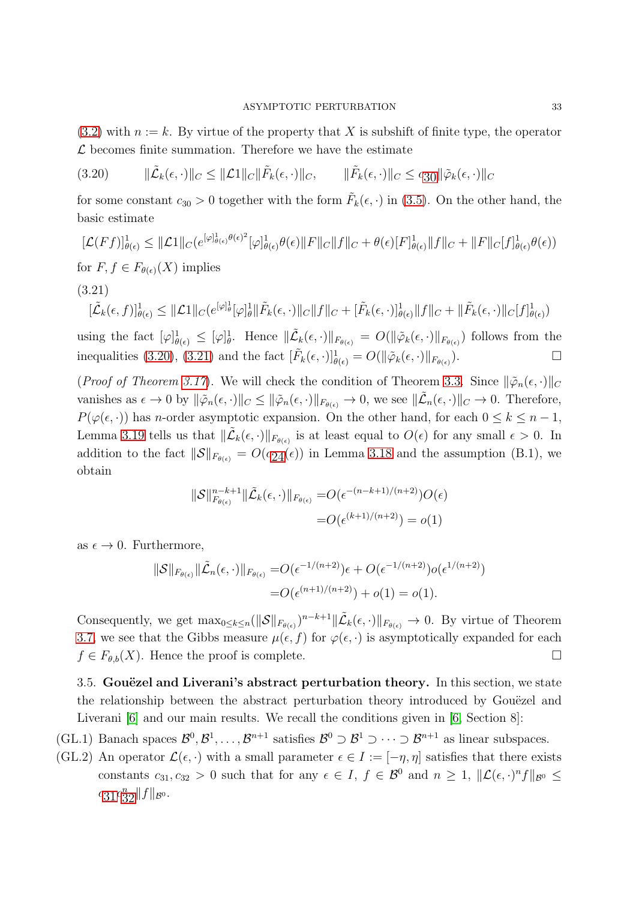(3.2) with $n := k$. By virtue of the property that $X$ is subshift of finite type, the operator $\mathcal{L}$ becomes finite summation. Therefore we have the estimate

$$(3.20) \qquad \|\tilde{\mathcal{L}}_k(\epsilon,\cdot)\|_C \le \|\mathcal{L}1\|_C \|\tilde{F}_k(\epsilon,\cdot)\|_C, \qquad \|\tilde{F}_k(\epsilon,\cdot)\|_C \le c_{30}\|\tilde{\varphi}_k(\epsilon,\cdot)\|_C$$

for some constant $c_{30} > 0$ together with the form $\tilde{F}_k(\epsilon,\cdot)$ in (3.5). On the other hand, the basic estimate

$$[\mathcal{L}(Ff)]^1_{\theta(\epsilon)} \le \|\mathcal{L}1\|_C (e^{[\varphi]^1_{\theta(\epsilon)}\theta(\epsilon)^2}[\varphi]^1_{\theta(\epsilon)}\theta(\epsilon)\|F\|_C\|f\|_C + \theta(\epsilon)[F]^1_{\theta(\epsilon)}\|f\|_C + \|F\|_C[f]^1_{\theta(\epsilon)}\theta(\epsilon))$$

for $F, f \in F_{\theta(\epsilon)}(X)$ implies

(3.21)

$$[\tilde{\mathcal{L}}_k(\epsilon, f)]^1_{\theta(\epsilon)} \le \|\mathcal{L}1\|_C (e^{[\varphi]^1_\theta}[\varphi]^1_\theta\|\tilde{F}_k(\epsilon,\cdot)\|_C\|f\|_C + [\tilde{F}_k(\epsilon,\cdot)]^1_{\theta(\epsilon)}\|f\|_C + \|\tilde{F}_k(\epsilon,\cdot)\|_C[f]^1_{\theta(\epsilon)})$$

using the fact $[\varphi]^1_{\theta(\epsilon)} \le [\varphi]^1_\theta$. Hence $\|\tilde{\mathcal{L}}_k(\epsilon,\cdot)\|_{F_{\theta(\epsilon)}} = O(\|\tilde{\varphi}_k(\epsilon,\cdot)\|_{F_{\theta(\epsilon)}})$ follows from the inequalities (3.20), (3.21) and the fact $[\tilde{F}_k(\epsilon,\cdot)]^1_{\theta(\epsilon)} = O(\|\tilde{\varphi}_k(\epsilon,\cdot)\|_{F_{\theta(\epsilon)}})$. □

(*Proof of Theorem 3.17*). We will check the condition of Theorem 3.3. Since $\|\tilde{\varphi}_n(\epsilon,\cdot)\|_C$ vanishes as $\epsilon \to 0$ by $\|\tilde{\varphi}_n(\epsilon,\cdot)\|_C \le \|\tilde{\varphi}_n(\epsilon,\cdot)\|_{F_{\theta(\epsilon)}} \to 0$, we see $\|\tilde{\mathcal{L}}_n(\epsilon,\cdot)\|_C \to 0$. Therefore, $P(\varphi(\epsilon,\cdot))$ has $n$-order asymptotic expansion. On the other hand, for each $0 \le k \le n-1$, Lemma 3.19 tells us that $\|\tilde{\mathcal{L}}_k(\epsilon,\cdot)\|_{F_{\theta(\epsilon)}}$ is at least equal to $O(\epsilon)$ for any small $\epsilon > 0$. In addition to the fact $\|\mathcal{S}\|_{F_{\theta(\epsilon)}} = O(c_{24}(\epsilon))$ in Lemma 3.18 and the assumption (B.1), we obtain

$$\begin{aligned}
\|\mathcal{S}\|^{n-k+1}_{F_{\theta(\epsilon)}}\|\tilde{\mathcal{L}}_k(\epsilon,\cdot)\|_{F_{\theta(\epsilon)}} =& O(\epsilon^{-(n-k+1)/(n+2)})O(\epsilon) \\
=& O(\epsilon^{(k+1)/(n+2)}) = o(1)
\end{aligned}$$

as $\epsilon \to 0$. Furthermore,

$$\begin{aligned}
\|\mathcal{S}\|_{F_{\theta(\epsilon)}}\|\tilde{\mathcal{L}}_n(\epsilon,\cdot)\|_{F_{\theta(\epsilon)}} =& O(\epsilon^{-1/(n+2)})\epsilon + O(\epsilon^{-1/(n+2)})o(\epsilon^{1/(n+2)}) \\
=& O(\epsilon^{(n+1)/(n+2)}) + o(1) = o(1).
\end{aligned}$$

Consequently, we get $\max_{0\le k\le n}(\|\mathcal{S}\|_{F_{\theta(\epsilon)}})^{n-k+1}\|\tilde{\mathcal{L}}_k(\epsilon,\cdot)\|_{F_{\theta(\epsilon)}} \to 0$. By virtue of Theorem 3.7, we see that the Gibbs measure $\mu(\epsilon, f)$ for $\varphi(\epsilon,\cdot)$ is asymptotically expanded for each $f \in F_{\theta,b}(X)$. Hence the proof is complete. □

3.5. **Gouëzel and Liverani's abstract perturbation theory.** In this section, we state the relationship between the abstract perturbation theory introduced by Gouëzel and Liverani [6] and our main results. We recall the conditions given in [6, Section 8]:

(GL.1) Banach spaces $\mathcal{B}^0, \mathcal{B}^1, \dots, \mathcal{B}^{n+1}$ satisfies $\mathcal{B}^0 \supset \mathcal{B}^1 \supset \cdots \supset \mathcal{B}^{n+1}$ as linear subspaces.

(GL.2) An operator $\mathcal{L}(\epsilon,\cdot)$ with a small parameter $\epsilon \in I := [-\eta, \eta]$ satisfies that there exists constants $c_{31}, c_{32} > 0$ such that for any $\epsilon \in I$, $f \in \mathcal{B}^0$ and $n \ge 1$, $\|\mathcal{L}(\epsilon,\cdot)^n f\|_{\mathcal{B}^0} \le c_{31}c_{32}^n\|f\|_{\mathcal{B}^0}$.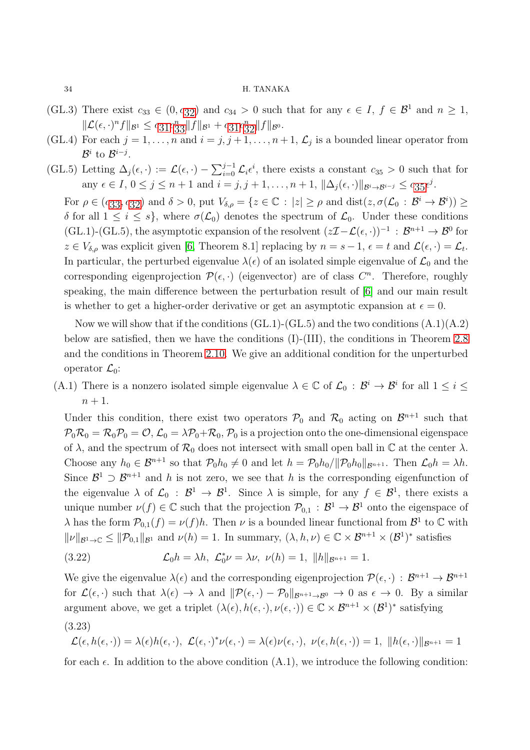(GL.3) There exist $c_{33} \in (0, c_{32})$ and $c_{34} > 0$ such that for any $\epsilon \in I$, $f \in \mathcal{B}^1$ and $n \geq 1$, $\|\mathcal{L}(\epsilon,\cdot)^n f\|_{\mathcal{B}^1} \leq c_{31} c_{33}^n \|f\|_{\mathcal{B}^1} + c_{31} c_{32}^n \|f\|_{\mathcal{B}^0}$.

(GL.4) For each $j = 1, \dots, n$ and $i = j, j+1, \dots, n+1$, $\mathcal{L}_j$ is a bounded linear operator from $\mathcal{B}^i$ to $\mathcal{B}^{i-j}$.

(GL.5) Letting $\Delta_j(\epsilon,\cdot) := \mathcal{L}(\epsilon,\cdot) - \sum_{i=0}^{j-1} \mathcal{L}_i \epsilon^i$, there exists a constant $c_{35} > 0$ such that for any $\epsilon \in I$, $0 \leq j \leq n+1$ and $i = j, j+1, \dots, n+1$, $\|\Delta_j(\epsilon,\cdot)\|_{\mathcal{B}^i \to \mathcal{B}^{i-j}} \leq c_{35}\epsilon^j$.

For $\rho \in (c_{33}, c_{32})$ and $\delta > 0$, put $V_{\delta,\rho} = \{z \in \mathbb{C} : |z| \geq \rho$ and $\mathrm{dist}(z, \sigma(\mathcal{L}_0 : \mathcal{B}^i \to \mathcal{B}^i)) \geq \delta$ for all $1 \leq i \leq s\}$, where $\sigma(\mathcal{L}_0)$ denotes the spectrum of $\mathcal{L}_0$. Under these conditions (GL.1)-(GL.5), the asymptotic expansion of the resolvent $(z\mathcal{I} - \mathcal{L}(\epsilon,\cdot))^{-1} : \mathcal{B}^{n+1} \to \mathcal{B}^0$ for $z \in V_{\delta,\rho}$ was explicit given [6, Theorem 8.1] replacing by $n = s-1$, $\epsilon = t$ and $\mathcal{L}(\epsilon,\cdot) = \mathcal{L}_t$. In particular, the perturbed eigenvalue $\lambda(\epsilon)$ of an isolated simple eigenvalue of $\mathcal{L}_0$ and the corresponding eigenprojection $\mathcal{P}(\epsilon,\cdot)$ (eigenvector) are of class $C^n$. Therefore, roughly speaking, the main difference between the perturbation result of [6] and our main result is whether to get a higher-order derivative or get an asymptotic expansion at $\epsilon = 0$.

Now we will show that if the conditions (GL.1)-(GL.5) and the two conditions (A.1)(A.2) below are satisfied, then we have the conditions (I)-(III), the conditions in Theorem 2.8 and the conditions in Theorem 2.10. We give an additional condition for the unperturbed operator $\mathcal{L}_0$:

(A.1) There is a nonzero isolated simple eigenvalue $\lambda \in \mathbb{C}$ of $\mathcal{L}_0 : \mathcal{B}^i \to \mathcal{B}^i$ for all $1 \leq i \leq n+1$.

Under this condition, there exist two operators $\mathcal{P}_0$ and $\mathcal{R}_0$ acting on $\mathcal{B}^{n+1}$ such that $\mathcal{P}_0\mathcal{R}_0 = \mathcal{R}_0\mathcal{P}_0 = \mathcal{O}$, $\mathcal{L}_0 = \lambda\mathcal{P}_0 + \mathcal{R}_0$, $\mathcal{P}_0$ is a projection onto the one-dimensional eigenspace of $\lambda$, and the spectrum of $\mathcal{R}_0$ does not intersect with small open ball in $\mathbb{C}$ at the center $\lambda$. Choose any $h_0 \in \mathcal{B}^{n+1}$ so that $\mathcal{P}_0 h_0 \neq 0$ and let $h = \mathcal{P}_0 h_0 / \|\mathcal{P}_0 h_0\|_{\mathcal{B}^{n+1}}$. Then $\mathcal{L}_0 h = \lambda h$. Since $\mathcal{B}^1 \supset \mathcal{B}^{n+1}$ and $h$ is not zero, we see that $h$ is the corresponding eigenfunction of the eigenvalue $\lambda$ of $\mathcal{L}_0 : \mathcal{B}^1 \to \mathcal{B}^1$. Since $\lambda$ is simple, for $f \in \mathcal{B}^1$, there exists a unique number $\nu(f) \in \mathbb{C}$ such that the projection $\mathcal{P}_{0,1} : \mathcal{B}^1 \to \mathcal{B}^1$ onto the eigenspace of $\lambda$ has the form $\mathcal{P}_{0,1}(f) = \nu(f)h$. Then $\nu$ is a bounded linear functional from $\mathcal{B}^1$ to $\mathbb{C}$ with $\|\nu\|_{\mathcal{B}^1 \to \mathbb{C}} \leq \|\mathcal{P}_{0,1}\|_{\mathcal{B}^1}$ and $\nu(h) = 1$. In summary, $(\lambda, h, \nu) \in \mathbb{C} \times \mathcal{B}^{n+1} \times (\mathcal{B}^1)^*$ satisfies

$$\mathcal{L}_0 h = \lambda h,\ \mathcal{L}_0^* \nu = \lambda\nu,\ \nu(h) = 1,\ \|h\|_{\mathcal{B}^{n+1}} = 1. \tag{3.22}$$

We give the eigenvalue $\lambda(\epsilon)$ and the corresponding eigenprojection $\mathcal{P}(\epsilon,\cdot) : \mathcal{B}^{n+1} \to \mathcal{B}^{n+1}$ for $\mathcal{L}(\epsilon,\cdot)$ such that $\lambda(\epsilon) \to \lambda$ and $\|\mathcal{P}(\epsilon,\cdot) - \mathcal{P}_0\|_{\mathcal{B}^{n+1} \to \mathcal{B}^0} \to 0$ as $\epsilon \to 0$. By a similar argument above, we get a triplet $(\lambda(\epsilon), h(\epsilon,\cdot), \nu(\epsilon,\cdot)) \in \mathbb{C} \times \mathcal{B}^{n+1} \times (\mathcal{B}^1)^*$ satisfying

$$\mathcal{L}(\epsilon, h(\epsilon,\cdot)) = \lambda(\epsilon)h(\epsilon,\cdot),\ \mathcal{L}(\epsilon,\cdot)^*\nu(\epsilon,\cdot) = \lambda(\epsilon)\nu(\epsilon,\cdot),\ \nu(\epsilon, h(\epsilon,\cdot)) = 1,\ \|h(\epsilon,\cdot)\|_{\mathcal{B}^{n+1}} = 1 \tag{3.23}$$

for each $\epsilon$. In addition to the above condition (A.1), we introduce the following condition: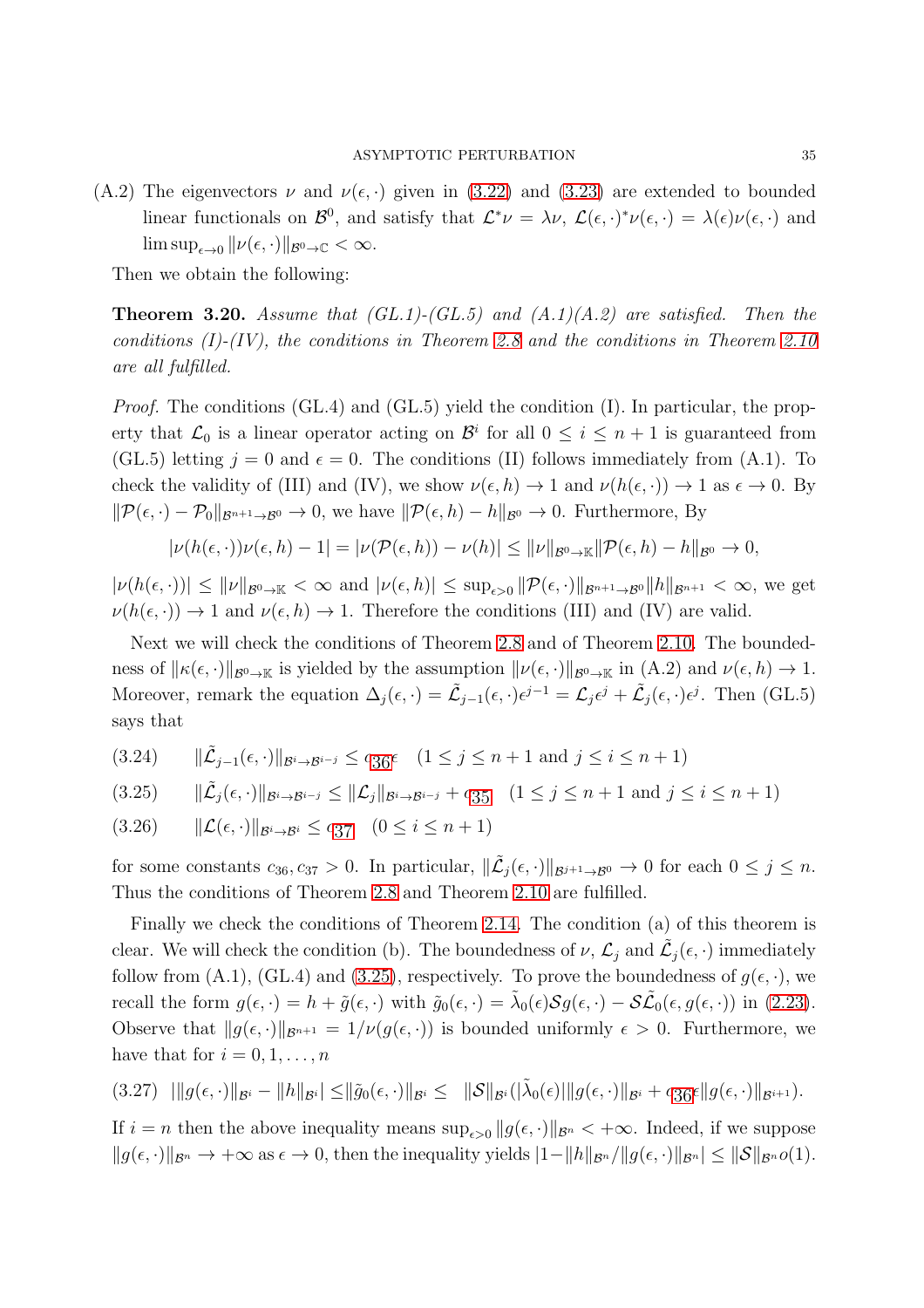(A.2) The eigenvectors $\nu$ and $\nu(\epsilon, \cdot)$ given in (3.22) and (3.23) are extended to bounded linear functionals on $\mathcal{B}^0$, and satisfy that $\mathcal{L}^*\nu = \lambda\nu$, $\mathcal{L}(\epsilon, \cdot)^*\nu(\epsilon, \cdot) = \lambda(\epsilon)\nu(\epsilon, \cdot)$ and $\limsup_{\epsilon\to 0} \|\nu(\epsilon, \cdot)\|_{\mathcal{B}^0\to\mathbb{C}} < \infty$.

Then we obtain the following:

**Theorem 3.20.** *Assume that (GL.1)-(GL.5) and (A.1)(A.2) are satisfied. Then the conditions (I)-(IV), the conditions in Theorem 2.8 and the conditions in Theorem 2.10 are all fulfilled.*

*Proof.* The conditions (GL.4) and (GL.5) yield the condition (I). In particular, the property that $\mathcal{L}_0$ is a linear operator acting on $\mathcal{B}^i$ for all $0 \le i \le n+1$ is guaranteed from (GL.5) letting $j = 0$ and $\epsilon = 0$. The conditions (II) follows immediately from (A.1). To check the validity of (III) and (IV), we show $\nu(\epsilon, h) \to 1$ and $\nu(h(\epsilon, \cdot)) \to 1$ as $\epsilon \to 0$. By $\|\mathcal{P}(\epsilon, \cdot) - \mathcal{P}_0\|_{\mathcal{B}^{n+1}\to\mathcal{B}^0} \to 0$, we have $\|\mathcal{P}(\epsilon, h) - h\|_{\mathcal{B}^0} \to 0$. Furthermore, By

$$|\nu(h(\epsilon, \cdot))\nu(\epsilon, h) - 1| = |\nu(\mathcal{P}(\epsilon, h)) - \nu(h)| \le \|\nu\|_{\mathcal{B}^0\to\mathbb{K}}\|\mathcal{P}(\epsilon, h) - h\|_{\mathcal{B}^0} \to 0,$$

$|\nu(h(\epsilon, \cdot))| \le \|\nu\|_{\mathcal{B}^0\to\mathbb{K}} < \infty$ and $|\nu(\epsilon, h)| \le \sup_{\epsilon>0} \|\mathcal{P}(\epsilon, \cdot)\|_{\mathcal{B}^{n+1}\to\mathcal{B}^0}\|h\|_{\mathcal{B}^{n+1}} < \infty$, we get $\nu(h(\epsilon, \cdot)) \to 1$ and $\nu(\epsilon, h) \to 1$. Therefore the conditions (III) and (IV) are valid.

Next we will check the conditions of Theorem 2.8 and of Theorem 2.10. The boundedness of $\|\kappa(\epsilon, \cdot)\|_{\mathcal{B}^0\to\mathbb{K}}$ is yielded by the assumption $\|\nu(\epsilon, \cdot)\|_{\mathcal{B}^0\to\mathbb{K}}$ in (A.2) and $\nu(\epsilon, h) \to 1$. Moreover, remark the equation $\Delta_j(\epsilon, \cdot) = \tilde{\mathcal{L}}_{j-1}(\epsilon, \cdot)\epsilon^{j-1} = \mathcal{L}_j\epsilon^j + \tilde{\mathcal{L}}_j(\epsilon, \cdot)\epsilon^j$. Then (GL.5) says that

$$\|\tilde{\mathcal{L}}_{j-1}(\epsilon, \cdot)\|_{\mathcal{B}^i\to\mathcal{B}^{i-j}} \le c_{36}\epsilon \quad (1 \le j \le n+1 \text{ and } j \le i \le n+1) \tag{3.24}$$

$$\|\tilde{\mathcal{L}}_j(\epsilon, \cdot)\|_{\mathcal{B}^i\to\mathcal{B}^{i-j}} \le \|\mathcal{L}_j\|_{\mathcal{B}^i\to\mathcal{B}^{i-j}} + c_{35} \quad (1 \le j \le n+1 \text{ and } j \le i \le n+1) \tag{3.25}$$

$$\|\mathcal{L}(\epsilon, \cdot)\|_{\mathcal{B}^i\to\mathcal{B}^i} \le c_{37} \quad (0 \le i \le n+1) \tag{3.26}$$

for some constants $c_{36}, c_{37} > 0$. In particular, $\|\tilde{\mathcal{L}}_j(\epsilon, \cdot)\|_{\mathcal{B}^{j+1}\to\mathcal{B}^0} \to 0$ for each $0 \le j \le n$. Thus the conditions of Theorem 2.8 and Theorem 2.10 are fulfilled.

Finally we check the conditions of Theorem 2.14. The condition (a) of this theorem is clear. We will check the condition (b). The boundedness of $\nu$, $\mathcal{L}_j$ and $\tilde{\mathcal{L}}_j(\epsilon, \cdot)$ immediately follow from (A.1), (GL.4) and (3.25), respectively. To prove the boundedness of $g(\epsilon, \cdot)$, we recall the form $g(\epsilon, \cdot) = h + \tilde{g}(\epsilon, \cdot)$ with $\tilde{g}_0(\epsilon, \cdot) = \tilde{\lambda}_0(\epsilon)\mathcal{S}g(\epsilon, \cdot) - \mathcal{S}\tilde{\mathcal{L}}_0(\epsilon, g(\epsilon, \cdot))$ in (2.23). Observe that $\|g(\epsilon, \cdot)\|_{\mathcal{B}^{n+1}} = 1/\nu(g(\epsilon, \cdot))$ is bounded uniformly $\epsilon > 0$. Furthermore, we have that for $i = 0, 1, \ldots, n$

$$||g(\epsilon, \cdot)\|_{\mathcal{B}^i} - \|h\|_{\mathcal{B}^i}| \le \|\tilde{g}_0(\epsilon, \cdot)\|_{\mathcal{B}^i} \le \|\mathcal{S}\|_{\mathcal{B}^i}(|\tilde{\lambda}_0(\epsilon)|\|g(\epsilon, \cdot)\|_{\mathcal{B}^i} + c_{36}\epsilon\|g(\epsilon, \cdot)\|_{\mathcal{B}^{i+1}}). \tag{3.27}$$

If $i = n$ then the above inequality means $\sup_{\epsilon>0} \|g(\epsilon, \cdot)\|_{\mathcal{B}^n} < +\infty$. Indeed, if we suppose $\|g(\epsilon, \cdot)\|_{\mathcal{B}^n} \to +\infty$ as $\epsilon \to 0$, then the inequality yields $|1 - \|h\|_{\mathcal{B}^n}/\|g(\epsilon, \cdot)\|_{\mathcal{B}^n}| \le \|\mathcal{S}\|_{\mathcal{B}^n} o(1)$.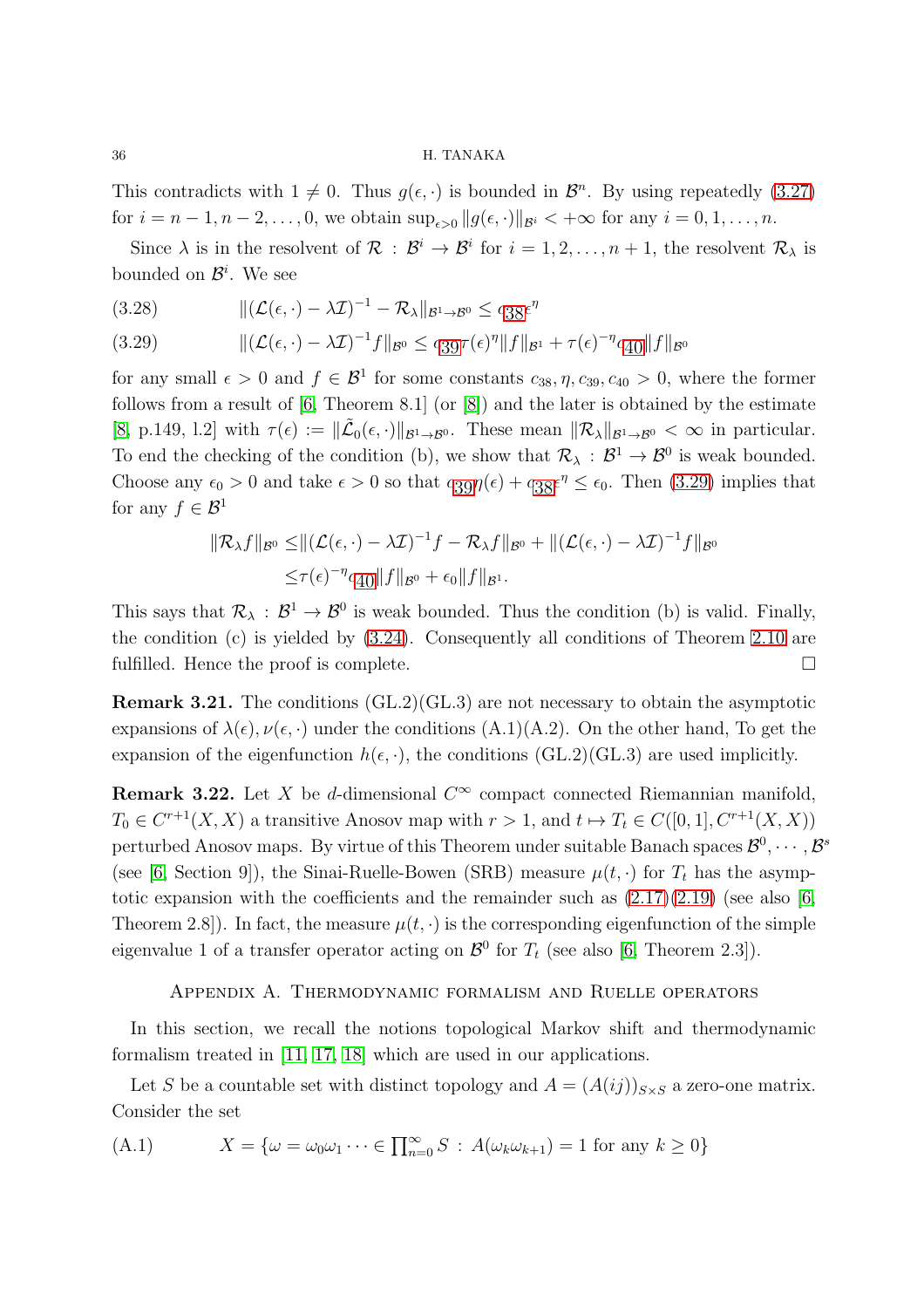This contradicts with $1 \neq 0$. Thus $g(\epsilon, \cdot)$ is bounded in $\mathcal{B}^n$. By using repeatedly (3.27) for $i = n-1, n-2, \dots, 0$, we obtain $\sup_{\epsilon > 0} \|g(\epsilon, \cdot)\|_{\mathcal{B}^i} < +\infty$ for any $i = 0, 1, \dots, n$.

Since $\lambda$ is in the resolvent of $\mathcal{R} : \mathcal{B}^i \to \mathcal{B}^i$ for $i = 1, 2, \dots, n+1$, the resolvent $\mathcal{R}_\lambda$ is bounded on $\mathcal{B}^i$. We see

$$\|(\mathcal{L}(\epsilon, \cdot) - \lambda\mathcal{I})^{-1} - \mathcal{R}_\lambda\|_{\mathcal{B}^1 \to \mathcal{B}^0} \le c_{38}\epsilon^\eta \tag{3.28}$$

$$\|(\mathcal{L}(\epsilon, \cdot) - \lambda\mathcal{I})^{-1} f\|_{\mathcal{B}^0} \le c_{39}\tau(\epsilon)^\eta \|f\|_{\mathcal{B}^1} + \tau(\epsilon)^{-\eta} c_{40} \|f\|_{\mathcal{B}^0} \tag{3.29}$$

for any small $\epsilon > 0$ and $f \in \mathcal{B}^1$ for some constants $c_{38}, \eta, c_{39}, c_{40} > 0$, where the former follows from a result of [6, Theorem 8.1] (or [8]) and the later is obtained by the estimate [8, p.149, l.2] with $\tau(\epsilon) := \|\tilde{\mathcal{L}}_0(\epsilon, \cdot)\|_{\mathcal{B}^1 \to \mathcal{B}^0}$. These mean $\|\mathcal{R}_\lambda\|_{\mathcal{B}^1 \to \mathcal{B}^0} < \infty$ in particular. To end the checking of the condition (b), we show that $\mathcal{R}_\lambda : \mathcal{B}^1 \to \mathcal{B}^0$ is weak bounded. Choose any $\epsilon_0 > 0$ and take $\epsilon > 0$ so that $c_{39}\eta(\epsilon) + c_{38}\epsilon^\eta \le \epsilon_0$. Then (3.29) implies that for any $f \in \mathcal{B}^1$

$$\begin{aligned}
\|\mathcal{R}_\lambda f\|_{\mathcal{B}^0} \le& \|(\mathcal{L}(\epsilon, \cdot) - \lambda\mathcal{I})^{-1} f - \mathcal{R}_\lambda f\|_{\mathcal{B}^0} + \|(\mathcal{L}(\epsilon, \cdot) - \lambda\mathcal{I})^{-1} f\|_{\mathcal{B}^0} \\
\le& \tau(\epsilon)^{-\eta} c_{40} \|f\|_{\mathcal{B}^0} + \epsilon_0 \|f\|_{\mathcal{B}^1}.
\end{aligned}$$

This says that $\mathcal{R}_\lambda : \mathcal{B}^1 \to \mathcal{B}^0$ is weak bounded. Thus the condition (b) is valid. Finally, the condition (c) is yielded by (3.24). Consequently all conditions of Theorem 2.10 are fulfilled. Hence the proof is complete. □

**Remark 3.21.** The conditions (GL.2)(GL.3) are not necessary to obtain the asymptotic expansions of $\lambda(\epsilon), \nu(\epsilon, \cdot)$ under the conditions (A.1)(A.2). On the other hand, To get the expansion of the eigenfunction $h(\epsilon, \cdot)$, the conditions (GL.2)(GL.3) are used implicitly.

**Remark 3.22.** Let $X$ be $d$-dimensional $C^\infty$ compact connected Riemannian manifold, $T_0 \in C^{r+1}(X, X)$ a transitive Anosov map with $r > 1$, and $t \mapsto T_t \in C([0, 1], C^{r+1}(X, X))$ perturbed Anosov maps. By virtue of this Theorem under suitable Banach spaces $\mathcal{B}^0, \cdots, \mathcal{B}^s$ (see [6, Section 9]), the Sinai-Ruelle-Bowen (SRB) measure $\mu(t, \cdot)$ for $T_t$ has the asymptotic expansion with the coefficients and the remainder such as (2.17)(2.19) (see also [6, Theorem 2.8]). In fact, the measure $\mu(t, \cdot)$ is the corresponding eigenfunction of the simple eigenvalue 1 of a transfer operator acting on $\mathcal{B}^0$ for $T_t$ (see also [6, Theorem 2.3]).

## Appendix A. Thermodynamic formalism and Ruelle operators

In this section, we recall the notions topological Markov shift and thermodynamic formalism treated in [11, 17, 18] which are used in our applications.

Let $S$ be a countable set with distinct topology and $A = (A(ij))_{S \times S}$ a zero-one matrix. Consider the set

$$X = \{\omega = \omega_0\omega_1 \cdots \in \textstyle\prod_{n=0}^\infty S \,:\, A(\omega_k\omega_{k+1}) = 1 \text{ for any } k \ge 0\} \tag{A.1}$$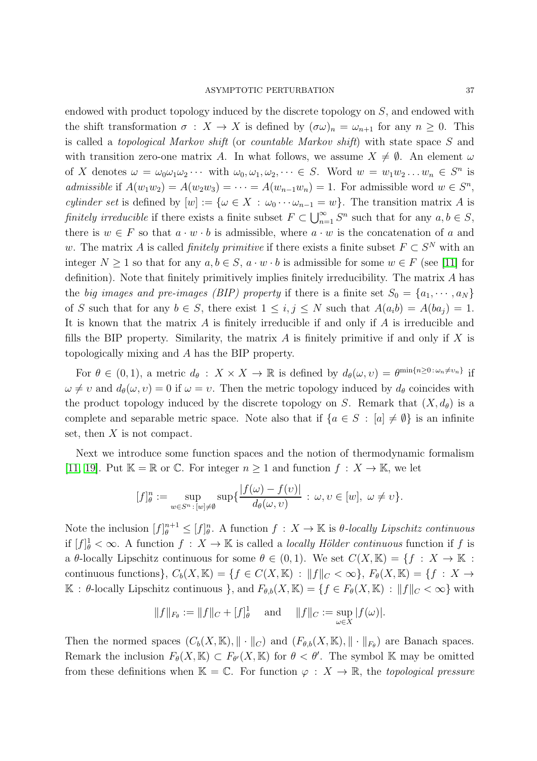endowed with product topology induced by the discrete topology on $S$, and endowed with the shift transformation $\sigma : X \to X$ is defined by $(\sigma\omega)_n = \omega_{n+1}$ for any $n \geq 0$. This is called a *topological Markov shift* (or *countable Markov shift*) with state space $S$ and with transition zero-one matrix $A$. In what follows, we assume $X \neq \emptyset$. An element $\omega$ of $X$ denotes $\omega = \omega_0\omega_1\omega_2\cdots$ with $\omega_0, \omega_1, \omega_2, \cdots \in S$. Word $w = w_1w_2\ldots w_n \in S^n$ is *admissible* if $A(w_1w_2) = A(w_2w_3) = \cdots = A(w_{n-1}w_n) = 1$. For admissible word $w \in S^n$, *cylinder set* is defined by $[w] := \{\omega \in X : \omega_0\cdots\omega_{n-1} = w\}$. The transition matrix $A$ is *finitely irreducible* if there exists a finite subset $F \subset \bigcup_{n=1}^{\infty} S^n$ such that for any $a, b \in S$, there is $w \in F$ so that $a \cdot w \cdot b$ is admissible, where $a \cdot w$ is the concatenation of $a$ and $w$. The matrix $A$ is called *finitely primitive* if there exists a finite subset $F \subset S^N$ with an integer $N \geq 1$ so that for any $a, b \in S$, $a \cdot w \cdot b$ is admissible for some $w \in F$ (see [11] for definition). Note that finitely primitively implies finitely irreducibility. The matrix $A$ has the *big images and pre-images (BIP) property* if there is a finite set $S_0 = \{a_1, \cdots, a_N\}$ of $S$ such that for any $b \in S$, there exist $1 \leq i, j \leq N$ such that $A(a_ib) = A(ba_j) = 1$. It is known that the matrix $A$ is finitely irreducible if and only if $A$ is irreducible and fills the BIP property. Similarity, the matrix $A$ is finitely primitive if and only if $X$ is topologically mixing and $A$ has the BIP property.

For $\theta \in (0, 1)$, a metric $d_\theta : X \times X \to \mathbb{R}$ is defined by $d_\theta(\omega, \upsilon) = \theta^{\min\{n\geq 0 : \omega_n \neq \upsilon_n\}}$ if $\omega \neq \upsilon$ and $d_\theta(\omega, \upsilon) = 0$ if $\omega = \upsilon$. Then the metric topology induced by $d_\theta$ coincides with the product topology induced by the discrete topology on $S$. Remark that $(X, d_\theta)$ is a complete and separable metric space. Note also that if $\{a \in S : [a] \neq \emptyset\}$ is an infinite set, then $X$ is not compact.

Next we introduce some function spaces and the notion of thermodynamic formalism [11, 19]. Put $\mathbb{K} = \mathbb{R}$ or $\mathbb{C}$. For integer $n \geq 1$ and function $f : X \to \mathbb{K}$, we let

$$[f]_\theta^n := \sup_{w \in S^n : [w] \neq \emptyset} \sup\Big\{\frac{|f(\omega) - f(\upsilon)|}{d_\theta(\omega, \upsilon)} : \omega, \upsilon \in [w],\ \omega \neq \upsilon\Big\}.$$

Note the inclusion $[f]_\theta^{n+1} \leq [f]_\theta^n$. A function $f : X \to \mathbb{K}$ is *$\theta$-locally Lipschitz continuous* if $[f]_\theta^1 < \infty$. A function $f : X \to \mathbb{K}$ is called a *locally Hölder continuous* function if $f$ is a $\theta$-locally Lipschitz continuous for some $\theta \in (0, 1)$. We set $C(X, \mathbb{K}) = \{f : X \to \mathbb{K} :$ continuous functions$\}$, $C_b(X, \mathbb{K}) = \{f \in C(X, \mathbb{K}) : \|f\|_C < \infty\}$, $F_\theta(X, \mathbb{K}) = \{f : X \to \mathbb{K} : \theta$-locally Lipschitz continuous $\}$, and $F_{\theta,b}(X, \mathbb{K}) = \{f \in F_\theta(X, \mathbb{K}) : \|f\|_C < \infty\}$ with

$$\|f\|_{F_\theta} := \|f\|_C + [f]_\theta^1 \quad \text{and} \quad \|f\|_C := \sup_{\omega \in X} |f(\omega)|.$$

Then the normed spaces $(C_b(X, \mathbb{K}), \|\cdot\|_C)$ and $(F_{\theta,b}(X, \mathbb{K}), \|\cdot\|_{F_\theta})$ are Banach spaces. Remark the inclusion $F_\theta(X, \mathbb{K}) \subset F_{\theta'}(X, \mathbb{K})$ for $\theta < \theta'$. The symbol $\mathbb{K}$ may be omitted from these definitions when $\mathbb{K} = \mathbb{C}$. For function $\varphi : X \to \mathbb{R}$, the *topological pressure*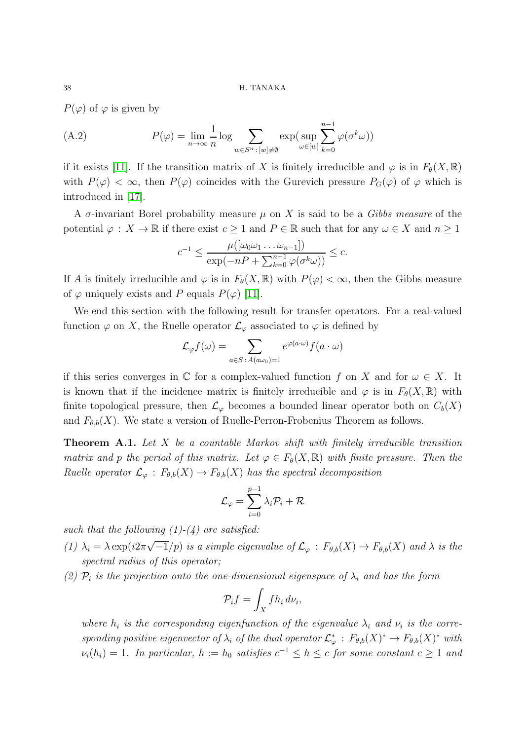$P(\varphi)$ of $\varphi$ is given by

$$P(\varphi) = \lim_{n\to\infty} \frac{1}{n} \log \sum_{w\in S^n\,:\,[w]\neq\emptyset} \exp(\sup_{\omega\in[w]} \sum_{k=0}^{n-1} \varphi(\sigma^k\omega)) \tag{A.2}$$

if it exists [11]. If the transition matrix of $X$ is finitely irreducible and $\varphi$ is in $F_\theta(X,\mathbb{R})$ with $P(\varphi) < \infty$, then $P(\varphi)$ coincides with the Gurevich pressure $P_G(\varphi)$ of $\varphi$ which is introduced in [17].

A $\sigma$-invariant Borel probability measure $\mu$ on $X$ is said to be a *Gibbs measure* of the potential $\varphi : X \to \mathbb{R}$ if there exist $c \geq 1$ and $P \in \mathbb{R}$ such that for any $\omega \in X$ and $n \geq 1$

$$c^{-1} \leq \frac{\mu([\omega_0\omega_1 \dots \omega_{n-1}])}{\exp(-nP + \sum_{k=0}^{n-1} \varphi(\sigma^k\omega))} \leq c.$$

If $A$ is finitely irreducible and $\varphi$ is in $F_\theta(X,\mathbb{R})$ with $P(\varphi) < \infty$, then the Gibbs measure of $\varphi$ uniquely exists and $P$ equals $P(\varphi)$ [11].

We end this section with the following result for transfer operators. For a real-valued function $\varphi$ on $X$, the Ruelle operator $\mathcal{L}_\varphi$ associated to $\varphi$ is defined by

$$\mathcal{L}_\varphi f(\omega) = \sum_{a\in S\,:\,A(a\omega_0)=1} e^{\varphi(a\cdot\omega)} f(a\cdot\omega)$$

if this series converges in $\mathbb{C}$ for a complex-valued function $f$ on $X$ and for $\omega \in X$. It is known that if the incidence matrix is finitely irreducible and $\varphi$ is in $F_\theta(X,\mathbb{R})$ with finite topological pressure, then $\mathcal{L}_\varphi$ becomes a bounded linear operator both on $C_b(X)$ and $F_{\theta,b}(X)$. We state a version of Ruelle-Perron-Frobenius Theorem as follows.

**Theorem A.1.** *Let $X$ be a countable Markov shift with finitely irreducible transition matrix and $p$ the period of this matrix. Let $\varphi \in F_\theta(X,\mathbb{R})$ with finite pressure. Then the Ruelle operator $\mathcal{L}_\varphi : F_{\theta,b}(X) \to F_{\theta,b}(X)$ has the spectral decomposition*

$$\mathcal{L}_\varphi = \sum_{i=0}^{p-1} \lambda_i \mathcal{P}_i + \mathcal{R}$$

*such that the following (1)-(4) are satisfied:*

*(1) $\lambda_i = \lambda \exp(i2\pi\sqrt{-1}/p)$ is a simple eigenvalue of $\mathcal{L}_\varphi : F_{\theta,b}(X) \to F_{\theta,b}(X)$ and $\lambda$ is the spectral radius of this operator;*

*(2) $\mathcal{P}_i$ is the projection onto the one-dimensional eigenspace of $\lambda_i$ and has the form*

$$\mathcal{P}_i f = \int_X f h_i \, d\nu_i,$$

*where $h_i$ is the corresponding eigenfunction of the eigenvalue $\lambda_i$ and $\nu_i$ is the corresponding positive eigenvector of $\lambda_i$ of the dual operator $\mathcal{L}_\varphi^* : F_{\theta,b}(X)^* \to F_{\theta,b}(X)^*$ with $\nu_i(h_i) = 1$. In particular, $h := h_0$ satisfies $c^{-1} \leq h \leq c$ for some constant $c \geq 1$ and*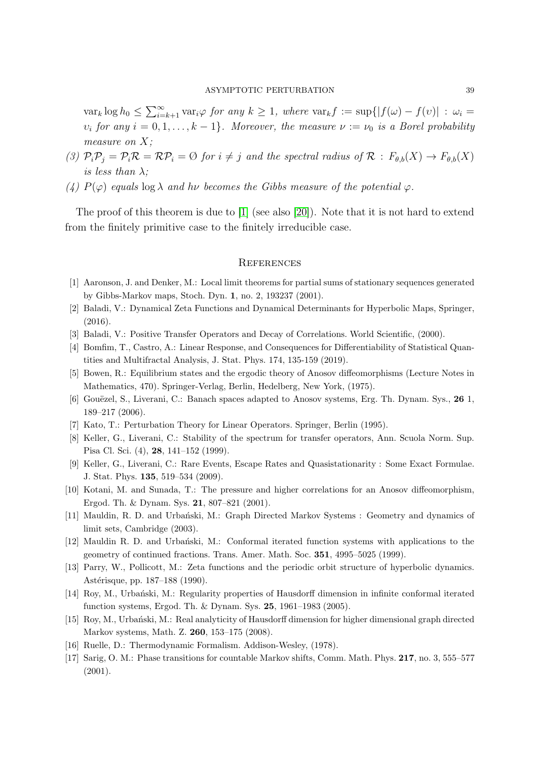*$\mathrm{var}_k \log h_0 \le \sum_{i=k+1}^{\infty} \mathrm{var}_i \varphi$ for any $k \ge 1$, where $\mathrm{var}_k f := \sup\{|f(\omega) - f(\upsilon)| : \omega_i = \upsilon_i$ for any $i = 0, 1, \ldots, k-1\}$. Moreover, the measure $\nu := \nu_0$ is a Borel probability measure on $X$;*

*(3) $\mathcal{P}_i \mathcal{P}_j = \mathcal{P}_i \mathcal{R} = \mathcal{R} \mathcal{P}_i = \emptyset$ for $i \ne j$ and the spectral radius of $\mathcal{R} : F_{\theta,b}(X) \to F_{\theta,b}(X)$ is less than $\lambda$;*

*(4) $P(\varphi)$ equals $\log \lambda$ and $h\nu$ becomes the Gibbs measure of the potential $\varphi$.*

The proof of this theorem is due to [1] (see also [20]). Note that it is not hard to extend from the finitely primitive case to the finitely irreducible case.

## References

[1] Aaronson, J. and Denker, M.: Local limit theorems for partial sums of stationary sequences generated by Gibbs-Markov maps, Stoch. Dyn. **1**, no. 2, 193237 (2001).

[2] Baladi, V.: Dynamical Zeta Functions and Dynamical Determinants for Hyperbolic Maps, Springer, (2016).

[3] Baladi, V.: Positive Transfer Operators and Decay of Correlations. World Scientific, (2000).

[4] Bomfim, T., Castro, A.: Linear Response, and Consequences for Differentiability of Statistical Quantities and Multifractal Analysis, J. Stat. Phys. 174, 135-159 (2019).

[5] Bowen, R.: Equilibrium states and the ergodic theory of Anosov diffeomorphisms (Lecture Notes in Mathematics, 470). Springer-Verlag, Berlin, Hedelberg, New York, (1975).

[6] Gouëzel, S., Liverani, C.: Banach spaces adapted to Anosov systems, Erg. Th. Dynam. Sys., **26** 1, 189–217 (2006).

[7] Kato, T.: Perturbation Theory for Linear Operators. Springer, Berlin (1995).

[8] Keller, G., Liverani, C.: Stability of the spectrum for transfer operators, Ann. Scuola Norm. Sup. Pisa Cl. Sci. (4), **28**, 141–152 (1999).

[9] Keller, G., Liverani, C.: Rare Events, Escape Rates and Quasistationarity : Some Exact Formulae. J. Stat. Phys. **135**, 519–534 (2009).

[10] Kotani, M. and Sunada, T.: The pressure and higher correlations for an Anosov diffeomorphism, Ergod. Th. & Dynam. Sys. **21**, 807–821 (2001).

[11] Mauldin, R. D. and Urbański, M.: Graph Directed Markov Systems : Geometry and dynamics of limit sets, Cambridge (2003).

[12] Mauldin R. D. and Urbański, M.: Conformal iterated function systems with applications to the geometry of continued fractions. Trans. Amer. Math. Soc. **351**, 4995–5025 (1999).

[13] Parry, W., Pollicott, M.: Zeta functions and the periodic orbit structure of hyperbolic dynamics. Astérisque, pp. 187–188 (1990).

[14] Roy, M., Urbański, M.: Regularity properties of Hausdorff dimension in infinite conformal iterated function systems, Ergod. Th. & Dynam. Sys. **25**, 1961–1983 (2005).

[15] Roy, M., Urbański, M.: Real analyticity of Hausdorff dimension for higher dimensional graph directed Markov systems, Math. Z. **260**, 153–175 (2008).

[16] Ruelle, D.: Thermodynamic Formalism. Addison-Wesley, (1978).

[17] Sarig, O. M.: Phase transitions for countable Markov shifts, Comm. Math. Phys. **217**, no. 3, 555–577 (2001).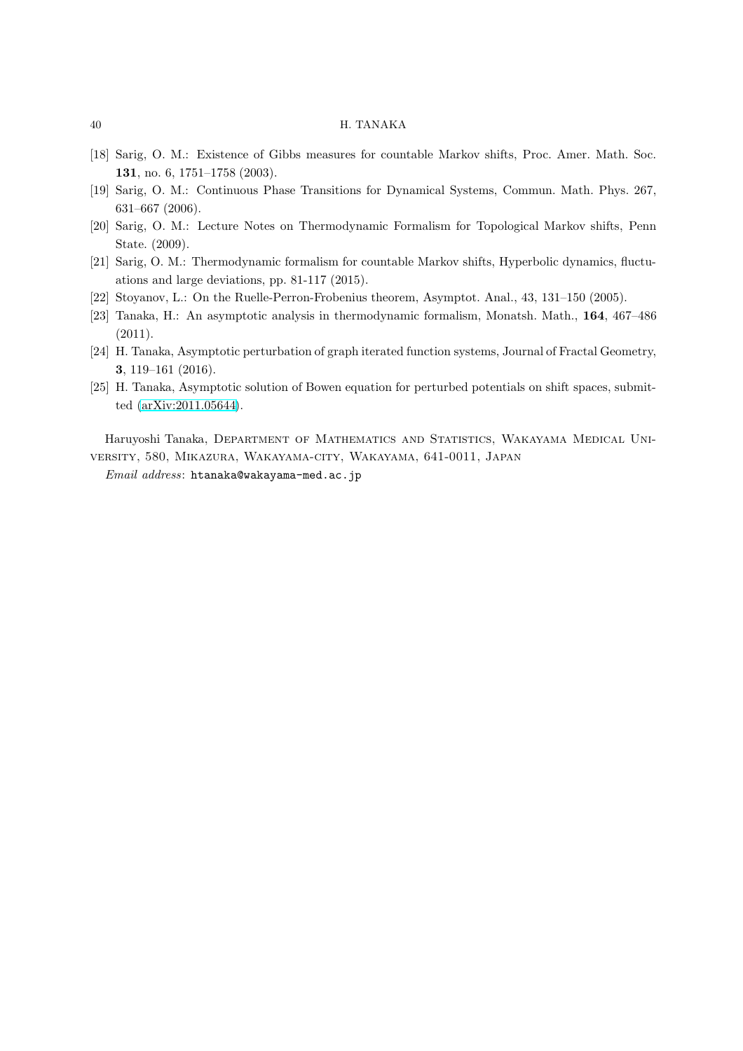[18] Sarig, O. M.: Existence of Gibbs measures for countable Markov shifts, Proc. Amer. Math. Soc. **131**, no. 6, 1751–1758 (2003).

[19] Sarig, O. M.: Continuous Phase Transitions for Dynamical Systems, Commun. Math. Phys. 267, 631–667 (2006).

[20] Sarig, O. M.: Lecture Notes on Thermodynamic Formalism for Topological Markov shifts, Penn State. (2009).

[21] Sarig, O. M.: Thermodynamic formalism for countable Markov shifts, Hyperbolic dynamics, fluctuations and large deviations, pp. 81-117 (2015).

[22] Stoyanov, L.: On the Ruelle-Perron-Frobenius theorem, Asymptot. Anal., 43, 131–150 (2005).

[23] Tanaka, H.: An asymptotic analysis in thermodynamic formalism, Monatsh. Math., **164**, 467–486 (2011).

[24] H. Tanaka, Asymptotic perturbation of graph iterated function systems, Journal of Fractal Geometry, **3**, 119–161 (2016).

[25] H. Tanaka, Asymptotic solution of Bowen equation for perturbed potentials on shift spaces, submitted (arXiv:2011.05644).

Haruyoshi Tanaka, Department of Mathematics and Statistics, Wakayama Medical University, 580, Mikazura, Wakayama-city, Wakayama, 641-0011, Japan

*Email address*: htanaka@wakayama-med.ac.jp